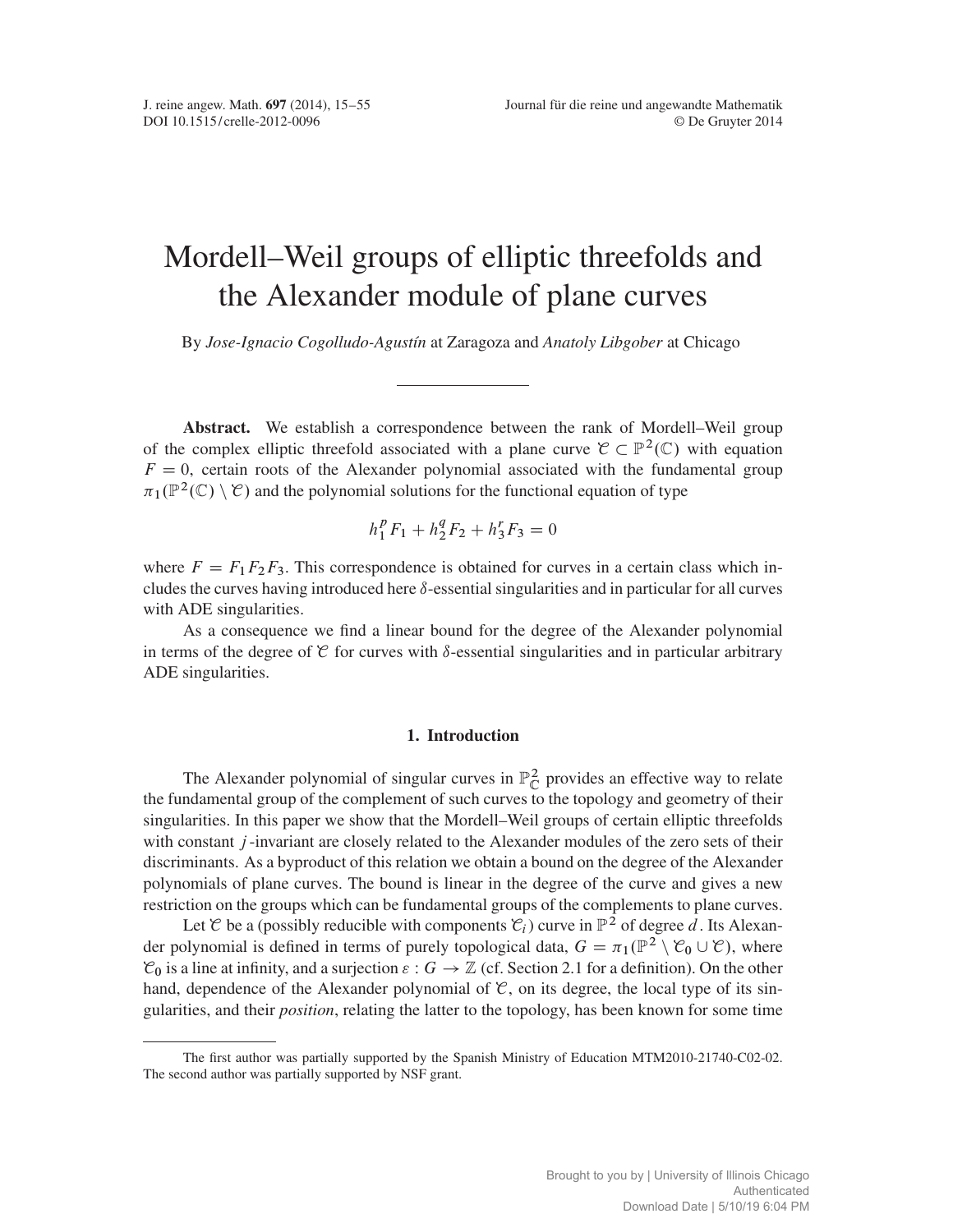# Mordell–Weil groups of elliptic threefolds and the Alexander module of plane curves

By *Jose-Ignacio Cogolludo-Agustín* at Zaragoza and *Anatoly Libgober* at Chicago

---

**Abstract.** We establish a correspondence between the rank of Mordell–Weil group of the complex elliptic threefold associated with a plane curve $\mathcal{C} \subset \mathbb{P}^2(\mathbb{C})$ with equation $F = 0$, certain roots of the Alexander polynomial associated with the fundamental group $\pi_1(\mathbb{P}^2(\mathbb{C}) \setminus \mathcal{C})$ and the polynomial solutions for the functional equation of type

$$h_1^p F_1 + h_2^q F_2 + h_3^r F_3 = 0$$

where $F = F_1 F_2 F_3$. This correspondence is obtained for curves in a certain class which includes the curves having introduced here $\delta$-essential singularities and in particular for all curves with ADE singularities.

As a consequence we find a linear bound for the degree of the Alexander polynomial in terms of the degree of $\mathcal{C}$ for curves with $\delta$-essential singularities and in particular arbitrary ADE singularities.

## 1. Introduction

The Alexander polynomial of singular curves in $\mathbb{P}^2_{\mathbb{C}}$ provides an effective way to relate the fundamental group of the complement of such curves to the topology and geometry of their singularities. In this paper we show that the Mordell–Weil groups of certain elliptic threefolds with constant $j$-invariant are closely related to the Alexander modules of the zero sets of their discriminants. As a byproduct of this relation we obtain a bound on the degree of the Alexander polynomials of plane curves. The bound is linear in the degree of the curve and gives a new restriction on the groups which can be fundamental groups of the complements to plane curves.

Let $\mathcal{C}$ be a (possibly reducible with components $\mathcal{C}_i$) curve in $\mathbb{P}^2$ of degree $d$. Its Alexander polynomial is defined in terms of purely topological data, $G = \pi_1(\mathbb{P}^2 \setminus \mathcal{C}_0 \cup \mathcal{C})$, where $\mathcal{C}_0$ is a line at infinity, and a surjection $\varepsilon : G \to \mathbb{Z}$ (cf. Section 2.1 for a definition). On the other hand, dependence of the Alexander polynomial of $\mathcal{C}$, on its degree, the local type of its singularities, and their *position*, relating the latter to the topology, has been known for some time

---

The first author was partially supported by the Spanish Ministry of Education MTM2010-21740-C02-02. The second author was partially supported by NSF grant.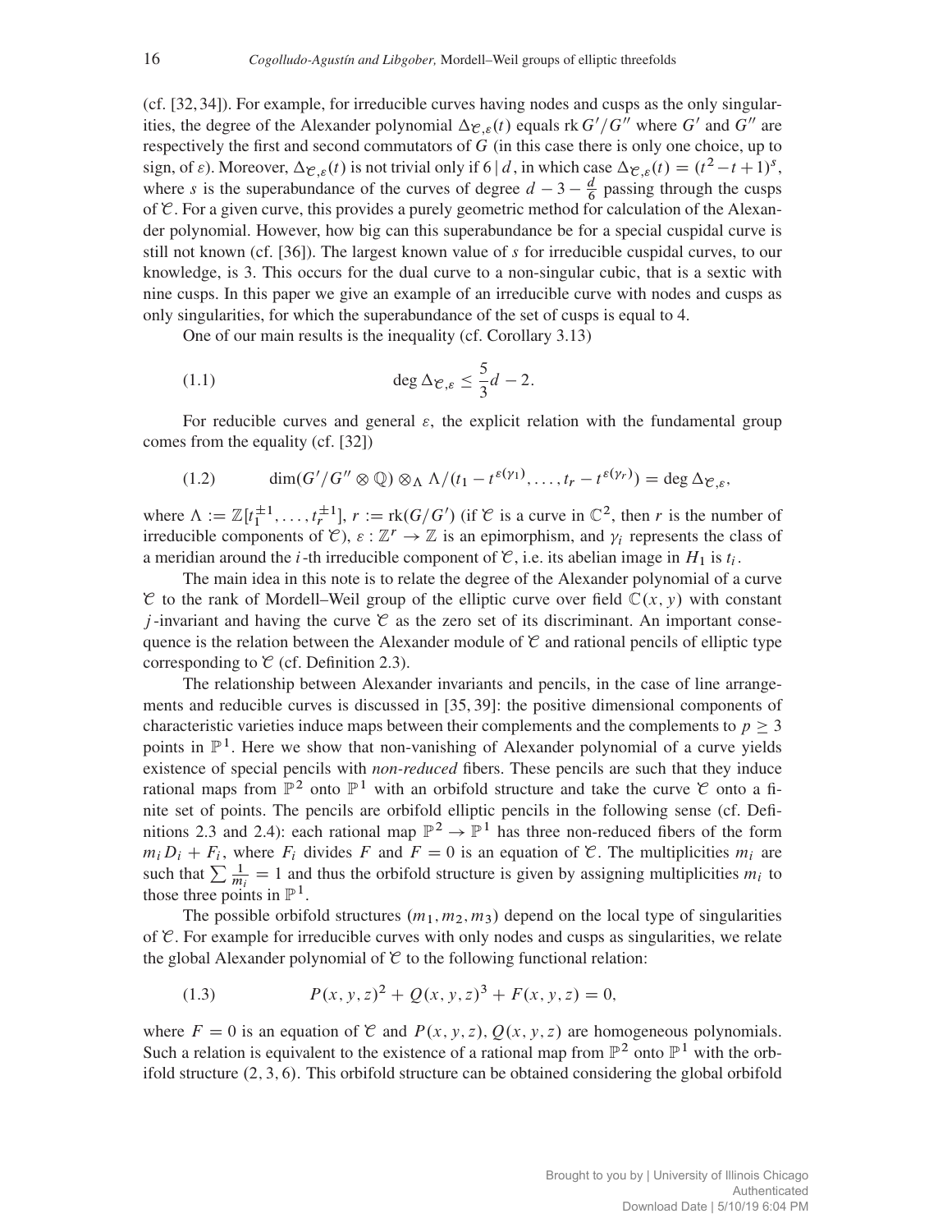(cf. [32, 34]). For example, for irreducible curves having nodes and cusps as the only singularities, the degree of the Alexander polynomial $\Delta_{\mathcal{C},\varepsilon}(t)$ equals $\operatorname{rk} G'/G''$ where $G'$ and $G''$ are respectively the first and second commutators of $G$ (in this case there is only one choice, up to sign, of $\varepsilon$). Moreover, $\Delta_{\mathcal{C},\varepsilon}(t)$ is not trivial only if $6 \mid d$, in which case $\Delta_{\mathcal{C},\varepsilon}(t) = (t^2 - t + 1)^s$, where $s$ is the superabundance of the curves of degree $d - 3 - \frac{d}{6}$ passing through the cusps of $\mathcal{C}$. For a given curve, this provides a purely geometric method for calculation of the Alexander polynomial. However, how big can this superabundance be for a special cuspidal curve is still not known (cf. [36]). The largest known value of $s$ for irreducible cuspidal curves, to our knowledge, is 3. This occurs for the dual curve to a non-singular cubic, that is a sextic with nine cusps. In this paper we give an example of an irreducible curve with nodes and cusps as only singularities, for which the superabundance of the set of cusps is equal to 4.

One of our main results is the inequality (cf. Corollary 3.13)

$$\deg \Delta_{\mathcal{C},\varepsilon} \leq \frac{5}{3}d - 2. \tag{1.1}$$

For reducible curves and general $\varepsilon$, the explicit relation with the fundamental group comes from the equality (cf. [32])

$$\dim(G'/G'' \otimes \mathbb{Q}) \otimes_\Lambda \Lambda/(t_1 - t^{\varepsilon(\gamma_1)}, \ldots, t_r - t^{\varepsilon(\gamma_r)}) = \deg \Delta_{\mathcal{C},\varepsilon}, \tag{1.2}$$

where $\Lambda := \mathbb{Z}[t_1^{\pm 1}, \ldots, t_r^{\pm 1}]$, $r := \operatorname{rk}(G/G')$ (if $\mathcal{C}$ is a curve in $\mathbb{C}^2$, then $r$ is the number of irreducible components of $\mathcal{C}$), $\varepsilon : \mathbb{Z}^r \to \mathbb{Z}$ is an epimorphism, and $\gamma_i$ represents the class of a meridian around the $i$-th irreducible component of $\mathcal{C}$, i.e. its abelian image in $H_1$ is $t_i$.

The main idea in this note is to relate the degree of the Alexander polynomial of a curve $\mathcal{C}$ to the rank of Mordell–Weil group of the elliptic curve over field $\mathbb{C}(x, y)$ with constant $j$-invariant and having the curve $\mathcal{C}$ as the zero set of its discriminant. An important consequence is the relation between the Alexander module of $\mathcal{C}$ and rational pencils of elliptic type corresponding to $\mathcal{C}$ (cf. Definition 2.3).

The relationship between Alexander invariants and pencils, in the case of line arrangements and reducible curves is discussed in [35, 39]: the positive dimensional components of characteristic varieties induce maps between their complements and the complements to $p \geq 3$ points in $\mathbb{P}^1$. Here we show that non-vanishing of Alexander polynomial of a curve yields existence of special pencils with *non-reduced* fibers. These pencils are such that they induce rational maps from $\mathbb{P}^2$ onto $\mathbb{P}^1$ with an orbifold structure and take the curve $\mathcal{C}$ onto a finite set of points. The pencils are orbifold elliptic pencils in the following sense (cf. Definitions 2.3 and 2.4): each rational map $\mathbb{P}^2 \to \mathbb{P}^1$ has three non-reduced fibers of the form $m_i D_i + F_i$, where $F_i$ divides $F$ and $F = 0$ is an equation of $\mathcal{C}$. The multiplicities $m_i$ are such that $\sum \frac{1}{m_i} = 1$ and thus the orbifold structure is given by assigning multiplicities $m_i$ to those three points in $\mathbb{P}^1$.

The possible orbifold structures $(m_1, m_2, m_3)$ depend on the local type of singularities of $\mathcal{C}$. For example for irreducible curves with only nodes and cusps as singularities, we relate the global Alexander polynomial of $\mathcal{C}$ to the following functional relation:

$$P(x, y, z)^2 + Q(x, y, z)^3 + F(x, y, z) = 0, \tag{1.3}$$

where $F = 0$ is an equation of $\mathcal{C}$ and $P(x, y, z)$, $Q(x, y, z)$ are homogeneous polynomials. Such a relation is equivalent to the existence of a rational map from $\mathbb{P}^2$ onto $\mathbb{P}^1$ with the orbifold structure $(2, 3, 6)$. This orbifold structure can be obtained considering the global orbifold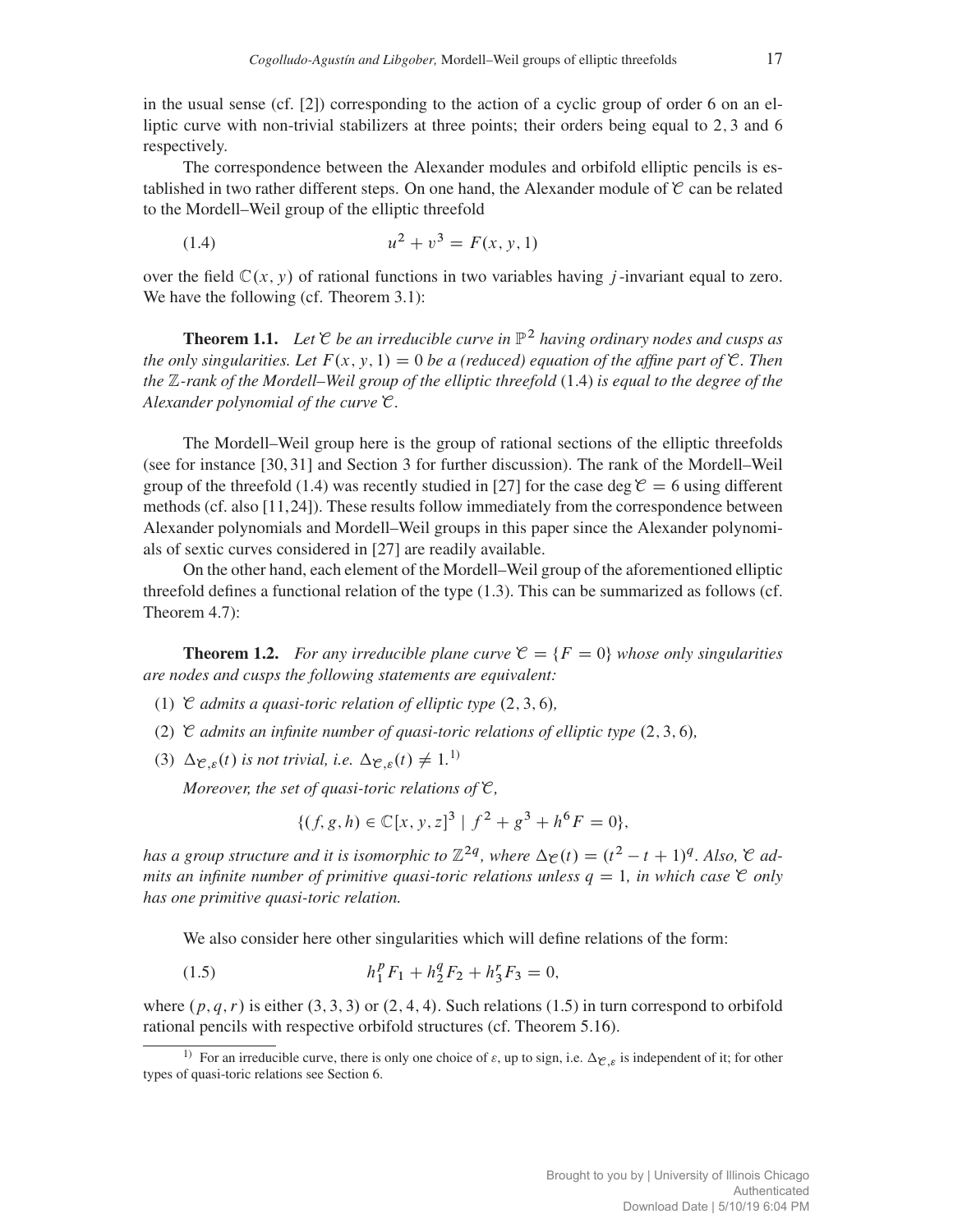in the usual sense (cf. [2]) corresponding to the action of a cyclic group of order 6 on an elliptic curve with non-trivial stabilizers at three points; their orders being equal to $2, 3$ and $6$ respectively.

The correspondence between the Alexander modules and orbifold elliptic pencils is established in two rather different steps. On one hand, the Alexander module of $\mathcal{C}$ can be related to the Mordell–Weil group of the elliptic threefold

$$u^2 + v^3 = F(x, y, 1) \tag{1.4}$$

over the field $\mathbb{C}(x, y)$ of rational functions in two variables having $j$-invariant equal to zero. We have the following (cf. Theorem 3.1):

**Theorem 1.1.** *Let $\mathcal{C}$ be an irreducible curve in $\mathbb{P}^2$ having ordinary nodes and cusps as the only singularities. Let $F(x, y, 1) = 0$ be a (reduced) equation of the affine part of $\mathcal{C}$. Then the $\mathbb{Z}$-rank of the Mordell–Weil group of the elliptic threefold* (1.4) *is equal to the degree of the Alexander polynomial of the curve $\mathcal{C}$.*

The Mordell–Weil group here is the group of rational sections of the elliptic threefolds (see for instance [30, 31] and Section 3 for further discussion). The rank of the Mordell–Weil group of the threefold (1.4) was recently studied in [27] for the case $\deg \mathcal{C} = 6$ using different methods (cf. also [11, 24]). These results follow immediately from the correspondence between Alexander polynomials and Mordell–Weil groups in this paper since the Alexander polynomials of sextic curves considered in [27] are readily available.

On the other hand, each element of the Mordell–Weil group of the aforementioned elliptic threefold defines a functional relation of the type (1.3). This can be summarized as follows (cf. Theorem 4.7):

**Theorem 1.2.** *For any irreducible plane curve $\mathcal{C} = \{F = 0\}$ whose only singularities are nodes and cusps the following statements are equivalent:*

(1) *$\mathcal{C}$ admits a quasi-toric relation of elliptic type $(2, 3, 6)$,*

(2) *$\mathcal{C}$ admits an infinite number of quasi-toric relations of elliptic type $(2, 3, 6)$,*

(3) *$\Delta_{\mathcal{C},\varepsilon}(t)$ is not trivial, i.e. $\Delta_{\mathcal{C},\varepsilon}(t) \neq 1$.*[1)]

*Moreover, the set of quasi-toric relations of $\mathcal{C}$,*

$$\{(f, g, h) \in \mathbb{C}[x, y, z]^3 \mid f^2 + g^3 + h^6 F = 0\},$$

*has a group structure and it is isomorphic to $\mathbb{Z}^{2q}$, where $\Delta_{\mathcal{C}}(t) = (t^2 - t + 1)^q$. Also, $\mathcal{C}$ admits an infinite number of primitive quasi-toric relations unless $q = 1$, in which case $\mathcal{C}$ only has one primitive quasi-toric relation.*

We also consider here other singularities which will define relations of the form:

$$h_1^p F_1 + h_2^q F_2 + h_3^r F_3 = 0, \tag{1.5}$$

where $(p, q, r)$ is either $(3, 3, 3)$ or $(2, 4, 4)$. Such relations (1.5) in turn correspond to orbifold rational pencils with respective orbifold structures (cf. Theorem 5.16).

[1)] For an irreducible curve, there is only one choice of $\varepsilon$, up to sign, i.e. $\Delta_{\mathcal{C},\varepsilon}$ is independent of it; for other types of quasi-toric relations see Section 6.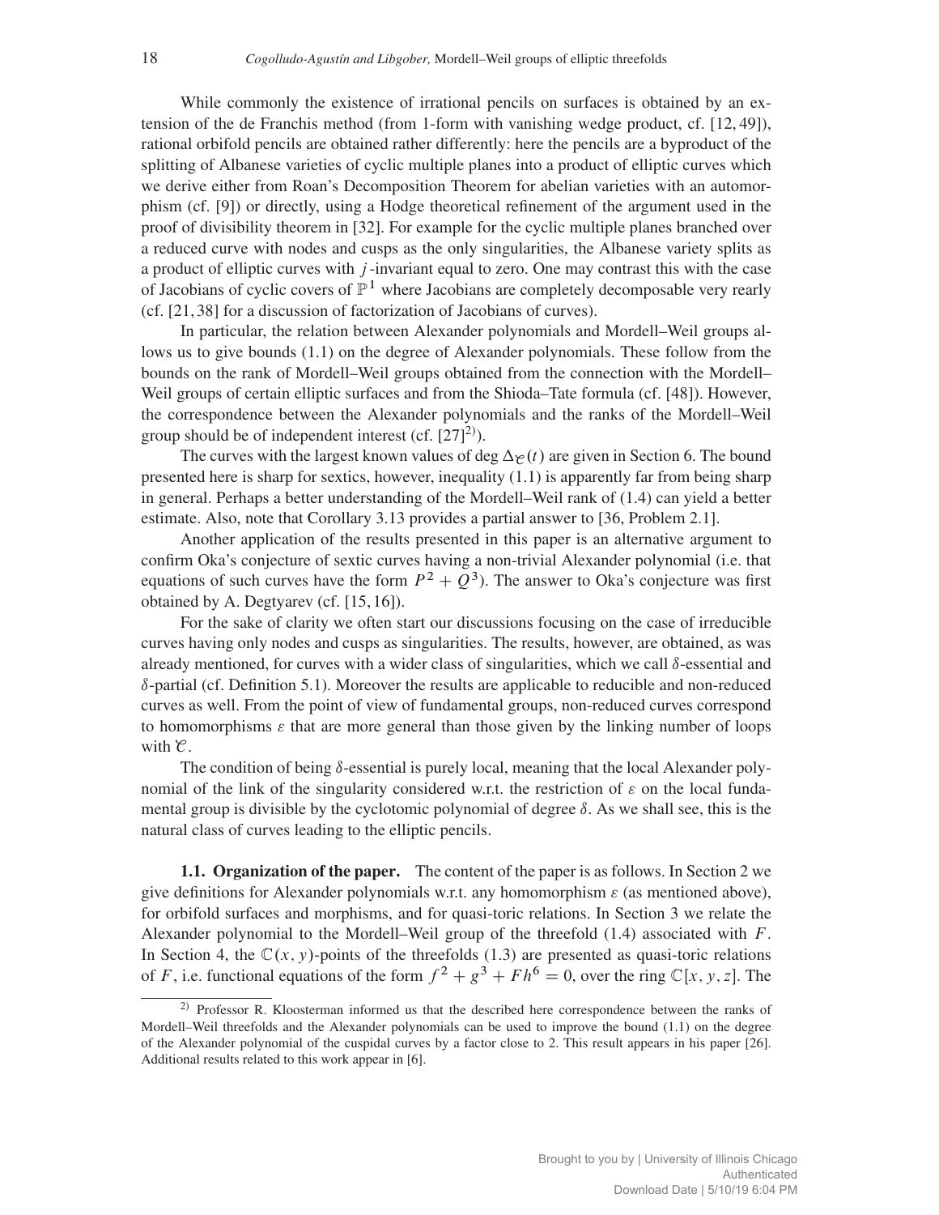While commonly the existence of irrational pencils on surfaces is obtained by an extension of the de Franchis method (from 1-form with vanishing wedge product, cf. [12, 49]), rational orbifold pencils are obtained rather differently: here the pencils are a byproduct of the splitting of Albanese varieties of cyclic multiple planes into a product of elliptic curves which we derive either from Roan's Decomposition Theorem for abelian varieties with an automorphism (cf. [9]) or directly, using a Hodge theoretical refinement of the argument used in the proof of divisibility theorem in [32]. For example for the cyclic multiple planes branched over a reduced curve with nodes and cusps as the only singularities, the Albanese variety splits as a product of elliptic curves with $j$-invariant equal to zero. One may contrast this with the case of Jacobians of cyclic covers of $\mathbb{P}^1$ where Jacobians are completely decomposable very rearly (cf. [21, 38] for a discussion of factorization of Jacobians of curves).

In particular, the relation between Alexander polynomials and Mordell–Weil groups allows us to give bounds (1.1) on the degree of Alexander polynomials. These follow from the bounds on the rank of Mordell–Weil groups obtained from the connection with the Mordell–Weil groups of certain elliptic surfaces and from the Shioda–Tate formula (cf. [48]). However, the correspondence between the Alexander polynomials and the ranks of the Mordell–Weil group should be of independent interest (cf. [27][2)]).

The curves with the largest known values of $\deg \Delta_{\mathcal{C}}(t)$ are given in Section 6. The bound presented here is sharp for sextics, however, inequality (1.1) is apparently far from being sharp in general. Perhaps a better understanding of the Mordell–Weil rank of (1.4) can yield a better estimate. Also, note that Corollary 3.13 provides a partial answer to [36, Problem 2.1].

Another application of the results presented in this paper is an alternative argument to confirm Oka's conjecture of sextic curves having a non-trivial Alexander polynomial (i.e. that equations of such curves have the form $P^2 + Q^3$). The answer to Oka's conjecture was first obtained by A. Degtyarev (cf. [15, 16]).

For the sake of clarity we often start our discussions focusing on the case of irreducible curves having only nodes and cusps as singularities. The results, however, are obtained, as was already mentioned, for curves with a wider class of singularities, which we call $\delta$-essential and $\delta$-partial (cf. Definition 5.1). Moreover the results are applicable to reducible and non-reduced curves as well. From the point of view of fundamental groups, non-reduced curves correspond to homomorphisms $\varepsilon$ that are more general than those given by the linking number of loops with $\mathcal{C}$.

The condition of being $\delta$-essential is purely local, meaning that the local Alexander polynomial of the link of the singularity considered w.r.t. the restriction of $\varepsilon$ on the local fundamental group is divisible by the cyclotomic polynomial of degree $\delta$. As we shall see, this is the natural class of curves leading to the elliptic pencils.

**1.1. Organization of the paper.** The content of the paper is as follows. In Section 2 we give definitions for Alexander polynomials w.r.t. any homomorphism $\varepsilon$ (as mentioned above), for orbifold surfaces and morphisms, and for quasi-toric relations. In Section 3 we relate the Alexander polynomial to the Mordell–Weil group of the threefold (1.4) associated with $F$. In Section 4, the $\mathbb{C}(x, y)$-points of the threefolds (1.3) are presented as quasi-toric relations of $F$, i.e. functional equations of the form $f^2 + g^3 + Fh^6 = 0$, over the ring $\mathbb{C}[x, y, z]$. The

[2)] Professor R. Kloosterman informed us that the described here correspondence between the ranks of Mordell–Weil threefolds and the Alexander polynomials can be used to improve the bound (1.1) on the degree of the Alexander polynomial of the cuspidal curves by a factor close to 2. This result appears in his paper [26]. Additional results related to this work appear in [6].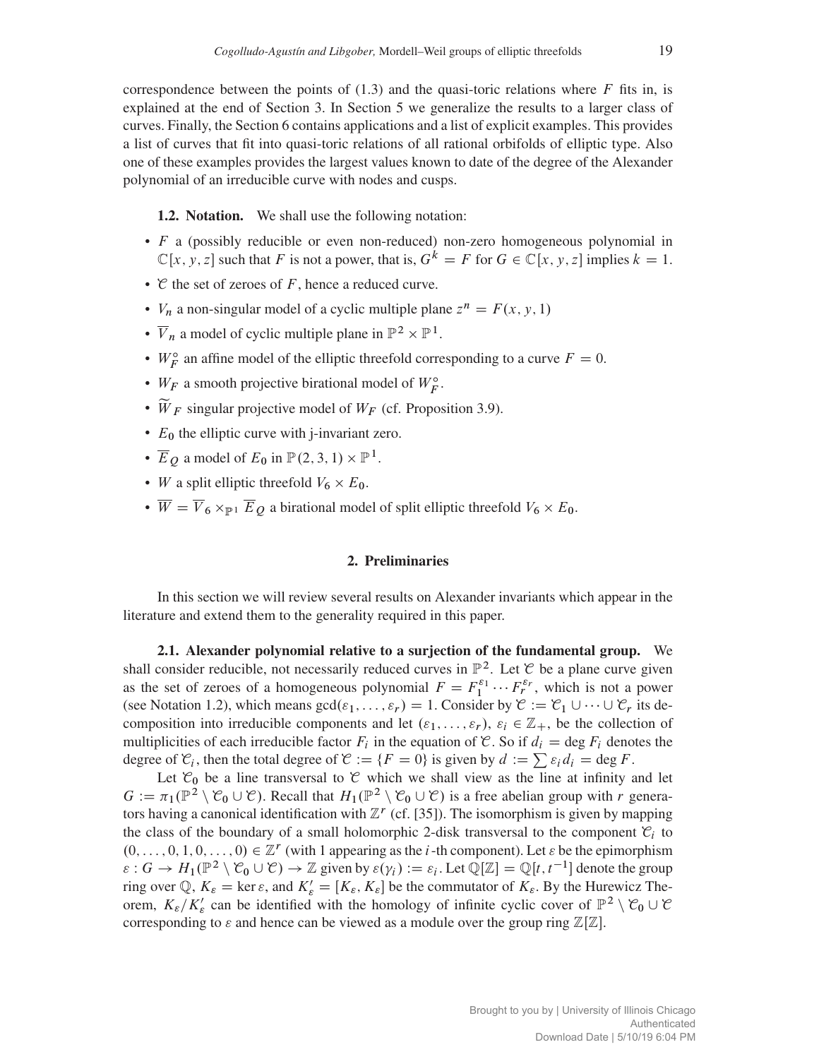correspondence between the points of (1.3) and the quasi-toric relations where $F$ fits in, is explained at the end of Section 3. In Section 5 we generalize the results to a larger class of curves. Finally, the Section 6 contains applications and a list of explicit examples. This provides a list of curves that fit into quasi-toric relations of all rational orbifolds of elliptic type. Also one of these examples provides the largest values known to date of the degree of the Alexander polynomial of an irreducible curve with nodes and cusps.

**1.2. Notation.** We shall use the following notation:

- $F$ a (possibly reducible or even non-reduced) non-zero homogeneous polynomial in $\mathbb{C}[x, y, z]$ such that $F$ is not a power, that is, $G^k = F$ for $G \in \mathbb{C}[x, y, z]$ implies $k = 1$.
- $\mathcal{C}$ the set of zeroes of $F$, hence a reduced curve.
- $V_n$ a non-singular model of a cyclic multiple plane $z^n = F(x, y, 1)$
- $\overline{V}_n$ a model of cyclic multiple plane in $\mathbb{P}^2 \times \mathbb{P}^1$.
- $W_F^\circ$ an affine model of the elliptic threefold corresponding to a curve $F = 0$.
- $W_F$ a smooth projective birational model of $W_F^\circ$.
- $\widetilde{W}_F$ singular projective model of $W_F$ (cf. Proposition 3.9).
- $E_0$ the elliptic curve with j-invariant zero.
- $\overline{E}_Q$ a model of $E_0$ in $\mathbb{P}(2, 3, 1) \times \mathbb{P}^1$.
- $W$ a split elliptic threefold $V_6 \times E_0$.
- $\overline{W} = \overline{V}_6 \times_{\mathbb{P}^1} \overline{E}_Q$ a birational model of split elliptic threefold $V_6 \times E_0$.

## 2. Preliminaries

In this section we will review several results on Alexander invariants which appear in the literature and extend them to the generality required in this paper.

**2.1. Alexander polynomial relative to a surjection of the fundamental group.** We shall consider reducible, not necessarily reduced curves in $\mathbb{P}^2$. Let $\mathcal{C}$ be a plane curve given as the set of zeroes of a homogeneous polynomial $F = F_1^{\varepsilon_1} \cdots F_r^{\varepsilon_r}$, which is not a power (see Notation 1.2), which means $\gcd(\varepsilon_1, \ldots, \varepsilon_r) = 1$. Consider by $\mathcal{C} := \mathcal{C}_1 \cup \cdots \cup \mathcal{C}_r$ its decomposition into irreducible components and let $(\varepsilon_1, \ldots, \varepsilon_r)$, $\varepsilon_i \in \mathbb{Z}_+$, be the collection of multiplicities of each irreducible factor $F_i$ in the equation of $\mathcal{C}$. So if $d_i = \deg F_i$ denotes the degree of $\mathcal{C}_i$, then the total degree of $\mathcal{C} := \{F = 0\}$ is given by $d := \sum \varepsilon_i d_i = \deg F$.

Let $\mathcal{C}_0$ be a line transversal to $\mathcal{C}$ which we shall view as the line at infinity and let $G := \pi_1(\mathbb{P}^2 \setminus \mathcal{C}_0 \cup \mathcal{C})$. Recall that $H_1(\mathbb{P}^2 \setminus \mathcal{C}_0 \cup \mathcal{C})$ is a free abelian group with $r$ generators having a canonical identification with $\mathbb{Z}^r$ (cf. [35]). The isomorphism is given by mapping the class of the boundary of a small holomorphic 2-disk transversal to the component $\mathcal{C}_i$ to $(0, \ldots, 0, 1, 0, \ldots, 0) \in \mathbb{Z}^r$ (with 1 appearing as the $i$-th component). Let $\varepsilon$ be the epimorphism $\varepsilon : G \to H_1(\mathbb{P}^2 \setminus \mathcal{C}_0 \cup \mathcal{C}) \to \mathbb{Z}$ given by $\varepsilon(\gamma_i) := \varepsilon_i$. Let $\mathbb{Q}[\mathbb{Z}] = \mathbb{Q}[t, t^{-1}]$ denote the group ring over $\mathbb{Q}$, $K_\varepsilon = \ker \varepsilon$, and $K'_\varepsilon = [K_\varepsilon, K_\varepsilon]$ be the commutator of $K_\varepsilon$. By the Hurewicz Theorem, $K_\varepsilon / K'_\varepsilon$ can be identified with the homology of infinite cyclic cover of $\mathbb{P}^2 \setminus \mathcal{C}_0 \cup \mathcal{C}$ corresponding to $\varepsilon$ and hence can be viewed as a module over the group ring $\mathbb{Z}[\mathbb{Z}]$.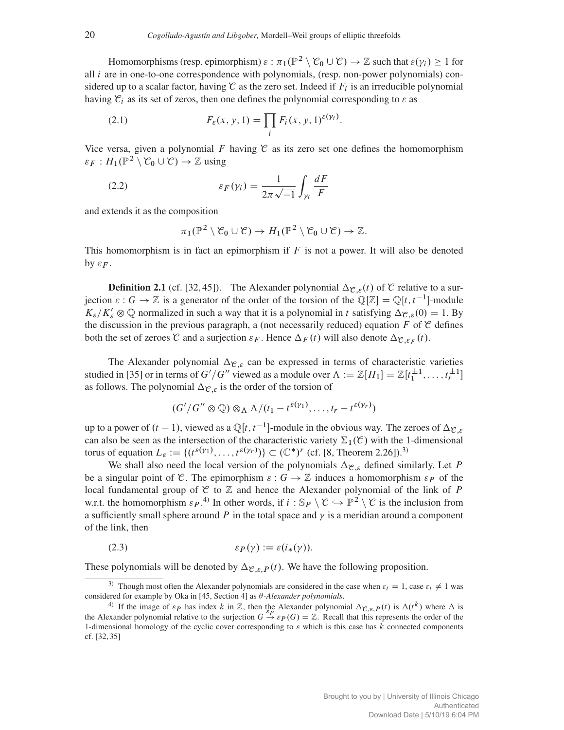Homomorphisms (resp. epimorphism) $\varepsilon : \pi_1(\mathbb{P}^2 \setminus \mathcal{C}_0 \cup \mathcal{C}) \to \mathbb{Z}$ such that $\varepsilon(\gamma_i) \geq 1$ for all $i$ are in one-to-one correspondence with polynomials, (resp. non-power polynomials) considered up to a scalar factor, having $\mathcal{C}$ as the zero set. Indeed if $F_i$ is an irreducible polynomial having $\mathcal{C}_i$ as its set of zeros, then one defines the polynomial corresponding to $\varepsilon$ as

$$F_\varepsilon(x, y, 1) = \prod_i F_i(x, y, 1)^{\varepsilon(\gamma_i)}. \tag{2.1}$$

Vice versa, given a polynomial $F$ having $\mathcal{C}$ as its zero set one defines the homomorphism $\varepsilon_F : H_1(\mathbb{P}^2 \setminus \mathcal{C}_0 \cup \mathcal{C}) \to \mathbb{Z}$ using

$$\varepsilon_F(\gamma_i) = \frac{1}{2\pi\sqrt{-1}} \int_{\gamma_i} \frac{dF}{F} \tag{2.2}$$

and extends it as the composition

$$\pi_1(\mathbb{P}^2 \setminus \mathcal{C}_0 \cup \mathcal{C}) \to H_1(\mathbb{P}^2 \setminus \mathcal{C}_0 \cup \mathcal{C}) \to \mathbb{Z}.$$

This homomorphism is in fact an epimorphism if $F$ is not a power. It will also be denoted by $\varepsilon_F$.

**Definition 2.1** (cf. [32, 45]). The Alexander polynomial $\Delta_{\mathcal{C},\varepsilon}(t)$ of $\mathcal{C}$ relative to a surjection $\varepsilon : G \to \mathbb{Z}$ is a generator of the order of the torsion of the $\mathbb{Q}[\mathbb{Z}] = \mathbb{Q}[t, t^{-1}]$-module $K_\varepsilon/K'_\varepsilon \otimes \mathbb{Q}$ normalized in such a way that it is a polynomial in $t$ satisfying $\Delta_{\mathcal{C},\varepsilon}(0) = 1$. By the discussion in the previous paragraph, a (not necessarily reduced) equation $F$ of $\mathcal{C}$ defines both the set of zeroes $\mathcal{C}$ and a surjection $\varepsilon_F$. Hence $\Delta_F(t)$ will also denote $\Delta_{\mathcal{C},\varepsilon_F}(t)$.

The Alexander polynomial $\Delta_{\mathcal{C},\varepsilon}$ can be expressed in terms of characteristic varieties studied in [35] or in terms of $G'/G''$ viewed as a module over $\Lambda := \mathbb{Z}[H_1] = \mathbb{Z}[t_1^{\pm 1}, \ldots, t_r^{\pm 1}]$ as follows. The polynomial $\Delta_{\mathcal{C},\varepsilon}$ is the order of the torsion of

$$(G'/G'' \otimes \mathbb{Q}) \otimes_\Lambda \Lambda/(t_1 - t^{\varepsilon(\gamma_1)}, \ldots, t_r - t^{\varepsilon(\gamma_r)})$$

up to a power of $(t - 1)$, viewed as a $\mathbb{Q}[t, t^{-1}]$-module in the obvious way. The zeroes of $\Delta_{\mathcal{C},\varepsilon}$ can also be seen as the intersection of the characteristic variety $\Sigma_1(\mathcal{C})$ with the 1-dimensional torus of equation $L_\varepsilon := \{(t^{\varepsilon(\gamma_1)}, \ldots, t^{\varepsilon(\gamma_r)})\} \subset (\mathbb{C}^*)^r$ (cf. [8, Theorem 2.26]).[3]

We shall also need the local version of the polynomials $\Delta_{\mathcal{C},\varepsilon}$ defined similarly. Let $P$ be a singular point of $\mathcal{C}$. The epimorphism $\varepsilon : G \to \mathbb{Z}$ induces a homomorphism $\varepsilon_P$ of the local fundamental group of $\mathcal{C}$ to $\mathbb{Z}$ and hence the Alexander polynomial of the link of $P$ w.r.t. the homomorphism $\varepsilon_P$.[4] In other words, if $i : \mathbb{S}_P \setminus \mathcal{C} \hookrightarrow \mathbb{P}^2 \setminus \mathcal{C}$ is the inclusion from a sufficiently small sphere around $P$ in the total space and $\gamma$ is a meridian around a component of the link, then

$$\varepsilon_P(\gamma) := \varepsilon(i_*(\gamma)). \tag{2.3}$$

These polynomials will be denoted by $\Delta_{\mathcal{C},\varepsilon,P}(t)$. We have the following proposition.

---

[3] Though most often the Alexander polynomials are considered in the case when $\varepsilon_i = 1$, case $\varepsilon_i \neq 1$ was considered for example by Oka in [45, Section 4] as *θ-Alexander polynomials*.

[4] If the image of $\varepsilon_P$ has index $k$ in $\mathbb{Z}$, then the Alexander polynomial $\Delta_{\mathcal{C},\varepsilon,P}(t)$ is $\Delta(t^k)$ where $\Delta$ is the Alexander polynomial relative to the surjection $G \xrightarrow{\varepsilon_P} \varepsilon_P(G) = \mathbb{Z}$. Recall that this represents the order of the 1-dimensional homology of the cyclic cover corresponding to $\varepsilon$ which is this case has $k$ connected components cf. [32, 35]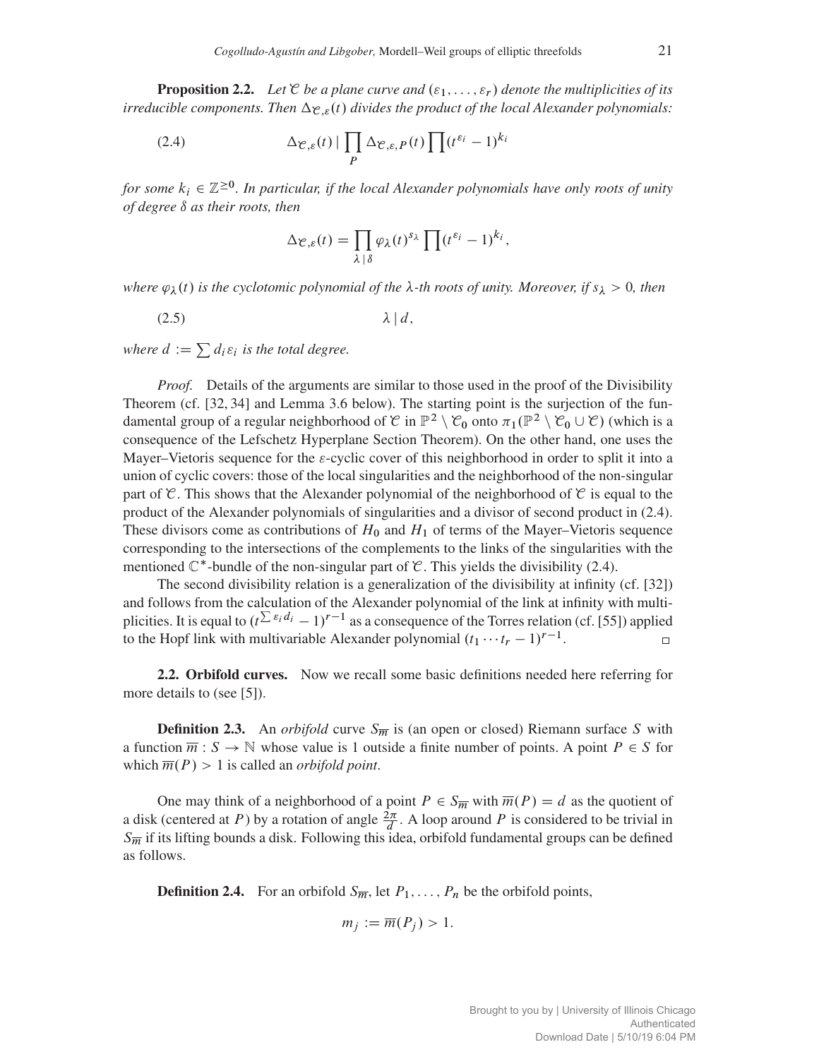**Proposition 2.2.** *Let $\mathcal{C}$ be a plane curve and $(\varepsilon_1, \ldots, \varepsilon_r)$ denote the multiplicities of its irreducible components. Then $\Delta_{\mathcal{C},\varepsilon}(t)$ divides the product of the local Alexander polynomials:*

$$\Delta_{\mathcal{C},\varepsilon}(t) \mid \prod_P \Delta_{\mathcal{C},\varepsilon,P}(t) \prod (t^{\varepsilon_i} - 1)^{k_i} \tag{2.4}$$

*for some $k_i \in \mathbb{Z}^{\geq 0}$. In particular, if the local Alexander polynomials have only roots of unity of degree $\delta$ as their roots, then*

$$\Delta_{\mathcal{C},\varepsilon}(t) = \prod_{\lambda \mid \delta} \varphi_\lambda(t)^{s_\lambda} \prod (t^{\varepsilon_i} - 1)^{k_i},$$

*where $\varphi_\lambda(t)$ is the cyclotomic polynomial of the $\lambda$-th roots of unity. Moreover, if $s_\lambda > 0$, then*

$$\lambda \mid d, \tag{2.5}$$

*where $d := \sum d_i \varepsilon_i$ is the total degree.*

*Proof.* Details of the arguments are similar to those used in the proof of the Divisibility Theorem (cf. [32, 34] and Lemma 3.6 below). The starting point is the surjection of the fundamental group of a regular neighborhood of $\mathcal{C}$ in $\mathbb{P}^2 \setminus \mathcal{C}_0$ onto $\pi_1(\mathbb{P}^2 \setminus \mathcal{C}_0 \cup \mathcal{C})$ (which is a consequence of the Lefschetz Hyperplane Section Theorem). On the other hand, one uses the Mayer–Vietoris sequence for the $\varepsilon$-cyclic cover of this neighborhood in order to split it into a union of cyclic covers: those of the local singularities and the neighborhood of the non-singular part of $\mathcal{C}$. This shows that the Alexander polynomial of the neighborhood of $\mathcal{C}$ is equal to the product of the Alexander polynomials of singularities and a divisor of second product in (2.4). These divisors come as contributions of $H_0$ and $H_1$ of terms of the Mayer–Vietoris sequence corresponding to the intersections of the complements to the links of the singularities with the mentioned $\mathbb{C}^*$-bundle of the non-singular part of $\mathcal{C}$. This yields the divisibility (2.4).

The second divisibility relation is a generalization of the divisibility at infinity (cf. [32]) and follows from the calculation of the Alexander polynomial of the link at infinity with multiplicities. It is equal to $(t^{\sum \varepsilon_i d_i} - 1)^{r-1}$ as a consequence of the Torres relation (cf. [55]) applied to the Hopf link with multivariable Alexander polynomial $(t_1 \cdots t_r - 1)^{r-1}$. $\square$

**2.2. Orbifold curves.** Now we recall some basic definitions needed here referring for more details to (see [5]).

**Definition 2.3.** An *orbifold* curve $S_{\overline{m}}$ is (an open or closed) Riemann surface $S$ with a function $\overline{m} : S \to \mathbb{N}$ whose value is 1 outside a finite number of points. A point $P \in S$ for which $\overline{m}(P) > 1$ is called an *orbifold point*.

One may think of a neighborhood of a point $P \in S_{\overline{m}}$ with $\overline{m}(P) = d$ as the quotient of a disk (centered at $P$) by a rotation of angle $\frac{2\pi}{d}$. A loop around $P$ is considered to be trivial in $S_{\overline{m}}$ if its lifting bounds a disk. Following this idea, orbifold fundamental groups can be defined as follows.

**Definition 2.4.** For an orbifold $S_{\overline{m}}$, let $P_1, \ldots, P_n$ be the orbifold points,

$$m_j := \overline{m}(P_j) > 1.$$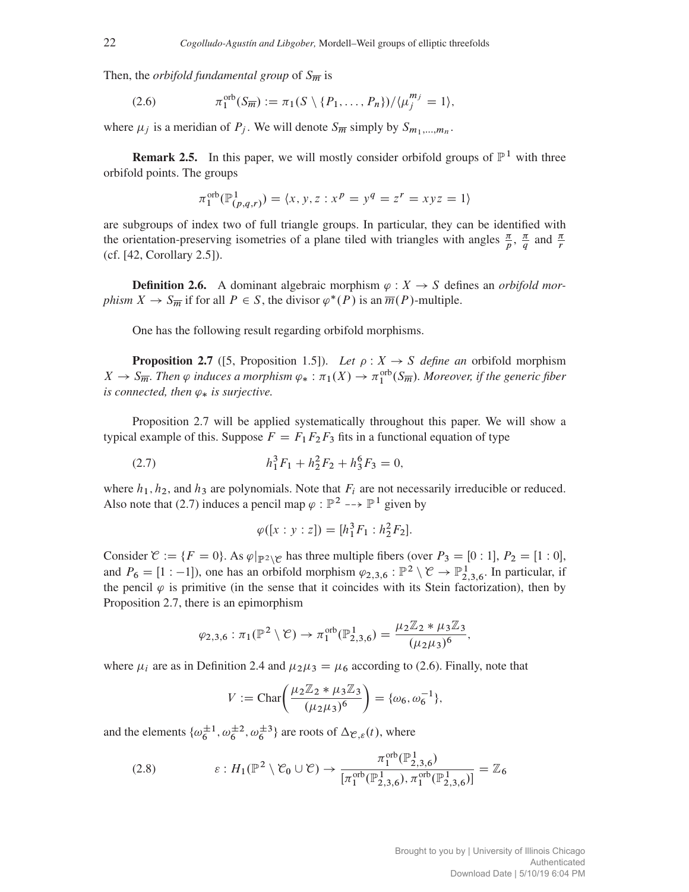Then, the *orbifold fundamental group* of $S_{\overline{m}}$ is

$$\pi_1^{\mathrm{orb}}(S_{\overline{m}}) := \pi_1(S \setminus \{P_1, \dots, P_n\})/\langle \mu_j^{m_j} = 1\rangle, \tag{2.6}$$

where $\mu_j$ is a meridian of $P_j$. We will denote $S_{\overline{m}}$ simply by $S_{m_1,\dots,m_n}$.

**Remark 2.5.** In this paper, we will mostly consider orbifold groups of $\mathbb{P}^1$ with three orbifold points. The groups

$$\pi_1^{\mathrm{orb}}(\mathbb{P}^1_{(p,q,r)}) = \langle x, y, z : x^p = y^q = z^r = xyz = 1\rangle$$

are subgroups of index two of full triangle groups. In particular, they can be identified with the orientation-preserving isometries of a plane tiled with triangles with angles $\frac{\pi}{p}$, $\frac{\pi}{q}$ and $\frac{\pi}{r}$ (cf. [42, Corollary 2.5]).

**Definition 2.6.** A dominant algebraic morphism $\varphi : X \to S$ defines an *orbifold morphism* $X \to S_{\overline{m}}$ if for all $P \in S$, the divisor $\varphi^*(P)$ is an $\overline{m}(P)$-multiple.

One has the following result regarding orbifold morphisms.

**Proposition 2.7** ([5, Proposition 1.5]). *Let $\rho : X \to S$ define an* orbifold morphism *$X \to S_{\overline{m}}$. Then $\varphi$ induces a morphism $\varphi_* : \pi_1(X) \to \pi_1^{\mathrm{orb}}(S_{\overline{m}})$. Moreover, if the generic fiber is connected, then $\varphi_*$ is surjective.*

Proposition 2.7 will be applied systematically throughout this paper. We will show a typical example of this. Suppose $F = F_1F_2F_3$ fits in a functional equation of type

$$h_1^3F_1 + h_2^2F_2 + h_3^6F_3 = 0, \tag{2.7}$$

where $h_1, h_2$, and $h_3$ are polynomials. Note that $F_i$ are not necessarily irreducible or reduced. Also note that (2.7) induces a pencil map $\varphi : \mathbb{P}^2 \dashrightarrow \mathbb{P}^1$ given by

$$\varphi([x : y : z]) = [h_1^3F_1 : h_2^2F_2].$$

Consider $\mathcal{C} := \{F = 0\}$. As $\varphi|_{\mathbb{P}^2\setminus\mathcal{C}}$ has three multiple fibers (over $P_3 = [0 : 1]$, $P_2 = [1 : 0]$, and $P_6 = [1 : -1]$), one has an orbifold morphism $\varphi_{2,3,6} : \mathbb{P}^2 \setminus \mathcal{C} \to \mathbb{P}^1_{2,3,6}$. In particular, if the pencil $\varphi$ is primitive (in the sense that it coincides with its Stein factorization), then by Proposition 2.7, there is an epimorphism

$$\varphi_{2,3,6} : \pi_1(\mathbb{P}^2 \setminus \mathcal{C}) \to \pi_1^{\mathrm{orb}}(\mathbb{P}^1_{2,3,6}) = \frac{\mu_2\mathbb{Z}_2 * \mu_3\mathbb{Z}_3}{(\mu_2\mu_3)^6},$$

where $\mu_i$ are as in Definition 2.4 and $\mu_2\mu_3 = \mu_6$ according to (2.6). Finally, note that

$$V := \mathrm{Char}\left(\frac{\mu_2\mathbb{Z}_2 * \mu_3\mathbb{Z}_3}{(\mu_2\mu_3)^6}\right) = \{\omega_6, \omega_6^{-1}\},$$

and the elements $\{\omega_6^{\pm 1}, \omega_6^{\pm 2}, \omega_6^{\pm 3}\}$ are roots of $\Delta_{\mathcal{C},\varepsilon}(t)$, where

$$\varepsilon : H_1(\mathbb{P}^2 \setminus \mathcal{C}_0 \cup \mathcal{C}) \to \frac{\pi_1^{\mathrm{orb}}(\mathbb{P}^1_{2,3,6})}{[\pi_1^{\mathrm{orb}}(\mathbb{P}^1_{2,3,6}), \pi_1^{\mathrm{orb}}(\mathbb{P}^1_{2,3,6})]} = \mathbb{Z}_6 \tag{2.8}$$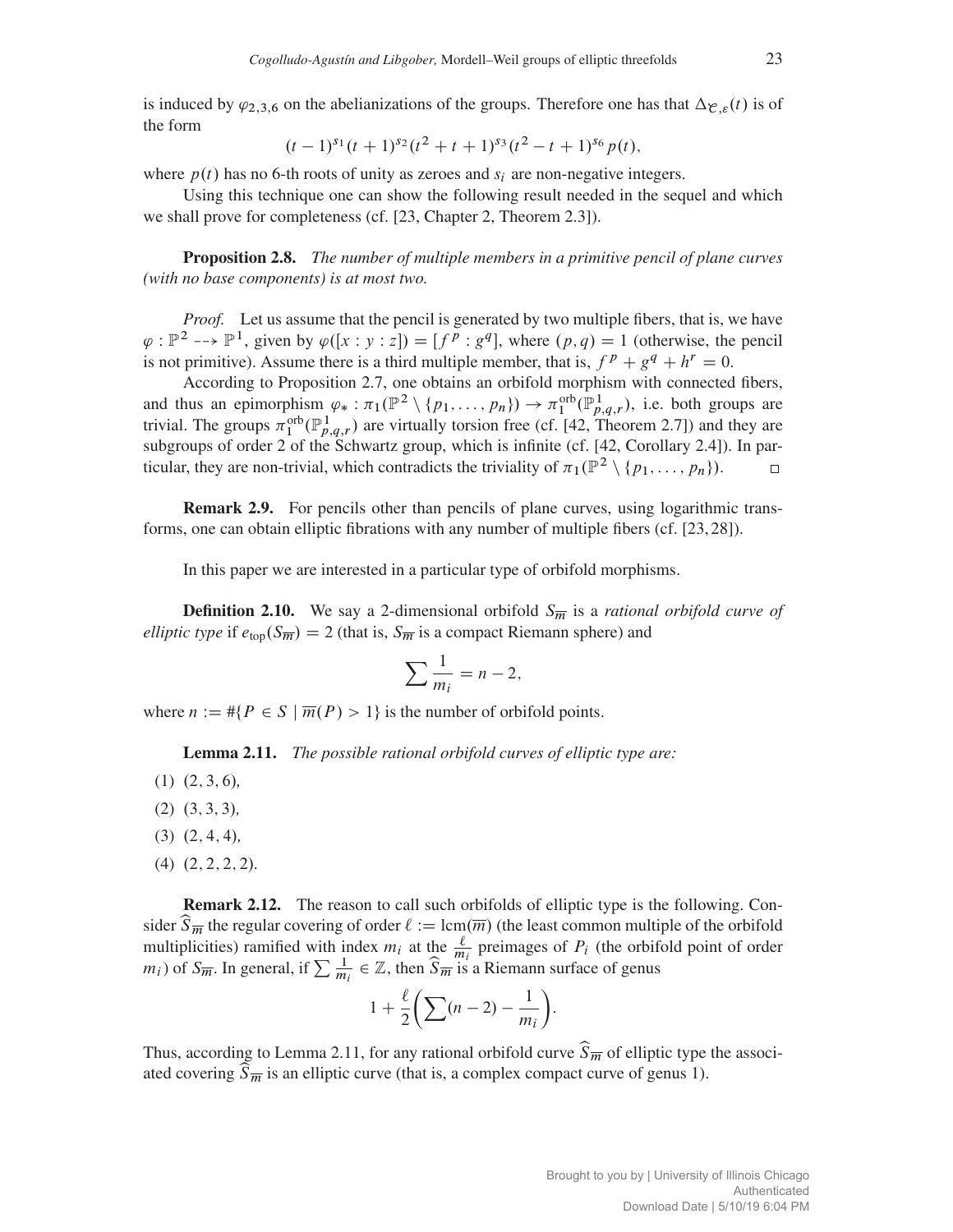is induced by $\varphi_{2,3,6}$ on the abelianizations of the groups. Therefore one has that $\Delta_{\mathcal{C},\varepsilon}(t)$ is of the form

$$(t-1)^{s_1}(t+1)^{s_2}(t^2+t+1)^{s_3}(t^2-t+1)^{s_6}p(t),$$

where $p(t)$ has no 6-th roots of unity as zeroes and $s_i$ are non-negative integers.

Using this technique one can show the following result needed in the sequel and which we shall prove for completeness (cf. [23, Chapter 2, Theorem 2.3]).

**Proposition 2.8.** *The number of multiple members in a primitive pencil of plane curves (with no base components) is at most two.*

*Proof.* Let us assume that the pencil is generated by two multiple fibers, that is, we have $\varphi : \mathbb{P}^2 \dashrightarrow \mathbb{P}^1$, given by $\varphi([x:y:z]) = [f^p : g^q]$, where $(p,q) = 1$ (otherwise, the pencil is not primitive). Assume there is a third multiple member, that is, $f^p + g^q + h^r = 0$.

According to Proposition 2.7, one obtains an orbifold morphism with connected fibers, and thus an epimorphism $\varphi_* : \pi_1(\mathbb{P}^2 \setminus \{p_1,\dots,p_n\}) \to \pi_1^{\text{orb}}(\mathbb{P}^1_{p,q,r})$, i.e. both groups are trivial. The groups $\pi_1^{\text{orb}}(\mathbb{P}^1_{p,q,r})$ are virtually torsion free (cf. [42, Theorem 2.7]) and they are subgroups of order 2 of the Schwartz group, which is infinite (cf. [42, Corollary 2.4]). In particular, they are non-trivial, which contradicts the triviality of $\pi_1(\mathbb{P}^2 \setminus \{p_1,\dots,p_n\})$. □

**Remark 2.9.** For pencils other than pencils of plane curves, using logarithmic transforms, one can obtain elliptic fibrations with any number of multiple fibers (cf. [23, 28]).

In this paper we are interested in a particular type of orbifold morphisms.

**Definition 2.10.** We say a 2-dimensional orbifold $S_{\overline{m}}$ is a *rational orbifold curve of elliptic type* if $e_{\text{top}}(S_{\overline{m}}) = 2$ (that is, $S_{\overline{m}}$ is a compact Riemann sphere) and

$$\sum \frac{1}{m_i} = n - 2,$$

where $n := \#\{P \in S \mid \overline{m}(P) > 1\}$ is the number of orbifold points.

**Lemma 2.11.** *The possible rational orbifold curves of elliptic type are:*

(1) $(2,3,6)$,

(2) $(3,3,3)$,

(3) $(2,4,4)$,

(4) $(2,2,2,2)$.

**Remark 2.12.** The reason to call such orbifolds of elliptic type is the following. Consider $\widehat{S}_{\overline{m}}$ the regular covering of order $\ell := \text{lcm}(\overline{m})$ (the least common multiple of the orbifold multiplicities) ramified with index $m_i$ at the $\frac{\ell}{m_i}$ preimages of $P_i$ (the orbifold point of order $m_i$) of $S_{\overline{m}}$. In general, if $\sum \frac{1}{m_i} \in \mathbb{Z}$, then $\widehat{S}_{\overline{m}}$ is a Riemann surface of genus

$$1 + \frac{\ell}{2}\left(\sum (n-2) - \frac{1}{m_i}\right).$$

Thus, according to Lemma 2.11, for any rational orbifold curve $\widehat{S}_{\overline{m}}$ of elliptic type the associated covering $\widehat{S}_{\overline{m}}$ is an elliptic curve (that is, a complex compact curve of genus 1).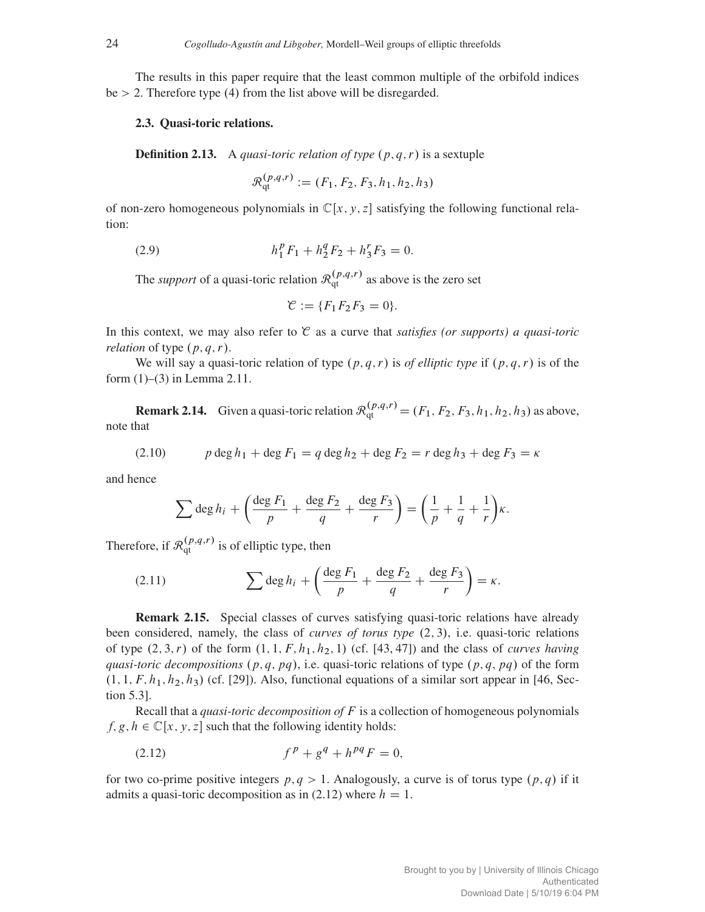The results in this paper require that the least common multiple of the orbifold indices be $> 2$. Therefore type (4) from the list above will be disregarded.

### 2.3. Quasi-toric relations.

**Definition 2.13.** A *quasi-toric relation of type* $(p, q, r)$ is a sextuple

$$\mathcal{R}_{\text{qt}}^{(p,q,r)} := (F_1, F_2, F_3, h_1, h_2, h_3)$$

of non-zero homogeneous polynomials in $\mathbb{C}[x, y, z]$ satisfying the following functional relation:

$$h_1^p F_1 + h_2^q F_2 + h_3^r F_3 = 0. \tag{2.9}$$

The *support* of a quasi-toric relation $\mathcal{R}_{\text{qt}}^{(p,q,r)}$ as above is the zero set

$$\mathcal{C} := \{F_1 F_2 F_3 = 0\}.$$

In this context, we may also refer to $\mathcal{C}$ as a curve that *satisfies (or supports) a quasi-toric relation* of type $(p, q, r)$.

We will say a quasi-toric relation of type $(p, q, r)$ is *of elliptic type* if $(p, q, r)$ is of the form (1)–(3) in Lemma 2.11.

**Remark 2.14.** Given a quasi-toric relation $\mathcal{R}_{\text{qt}}^{(p,q,r)} = (F_1, F_2, F_3, h_1, h_2, h_3)$ as above, note that

$$p \deg h_1 + \deg F_1 = q \deg h_2 + \deg F_2 = r \deg h_3 + \deg F_3 = \kappa \tag{2.10}$$

and hence

$$\sum \deg h_i + \left( \frac{\deg F_1}{p} + \frac{\deg F_2}{q} + \frac{\deg F_3}{r} \right) = \left( \frac{1}{p} + \frac{1}{q} + \frac{1}{r} \right) \kappa.$$

Therefore, if $\mathcal{R}_{\text{qt}}^{(p,q,r)}$ is of elliptic type, then

$$\sum \deg h_i + \left( \frac{\deg F_1}{p} + \frac{\deg F_2}{q} + \frac{\deg F_3}{r} \right) = \kappa. \tag{2.11}$$

**Remark 2.15.** Special classes of curves satisfying quasi-toric relations have already been considered, namely, the class of *curves of torus type* $(2, 3)$, i.e. quasi-toric relations of type $(2, 3, r)$ of the form $(1, 1, F, h_1, h_2, 1)$ (cf. [43, 47]) and the class of *curves having quasi-toric decompositions* $(p, q, pq)$, i.e. quasi-toric relations of type $(p, q, pq)$ of the form $(1, 1, F, h_1, h_2, h_3)$ (cf. [29]). Also, functional equations of a similar sort appear in [46, Section 5.3].

Recall that a *quasi-toric decomposition of* $F$ is a collection of homogeneous polynomials $f, g, h \in \mathbb{C}[x, y, z]$ such that the following identity holds:

$$f^p + g^q + h^{pq} F = 0, \tag{2.12}$$

for two co-prime positive integers $p, q > 1$. Analogously, a curve is of torus type $(p, q)$ if it admits a quasi-toric decomposition as in (2.12) where $h = 1$.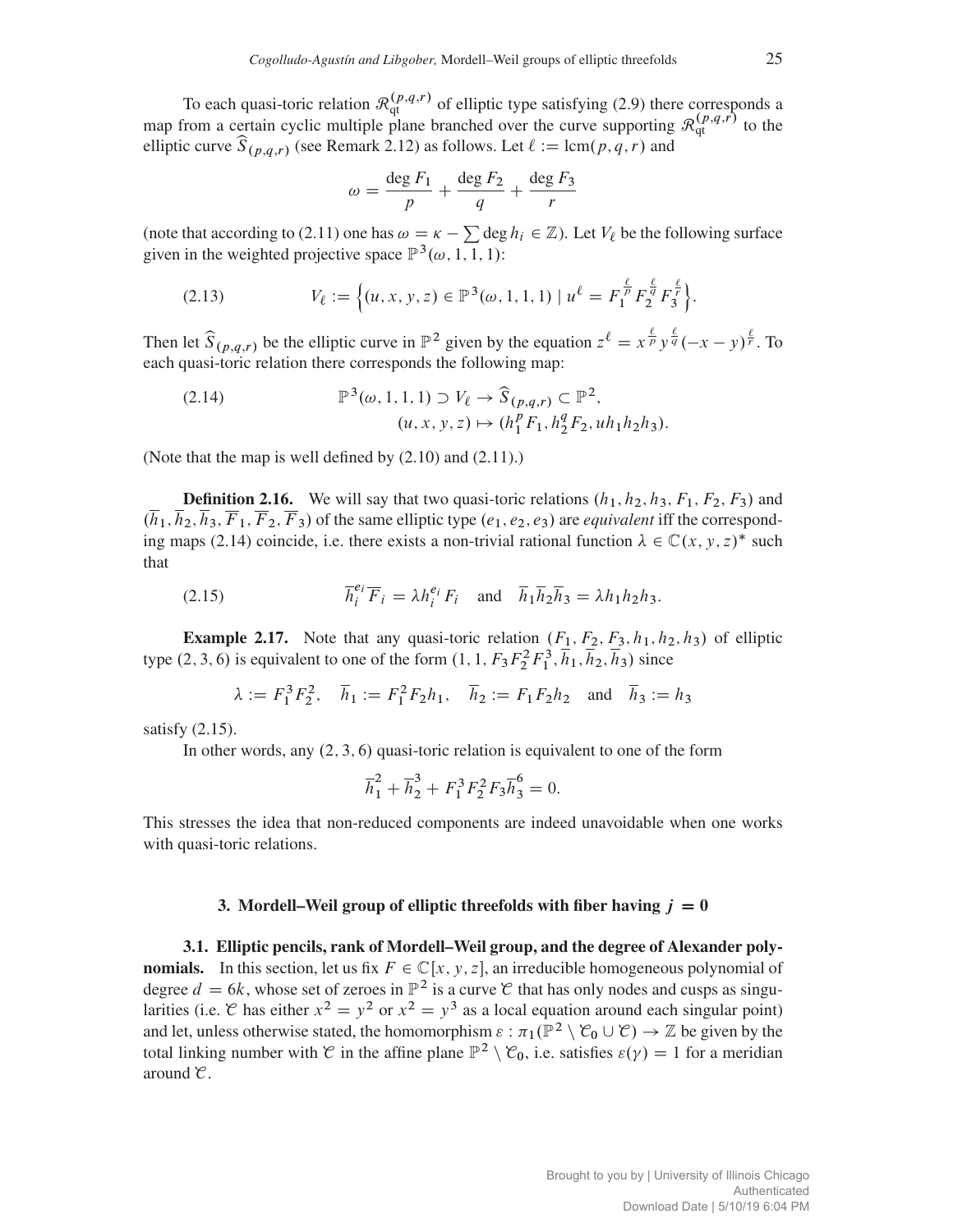To each quasi-toric relation $\mathcal{R}_{\mathrm{qt}}^{(p,q,r)}$ of elliptic type satisfying (2.9) there corresponds a map from a certain cyclic multiple plane branched over the curve supporting $\mathcal{R}_{\mathrm{qt}}^{(p,q,r)}$ to the elliptic curve $\widehat{S}_{(p,q,r)}$ (see Remark 2.12) as follows. Let $\ell := \mathrm{lcm}(p,q,r)$ and

$$\omega = \frac{\deg F_1}{p} + \frac{\deg F_2}{q} + \frac{\deg F_3}{r}$$

(note that according to (2.11) one has $\omega = \kappa - \sum \deg h_i \in \mathbb{Z}$). Let $V_\ell$ be the following surface given in the weighted projective space $\mathbb{P}^3(\omega, 1, 1, 1)$:

$$V_\ell := \left\{(u, x, y, z) \in \mathbb{P}^3(\omega, 1, 1, 1) \mid u^\ell = F_1^{\frac{\ell}{p}} F_2^{\frac{\ell}{q}} F_3^{\frac{\ell}{r}}\right\}. \tag{2.13}$$

Then let $\widehat{S}_{(p,q,r)}$ be the elliptic curve in $\mathbb{P}^2$ given by the equation $z^\ell = x^{\frac{\ell}{p}} y^{\frac{\ell}{q}} (-x-y)^{\frac{\ell}{r}}$. To each quasi-toric relation there corresponds the following map:

$$\begin{aligned} \mathbb{P}^3(\omega, 1, 1, 1) \supset V_\ell &\to \widehat{S}_{(p,q,r)} \subset \mathbb{P}^2, \\ (u, x, y, z) &\mapsto (h_1^p F_1, h_2^q F_2, u h_1 h_2 h_3). \end{aligned} \tag{2.14}$$

(Note that the map is well defined by (2.10) and (2.11).)

**Definition 2.16.** We will say that two quasi-toric relations $(h_1, h_2, h_3, F_1, F_2, F_3)$ and $(\overline{h}_1, \overline{h}_2, \overline{h}_3, \overline{F}_1, \overline{F}_2, \overline{F}_3)$ of the same elliptic type $(e_1, e_2, e_3)$ are *equivalent* iff the corresponding maps (2.14) coincide, i.e. there exists a non-trivial rational function $\lambda \in \mathbb{C}(x, y, z)^*$ such that

$$\overline{h}_i^{e_i} \overline{F}_i = \lambda h_i^{e_i} F_i \quad \text{and} \quad \overline{h}_1 \overline{h}_2 \overline{h}_3 = \lambda h_1 h_2 h_3. \tag{2.15}$$

**Example 2.17.** Note that any quasi-toric relation $(F_1, F_2, F_3, h_1, h_2, h_3)$ of elliptic type $(2, 3, 6)$ is equivalent to one of the form $(1, 1, F_3 F_2^2 F_1^3, \overline{h}_1, \overline{h}_2, \overline{h}_3)$ since

$$\lambda := F_1^3 F_2^2, \quad \overline{h}_1 := F_1^2 F_2 h_1, \quad \overline{h}_2 := F_1 F_2 h_2 \quad \text{and} \quad \overline{h}_3 := h_3$$

satisfy (2.15).

In other words, any $(2, 3, 6)$ quasi-toric relation is equivalent to one of the form

$$\overline{h}_1^2 + \overline{h}_2^3 + F_1^3 F_2^2 F_3 \overline{h}_3^6 = 0.$$

This stresses the idea that non-reduced components are indeed unavoidable when one works with quasi-toric relations.

## 3. Mordell–Weil group of elliptic threefolds with fiber having $j = 0$

**3.1. Elliptic pencils, rank of Mordell–Weil group, and the degree of Alexander polynomials.** In this section, let us fix $F \in \mathbb{C}[x, y, z]$, an irreducible homogeneous polynomial of degree $d = 6k$, whose set of zeroes in $\mathbb{P}^2$ is a curve $\mathcal{C}$ that has only nodes and cusps as singularities (i.e. $\mathcal{C}$ has either $x^2 = y^2$ or $x^2 = y^3$ as a local equation around each singular point) and let, unless otherwise stated, the homomorphism $\varepsilon : \pi_1(\mathbb{P}^2 \setminus \mathcal{C}_0 \cup \mathcal{C}) \to \mathbb{Z}$ be given by the total linking number with $\mathcal{C}$ in the affine plane $\mathbb{P}^2 \setminus \mathcal{C}_0$, i.e. satisfies $\varepsilon(\gamma) = 1$ for a meridian around $\mathcal{C}$.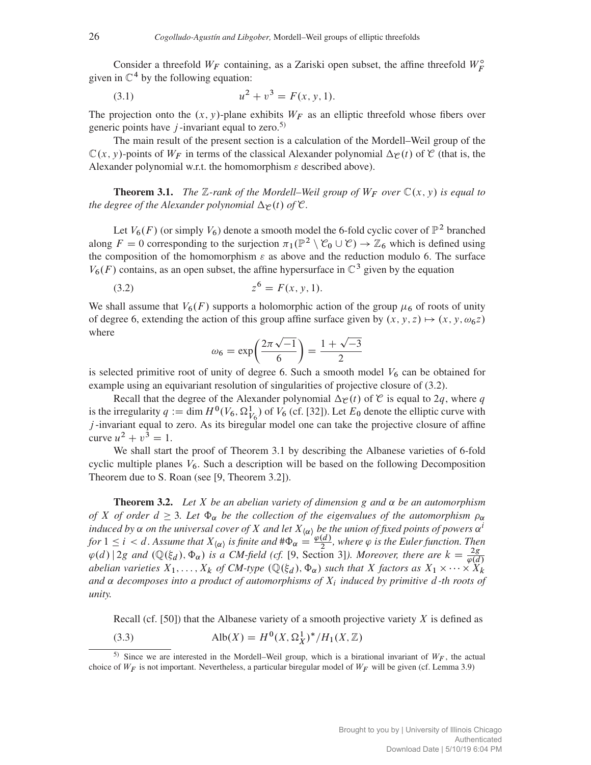Consider a threefold $W_F$ containing, as a Zariski open subset, the affine threefold $W_F^\circ$ given in $\mathbb{C}^4$ by the following equation:

$$u^2 + v^3 = F(x, y, 1). \tag{3.1}$$

The projection onto the $(x, y)$-plane exhibits $W_F$ as an elliptic threefold whose fibers over generic points have $j$-invariant equal to zero.[5)]

The main result of the present section is a calculation of the Mordell–Weil group of the $\mathbb{C}(x, y)$-points of $W_F$ in terms of the classical Alexander polynomial $\Delta_{\mathcal{C}}(t)$ of $\mathcal{C}$ (that is, the Alexander polynomial w.r.t. the homomorphism $\varepsilon$ described above).

**Theorem 3.1.** *The $\mathbb{Z}$-rank of the Mordell–Weil group of $W_F$ over $\mathbb{C}(x, y)$ is equal to the degree of the Alexander polynomial $\Delta_{\mathcal{C}}(t)$ of $\mathcal{C}$.*

Let $V_6(F)$ (or simply $V_6$) denote a smooth model the 6-fold cyclic cover of $\mathbb{P}^2$ branched along $F = 0$ corresponding to the surjection $\pi_1(\mathbb{P}^2 \setminus \mathcal{C}_0 \cup \mathcal{C}) \to \mathbb{Z}_6$ which is defined using the composition of the homomorphism $\varepsilon$ as above and the reduction modulo 6. The surface $V_6(F)$ contains, as an open subset, the affine hypersurface in $\mathbb{C}^3$ given by the equation

$$z^6 = F(x, y, 1). \tag{3.2}$$

We shall assume that $V_6(F)$ supports a holomorphic action of the group $\mu_6$ of roots of unity of degree 6, extending the action of this group affine surface given by $(x, y, z) \mapsto (x, y, \omega_6 z)$ where

$$\omega_6 = \exp\left(\frac{2\pi\sqrt{-1}}{6}\right) = \frac{1 + \sqrt{-3}}{2}$$

is selected primitive root of unity of degree 6. Such a smooth model $V_6$ can be obtained for example using an equivariant resolution of singularities of projective closure of (3.2).

Recall that the degree of the Alexander polynomial $\Delta_{\mathcal{C}}(t)$ of $\mathcal{C}$ is equal to $2q$, where $q$ is the irregularity $q := \dim H^0(V_6, \Omega^1_{V_6})$ of $V_6$ (cf. [32]). Let $E_0$ denote the elliptic curve with $j$-invariant equal to zero. As its biregular model one can take the projective closure of affine curve $u^2 + v^3 = 1$.

We shall start the proof of Theorem 3.1 by describing the Albanese varieties of 6-fold cyclic multiple planes $V_6$. Such a description will be based on the following Decomposition Theorem due to S. Roan (see [9, Theorem 3.2]).

**Theorem 3.2.** *Let $X$ be an abelian variety of dimension $g$ and $\alpha$ be an automorphism of $X$ of order $d \geq 3$. Let $\Phi_\alpha$ be the collection of the eigenvalues of the automorphism $\rho_\alpha$ induced by $\alpha$ on the universal cover of $X$ and let $X_{\langle\alpha\rangle}$ be the union of fixed points of powers $\alpha^i$ for $1 \leq i < d$. Assume that $X_{\langle\alpha\rangle}$ is finite and $\#\Phi_\alpha = \frac{\varphi(d)}{2}$, where $\varphi$ is the Euler function. Then $\varphi(d) \,|\, 2g$ and $(\mathbb{Q}(\xi_d), \Phi_\alpha)$ is a CM-field (cf.* [9, Section 3]*). Moreover, there are $k = \frac{2g}{\varphi(d)}$ abelian varieties $X_1, \dots, X_k$ of CM-type $(\mathbb{Q}(\xi_d), \Phi_\alpha)$ such that $X$ factors as $X_1 \times \cdots \times X_k$ and $\alpha$ decomposes into a product of automorphisms of $X_i$ induced by primitive $d$-th roots of unity.*

Recall (cf. [50]) that the Albanese variety of a smooth projective variety $X$ is defined as

$$\operatorname{Alb}(X) = H^0(X, \Omega^1_X)^* / H_1(X, \mathbb{Z}) \tag{3.3}$$

---

5) Since we are interested in the Mordell–Weil group, which is a birational invariant of $W_F$, the actual choice of $W_F$ is not important. Nevertheless, a particular biregular model of $W_F$ will be given (cf. Lemma 3.9)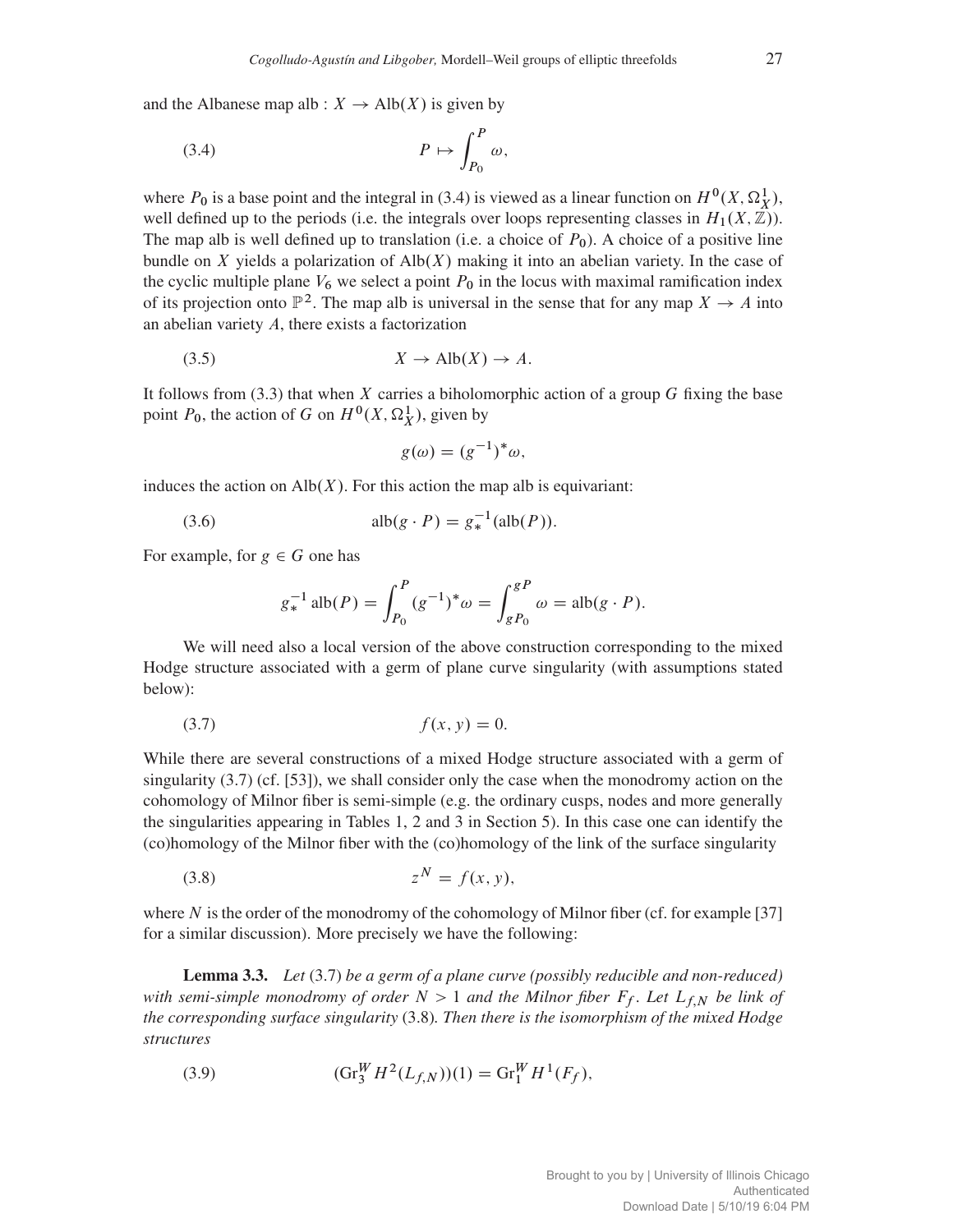and the Albanese map alb : $X \to \mathrm{Alb}(X)$ is given by

$$P \mapsto \int_{P_0}^{P} \omega, \tag{3.4}$$

where $P_0$ is a base point and the integral in (3.4) is viewed as a linear function on $H^0(X, \Omega_X^1)$, well defined up to the periods (i.e. the integrals over loops representing classes in $H_1(X, \mathbb{Z})$). The map alb is well defined up to translation (i.e. a choice of $P_0$). A choice of a positive line bundle on $X$ yields a polarization of $\mathrm{Alb}(X)$ making it into an abelian variety. In the case of the cyclic multiple plane $V_6$ we select a point $P_0$ in the locus with maximal ramification index of its projection onto $\mathbb{P}^2$. The map alb is universal in the sense that for any map $X \to A$ into an abelian variety $A$, there exists a factorization

$$X \to \mathrm{Alb}(X) \to A. \tag{3.5}$$

It follows from (3.3) that when $X$ carries a biholomorphic action of a group $G$ fixing the base point $P_0$, the action of $G$ on $H^0(X, \Omega_X^1)$, given by

$$g(\omega) = (g^{-1})^* \omega,$$

induces the action on $\mathrm{Alb}(X)$. For this action the map alb is equivariant:

$$\mathrm{alb}(g \cdot P) = g_*^{-1}(\mathrm{alb}(P)). \tag{3.6}$$

For example, for $g \in G$ one has

$$g_*^{-1} \, \mathrm{alb}(P) = \int_{P_0}^{P} (g^{-1})^* \omega = \int_{gP_0}^{gP} \omega = \mathrm{alb}(g \cdot P).$$

We will need also a local version of the above construction corresponding to the mixed Hodge structure associated with a germ of plane curve singularity (with assumptions stated below):

$$f(x, y) = 0. \tag{3.7}$$

While there are several constructions of a mixed Hodge structure associated with a germ of singularity (3.7) (cf. [53]), we shall consider only the case when the monodromy action on the cohomology of Milnor fiber is semi-simple (e.g. the ordinary cusps, nodes and more generally the singularities appearing in Tables 1, 2 and 3 in Section 5). In this case one can identify the (co)homology of the Milnor fiber with the (co)homology of the link of the surface singularity

$$z^N = f(x, y), \tag{3.8}$$

where $N$ is the order of the monodromy of the cohomology of Milnor fiber (cf. for example [37] for a similar discussion). More precisely we have the following:

**Lemma 3.3.** *Let* (3.7) *be a germ of a plane curve (possibly reducible and non-reduced) with semi-simple monodromy of order $N > 1$ and the Milnor fiber $F_f$. Let $L_{f,N}$ be link of the corresponding surface singularity* (3.8)*. Then there is the isomorphism of the mixed Hodge structures*

$$(\mathrm{Gr}_3^W H^2(L_{f,N}))(1) = \mathrm{Gr}_1^W H^1(F_f), \tag{3.9}$$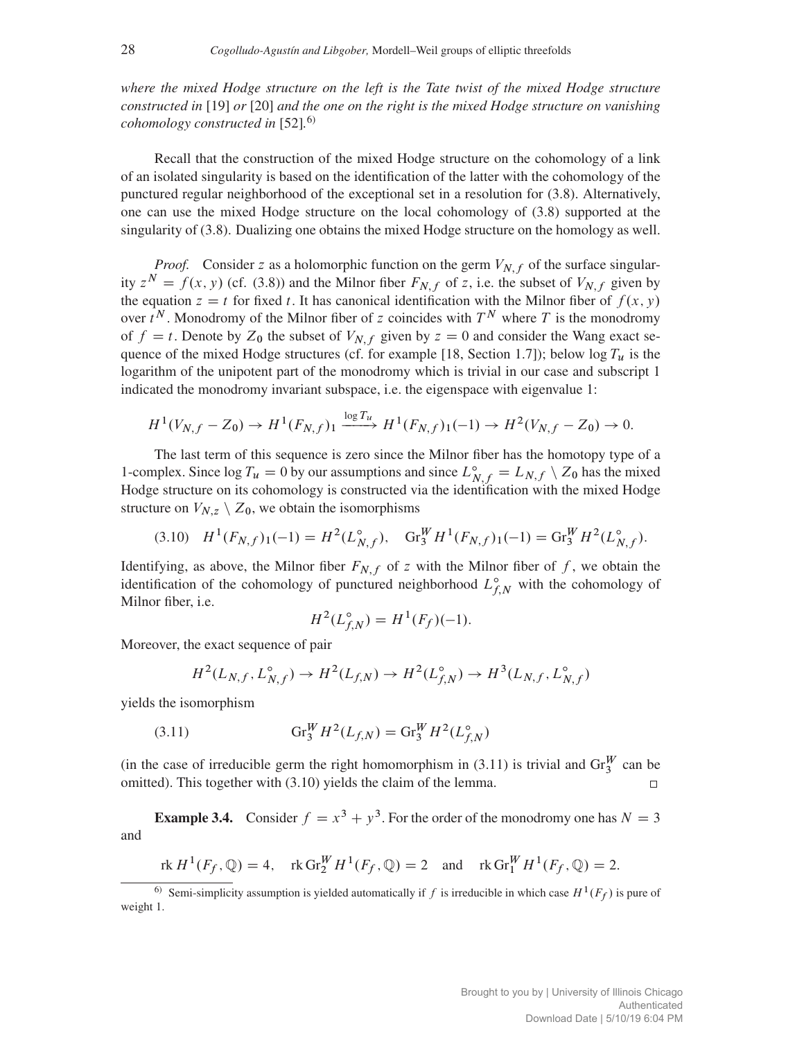*where the mixed Hodge structure on the left is the Tate twist of the mixed Hodge structure constructed in* [19] *or* [20] *and the one on the right is the mixed Hodge structure on vanishing cohomology constructed in* [52].[6)]

Recall that the construction of the mixed Hodge structure on the cohomology of a link of an isolated singularity is based on the identification of the latter with the cohomology of the punctured regular neighborhood of the exceptional set in a resolution for (3.8). Alternatively, one can use the mixed Hodge structure on the local cohomology of (3.8) supported at the singularity of (3.8). Dualizing one obtains the mixed Hodge structure on the homology as well.

*Proof.* Consider $z$ as a holomorphic function on the germ $V_{N,f}$ of the surface singularity $z^N = f(x,y)$ (cf. (3.8)) and the Milnor fiber $F_{N,f}$ of $z$, i.e. the subset of $V_{N,f}$ given by the equation $z = t$ for fixed $t$. It has canonical identification with the Milnor fiber of $f(x,y)$ over $t^N$. Monodromy of the Milnor fiber of $z$ coincides with $T^N$ where $T$ is the monodromy of $f = t$. Denote by $Z_0$ the subset of $V_{N,f}$ given by $z = 0$ and consider the Wang exact sequence of the mixed Hodge structures (cf. for example [18, Section 1.7]); below $\log T_u$ is the logarithm of the unipotent part of the monodromy which is trivial in our case and subscript 1 indicated the monodromy invariant subspace, i.e. the eigenspace with eigenvalue 1:

$$H^1(V_{N,f} - Z_0) \to H^1(F_{N,f})_1 \xrightarrow{\log T_u} H^1(F_{N,f})_1(-1) \to H^2(V_{N,f} - Z_0) \to 0.$$

The last term of this sequence is zero since the Milnor fiber has the homotopy type of a 1-complex. Since $\log T_u = 0$ by our assumptions and since $L^{\circ}_{N,f} = L_{N,f} \setminus Z_0$ has the mixed Hodge structure on its cohomology is constructed via the identification with the mixed Hodge structure on $V_{N,z} \setminus Z_0$, we obtain the isomorphisms

$$(3.10) \quad H^1(F_{N,f})_1(-1) = H^2(L^{\circ}_{N,f}), \quad \mathrm{Gr}^W_3 H^1(F_{N,f})_1(-1) = \mathrm{Gr}^W_3 H^2(L^{\circ}_{N,f}).$$

Identifying, as above, the Milnor fiber $F_{N,f}$ of $z$ with the Milnor fiber of $f$, we obtain the identification of the cohomology of punctured neighborhood $L^{\circ}_{f,N}$ with the cohomology of Milnor fiber, i.e.

$$H^2(L^{\circ}_{f,N}) = H^1(F_f)(-1).$$

Moreover, the exact sequence of pair

$$H^2(L_{N,f}, L^{\circ}_{N,f}) \to H^2(L_{f,N}) \to H^2(L^{\circ}_{f,N}) \to H^3(L_{N,f}, L^{\circ}_{N,f})$$

yields the isomorphism

$$(3.11) \qquad \mathrm{Gr}^W_3 H^2(L_{f,N}) = \mathrm{Gr}^W_3 H^2(L^{\circ}_{f,N})$$

(in the case of irreducible germ the right homomorphism in (3.11) is trivial and $\mathrm{Gr}^W_3$ can be omitted). This together with (3.10) yields the claim of the lemma. $\square$

**Example 3.4.** Consider $f = x^3 + y^3$. For the order of the monodromy one has $N = 3$ and

$$\mathrm{rk}\, H^1(F_f, \mathbb{Q}) = 4, \quad \mathrm{rk}\, \mathrm{Gr}^W_2 H^1(F_f, \mathbb{Q}) = 2 \quad \text{and} \quad \mathrm{rk}\, \mathrm{Gr}^W_1 H^1(F_f, \mathbb{Q}) = 2.$$

---

[6)] Semi-simplicity assumption is yielded automatically if $f$ is irreducible in which case $H^1(F_f)$ is pure of weight 1.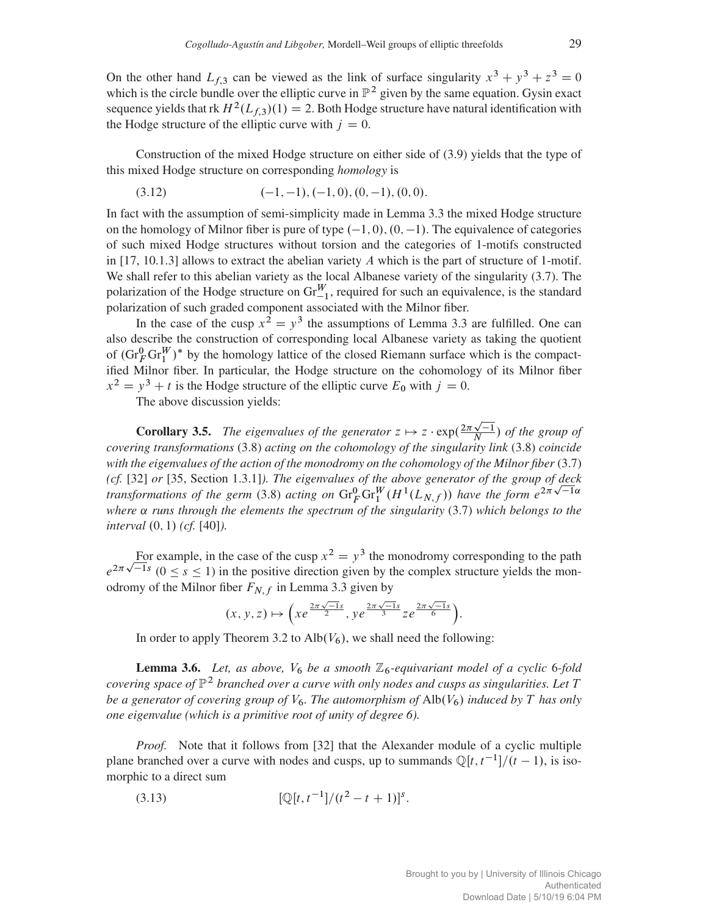On the other hand $L_{f,3}$ can be viewed as the link of surface singularity $x^3 + y^3 + z^3 = 0$ which is the circle bundle over the elliptic curve in $\mathbb{P}^2$ given by the same equation. Gysin exact sequence yields that $\operatorname{rk} H^2(L_{f,3})(1) = 2$. Both Hodge structure have natural identification with the Hodge structure of the elliptic curve with $j = 0$.

Construction of the mixed Hodge structure on either side of (3.9) yields that the type of this mixed Hodge structure on corresponding *homology* is

$$(-1,-1), (-1,0), (0,-1), (0,0). \tag{3.12}$$

In fact with the assumption of semi-simplicity made in Lemma 3.3 the mixed Hodge structure on the homology of Milnor fiber is pure of type $(-1,0), (0,-1)$. The equivalence of categories of such mixed Hodge structures without torsion and the categories of 1-motifs constructed in [17, 10.1.3] allows to extract the abelian variety $A$ which is the part of structure of 1-motif. We shall refer to this abelian variety as the local Albanese variety of the singularity (3.7). The polarization of the Hodge structure on $\mathrm{Gr}^W_{-1}$, required for such an equivalence, is the standard polarization of such graded component associated with the Milnor fiber.

In the case of the cusp $x^2 = y^3$ the assumptions of Lemma 3.3 are fulfilled. One can also describe the construction of corresponding local Albanese variety as taking the quotient of $(\mathrm{Gr}^0_F \mathrm{Gr}^W_1)^*$ by the homology lattice of the closed Riemann surface which is the compactified Milnor fiber. In particular, the Hodge structure on the cohomology of its Milnor fiber $x^2 = y^3 + t$ is the Hodge structure of the elliptic curve $E_0$ with $j = 0$.

The above discussion yields:

**Corollary 3.5.** *The eigenvalues of the generator $z \mapsto z \cdot \exp(\frac{2\pi\sqrt{-1}}{N})$ of the group of covering transformations* (3.8) *acting on the cohomology of the singularity link* (3.8) *coincide with the eigenvalues of the action of the monodromy on the cohomology of the Milnor fiber* (3.7) *(cf.* [32] *or* [35, Section 1.3.1]*). The eigenvalues of the above generator of the group of deck transformations of the germ* (3.8) *acting on $\mathrm{Gr}^0_F \mathrm{Gr}^W_1(H^1(L_{N,f}))$ have the form $e^{2\pi\sqrt{-1}\alpha}$ where $\alpha$ runs through the elements the spectrum of the singularity* (3.7) *which belongs to the interval* $(0,1)$ *(cf.* [40]*).*

For example, in the case of the cusp $x^2 = y^3$ the monodromy corresponding to the path $e^{2\pi\sqrt{-1}s}$ $(0 \le s \le 1)$ in the positive direction given by the complex structure yields the monodromy of the Milnor fiber $F_{N,f}$ in Lemma 3.3 given by

$$(x, y, z) \mapsto \left(xe^{\frac{2\pi\sqrt{-1}s}{2}}, ye^{\frac{2\pi\sqrt{-1}s}{3}} ze^{\frac{2\pi\sqrt{-1}s}{6}}\right).$$

In order to apply Theorem 3.2 to $\mathrm{Alb}(V_6)$, we shall need the following:

**Lemma 3.6.** *Let, as above, $V_6$ be a smooth $\mathbb{Z}_6$-equivariant model of a cyclic 6-fold covering space of $\mathbb{P}^2$ branched over a curve with only nodes and cusps as singularities. Let $T$ be a generator of covering group of $V_6$. The automorphism of $\mathrm{Alb}(V_6)$ induced by $T$ has only one eigenvalue (which is a primitive root of unity of degree 6).*

*Proof.* Note that it follows from [32] that the Alexander module of a cyclic multiple plane branched over a curve with nodes and cusps, up to summands $\mathbb{Q}[t, t^{-1}]/(t-1)$, is isomorphic to a direct sum

$$[\mathbb{Q}[t, t^{-1}]/(t^2 - t + 1)]^s. \tag{3.13}$$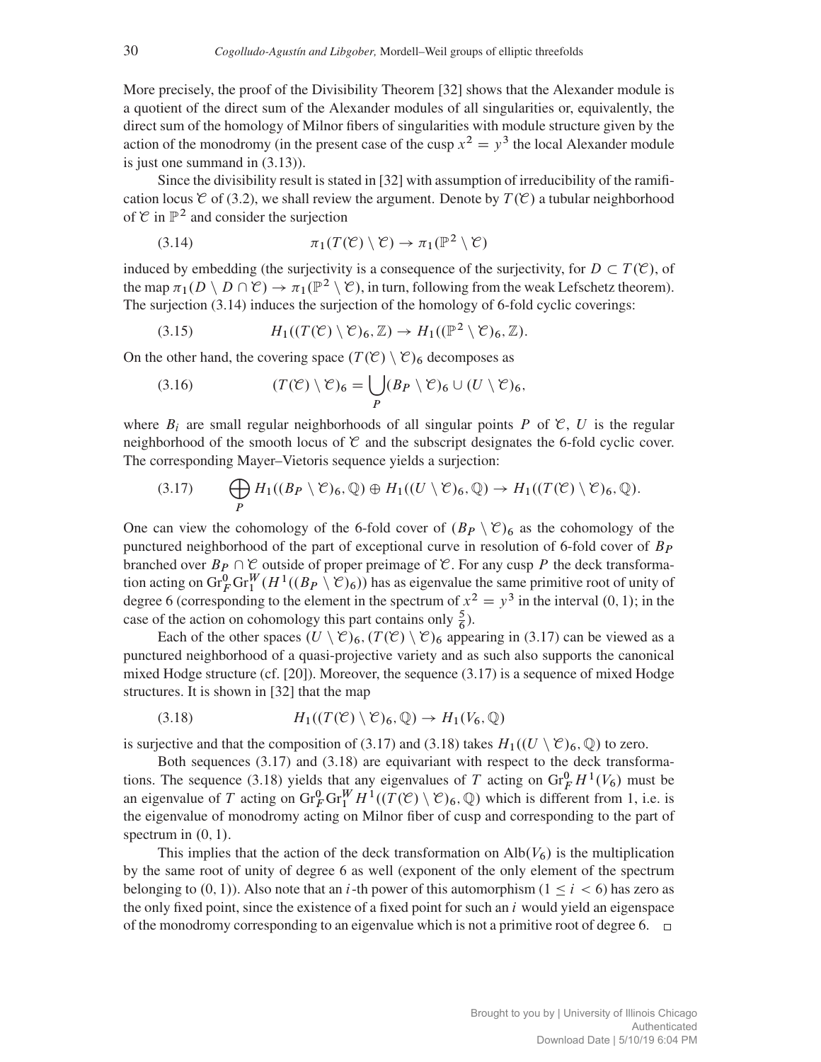More precisely, the proof of the Divisibility Theorem [32] shows that the Alexander module is a quotient of the direct sum of the Alexander modules of all singularities or, equivalently, the direct sum of the homology of Milnor fibers of singularities with module structure given by the action of the monodromy (in the present case of the cusp $x^2 = y^3$ the local Alexander module is just one summand in (3.13)).

Since the divisibility result is stated in [32] with assumption of irreducibility of the ramification locus $\mathcal{C}$ of (3.2), we shall review the argument. Denote by $T(\mathcal{C})$ a tubular neighborhood of $\mathcal{C}$ in $\mathbb{P}^2$ and consider the surjection

$$\pi_1(T(\mathcal{C}) \setminus \mathcal{C}) \to \pi_1(\mathbb{P}^2 \setminus \mathcal{C}) \tag{3.14}$$

induced by embedding (the surjectivity is a consequence of the surjectivity, for $D \subset T(\mathcal{C})$, of the map $\pi_1(D \setminus D \cap \mathcal{C}) \to \pi_1(\mathbb{P}^2 \setminus \mathcal{C})$, in turn, following from the weak Lefschetz theorem). The surjection (3.14) induces the surjection of the homology of 6-fold cyclic coverings:

$$H_1((T(\mathcal{C}) \setminus \mathcal{C})_6, \mathbb{Z}) \to H_1((\mathbb{P}^2 \setminus \mathcal{C})_6, \mathbb{Z}). \tag{3.15}$$

On the other hand, the covering space $(T(\mathcal{C}) \setminus \mathcal{C})_6$ decomposes as

$$(T(\mathcal{C}) \setminus \mathcal{C})_6 = \bigcup_P (B_P \setminus \mathcal{C})_6 \cup (U \setminus \mathcal{C})_6, \tag{3.16}$$

where $B_i$ are small regular neighborhoods of all singular points $P$ of $\mathcal{C}$, $U$ is the regular neighborhood of the smooth locus of $\mathcal{C}$ and the subscript designates the 6-fold cyclic cover. The corresponding Mayer–Vietoris sequence yields a surjection:

$$\bigoplus_P H_1((B_P \setminus \mathcal{C})_6, \mathbb{Q}) \oplus H_1((U \setminus \mathcal{C})_6, \mathbb{Q}) \to H_1((T(\mathcal{C}) \setminus \mathcal{C})_6, \mathbb{Q}). \tag{3.17}$$

One can view the cohomology of the 6-fold cover of $(B_P \setminus \mathcal{C})_6$ as the cohomology of the punctured neighborhood of the part of exceptional curve in resolution of 6-fold cover of $B_P$ branched over $B_P \cap \mathcal{C}$ outside of proper preimage of $\mathcal{C}$. For any cusp $P$ the deck transformation acting on $\mathrm{Gr}_F^0 \mathrm{Gr}_1^W (H^1((B_P \setminus \mathcal{C})_6))$ has as eigenvalue the same primitive root of unity of degree 6 (corresponding to the element in the spectrum of $x^2 = y^3$ in the interval $(0,1)$; in the case of the action on cohomology this part contains only $\frac{5}{6}$).

Each of the other spaces $(U \setminus \mathcal{C})_6, (T(\mathcal{C}) \setminus \mathcal{C})_6$ appearing in (3.17) can be viewed as a punctured neighborhood of a quasi-projective variety and as such also supports the canonical mixed Hodge structure (cf. [20]). Moreover, the sequence (3.17) is a sequence of mixed Hodge structures. It is shown in [32] that the map

$$H_1((T(\mathcal{C}) \setminus \mathcal{C})_6, \mathbb{Q}) \to H_1(V_6, \mathbb{Q}) \tag{3.18}$$

is surjective and that the composition of (3.17) and (3.18) takes $H_1((U \setminus \mathcal{C})_6, \mathbb{Q})$ to zero.

Both sequences (3.17) and (3.18) are equivariant with respect to the deck transformations. The sequence (3.18) yields that any eigenvalues of $T$ acting on $\mathrm{Gr}_F^0 H^1(V_6)$ must be an eigenvalue of $T$ acting on $\mathrm{Gr}_F^0 \mathrm{Gr}_1^W H^1((T(\mathcal{C}) \setminus \mathcal{C})_6, \mathbb{Q})$ which is different from 1, i.e. is the eigenvalue of monodromy acting on Milnor fiber of cusp and corresponding to the part of spectrum in $(0,1)$.

This implies that the action of the deck transformation on $\mathrm{Alb}(V_6)$ is the multiplication by the same root of unity of degree 6 as well (exponent of the only element of the spectrum belonging to $(0,1)$). Also note that an $i$-th power of this automorphism ($1 \leq i < 6$) has zero as the only fixed point, since the existence of a fixed point for such an $i$ would yield an eigenspace of the monodromy corresponding to an eigenvalue which is not a primitive root of degree 6. $\square$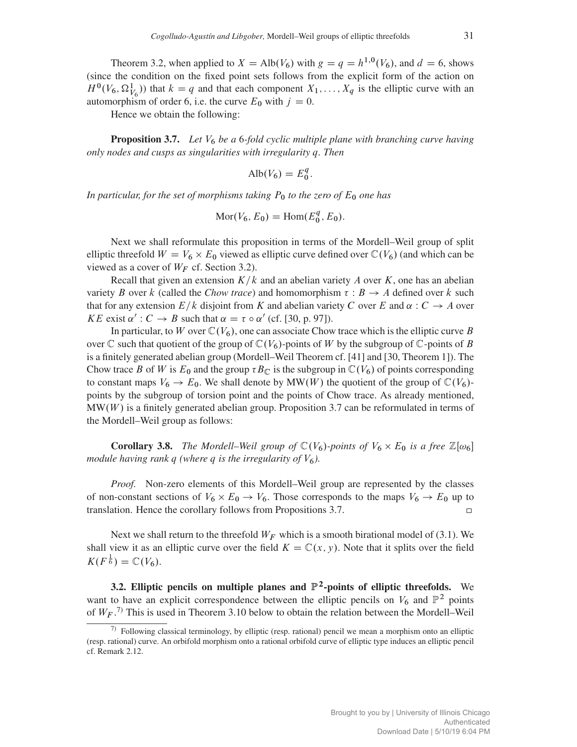Theorem 3.2, when applied to $X = \mathrm{Alb}(V_6)$ with $g = q = h^{1,0}(V_6)$, and $d = 6$, shows (since the condition on the fixed point sets follows from the explicit form of the action on $H^0(V_6, \Omega^1_{V_6})$) that $k = q$ and that each component $X_1, \ldots, X_q$ is the elliptic curve with an automorphism of order 6, i.e. the curve $E_0$ with $j = 0$.

Hence we obtain the following:

**Proposition 3.7.** *Let $V_6$ be a 6-fold cyclic multiple plane with branching curve having only nodes and cusps as singularities with irregularity $q$. Then*

$$\mathrm{Alb}(V_6) = E_0^q.$$

*In particular, for the set of morphisms taking $P_0$ to the zero of $E_0$ one has*

$$\mathrm{Mor}(V_6, E_0) = \mathrm{Hom}(E_0^q, E_0).$$

Next we shall reformulate this proposition in terms of the Mordell–Weil group of split elliptic threefold $W = V_6 \times E_0$ viewed as elliptic curve defined over $\mathbb{C}(V_6)$ (and which can be viewed as a cover of $W_F$ cf. Section 3.2).

Recall that given an extension $K/k$ and an abelian variety $A$ over $K$, one has an abelian variety $B$ over $k$ (called the *Chow trace*) and homomorphism $\tau : B \to A$ defined over $k$ such that for any extension $E/k$ disjoint from $K$ and abelian variety $C$ over $E$ and $\alpha : C \to A$ over $KE$ exist $\alpha' : C \to B$ such that $\alpha = \tau \circ \alpha'$ (cf. [30, p. 97]).

In particular, to $W$ over $\mathbb{C}(V_6)$, one can associate Chow trace which is the elliptic curve $B$ over $\mathbb{C}$ such that quotient of the group of $\mathbb{C}(V_6)$-points of $W$ by the subgroup of $\mathbb{C}$-points of $B$ is a finitely generated abelian group (Mordell–Weil Theorem cf. [41] and [30, Theorem 1]). The Chow trace $B$ of $W$ is $E_0$ and the group $\tau B_{\mathbb{C}}$ is the subgroup in $\mathbb{C}(V_6)$ of points corresponding to constant maps $V_6 \to E_0$. We shall denote by $\mathrm{MW}(W)$ the quotient of the group of $\mathbb{C}(V_6)$-points by the subgroup of torsion point and the points of Chow trace. As already mentioned, $\mathrm{MW}(W)$ is a finitely generated abelian group. Proposition 3.7 can be reformulated in terms of the Mordell–Weil group as follows:

**Corollary 3.8.** *The Mordell–Weil group of $\mathbb{C}(V_6)$-points of $V_6 \times E_0$ is a free $\mathbb{Z}[\omega_6]$ module having rank $q$ (where $q$ is the irregularity of $V_6$).*

*Proof.* Non-zero elements of this Mordell–Weil group are represented by the classes of non-constant sections of $V_6 \times E_0 \to V_6$. Those corresponds to the maps $V_6 \to E_0$ up to translation. Hence the corollary follows from Propositions 3.7. □

Next we shall return to the threefold $W_F$ which is a smooth birational model of (3.1). We shall view it as an elliptic curve over the field $K = \mathbb{C}(x, y)$. Note that it splits over the field $K(F^{\frac{1}{6}}) = \mathbb{C}(V_6)$.

**3.2. Elliptic pencils on multiple planes and $\mathbb{P}^2$-points of elliptic threefolds.** We want to have an explicit correspondence between the elliptic pencils on $V_6$ and $\mathbb{P}^2$ points of $W_F$.[7] This is used in Theorem 3.10 below to obtain the relation between the Mordell–Weil

[7] Following classical terminology, by elliptic (resp. rational) pencil we mean a morphism onto an elliptic (resp. rational) curve. An orbifold morphism onto a rational orbifold curve of elliptic type induces an elliptic pencil cf. Remark 2.12.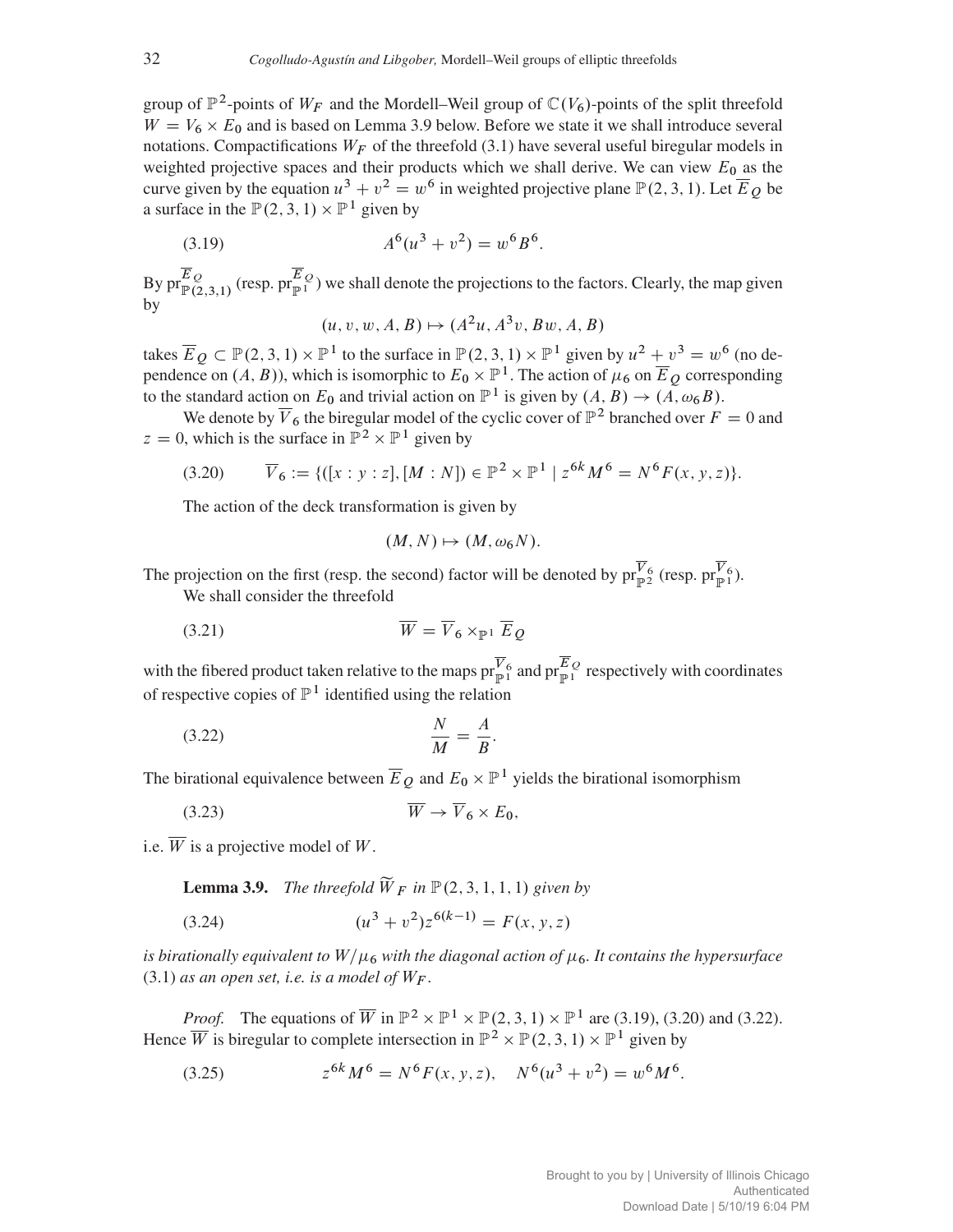group of $\mathbb{P}^2$-points of $W_F$ and the Mordell–Weil group of $\mathbb{C}(V_6)$-points of the split threefold $W = V_6 \times E_0$ and is based on Lemma 3.9 below. Before we state it we shall introduce several notations. Compactifications $W_F$ of the threefold (3.1) have several useful biregular models in weighted projective spaces and their products which we shall derive. We can view $E_0$ as the curve given by the equation $u^3 + v^2 = w^6$ in weighted projective plane $\mathbb{P}(2,3,1)$. Let $\overline{E}_Q$ be a surface in the $\mathbb{P}(2,3,1) \times \mathbb{P}^1$ given by

$$A^6(u^3 + v^2) = w^6 B^6. \tag{3.19}$$

By $\mathrm{pr}_{\mathbb{P}(2,3,1)}^{\overline{E}_Q}$ (resp. $\mathrm{pr}_{\mathbb{P}^1}^{\overline{E}_Q}$) we shall denote the projections to the factors. Clearly, the map given by

$$(u, v, w, A, B) \mapsto (A^2 u, A^3 v, Bw, A, B)$$

takes $\overline{E}_Q \subset \mathbb{P}(2,3,1) \times \mathbb{P}^1$ to the surface in $\mathbb{P}(2,3,1) \times \mathbb{P}^1$ given by $u^2 + v^3 = w^6$ (no dependence on $(A, B)$), which is isomorphic to $E_0 \times \mathbb{P}^1$. The action of $\mu_6$ on $\overline{E}_Q$ corresponding to the standard action on $E_0$ and trivial action on $\mathbb{P}^1$ is given by $(A, B) \to (A, \omega_6 B)$.

We denote by $\overline{V}_6$ the biregular model of the cyclic cover of $\mathbb{P}^2$ branched over $F = 0$ and $z = 0$, which is the surface in $\mathbb{P}^2 \times \mathbb{P}^1$ given by

$$\overline{V}_6 := \{([x : y : z], [M : N]) \in \mathbb{P}^2 \times \mathbb{P}^1 \mid z^{6k} M^6 = N^6 F(x, y, z)\}. \tag{3.20}$$

The action of the deck transformation is given by

$$(M, N) \mapsto (M, \omega_6 N).$$

The projection on the first (resp. the second) factor will be denoted by $\mathrm{pr}_{\mathbb{P}^2}^{\overline{V}_6}$ (resp. $\mathrm{pr}_{\mathbb{P}^1}^{\overline{V}_6}$).

We shall consider the threefold

$$\overline{W} = \overline{V}_6 \times_{\mathbb{P}^1} \overline{E}_Q \tag{3.21}$$

with the fibered product taken relative to the maps $\mathrm{pr}_{\mathbb{P}^1}^{\overline{V}_6}$ and $\mathrm{pr}_{\mathbb{P}^1}^{\overline{E}_Q}$ respectively with coordinates of respective copies of $\mathbb{P}^1$ identified using the relation

$$\frac{N}{M} = \frac{A}{B}. \tag{3.22}$$

The birational equivalence between $\overline{E}_Q$ and $E_0 \times \mathbb{P}^1$ yields the birational isomorphism

$$\overline{W} \to \overline{V}_6 \times E_0, \tag{3.23}$$

i.e. $\overline{W}$ is a projective model of $W$.

**Lemma 3.9.** *The threefold $\widetilde{W}_F$ in $\mathbb{P}(2,3,1,1,1)$ given by*

$$(u^3 + v^2) z^{6(k-1)} = F(x, y, z) \tag{3.24}$$

*is birationally equivalent to $W/\mu_6$ with the diagonal action of $\mu_6$. It contains the hypersurface* (3.1) *as an open set, i.e. is a model of $W_F$.*

*Proof.* The equations of $\overline{W}$ in $\mathbb{P}^2 \times \mathbb{P}^1 \times \mathbb{P}(2,3,1) \times \mathbb{P}^1$ are (3.19), (3.20) and (3.22). Hence $\overline{W}$ is biregular to complete intersection in $\mathbb{P}^2 \times \mathbb{P}(2,3,1) \times \mathbb{P}^1$ given by

$$z^{6k} M^6 = N^6 F(x, y, z), \quad N^6(u^3 + v^2) = w^6 M^6. \tag{3.25}$$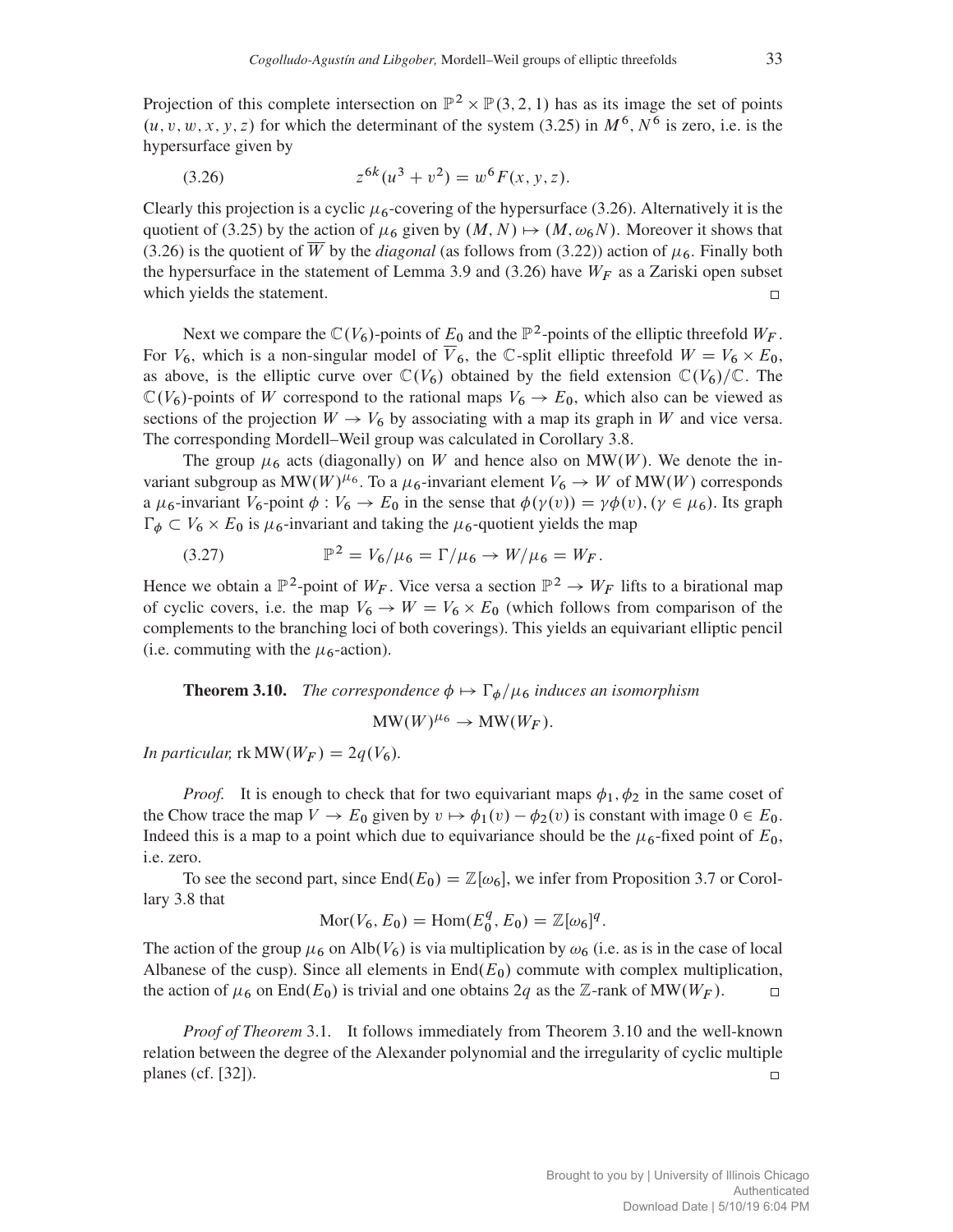Projection of this complete intersection on $\mathbb{P}^2 \times \mathbb{P}(3,2,1)$ has as its image the set of points $(u,v,w,x,y,z)$ for which the determinant of the system (3.25) in $M^6, N^6$ is zero, i.e. is the hypersurface given by

$$z^{6k}(u^3+v^2) = w^6 F(x,y,z). \tag{3.26}$$

Clearly this projection is a cyclic $\mu_6$-covering of the hypersurface (3.26). Alternatively it is the quotient of (3.25) by the action of $\mu_6$ given by $(M,N) \mapsto (M, \omega_6 N)$. Moreover it shows that (3.26) is the quotient of $\overline{W}$ by the *diagonal* (as follows from (3.22)) action of $\mu_6$. Finally both the hypersurface in the statement of Lemma 3.9 and (3.26) have $W_F$ as a Zariski open subset which yields the statement. $\square$

Next we compare the $\mathbb{C}(V_6)$-points of $E_0$ and the $\mathbb{P}^2$-points of the elliptic threefold $W_F$. For $V_6$, which is a non-singular model of $\overline{V}_6$, the $\mathbb{C}$-split elliptic threefold $W = V_6 \times E_0$, as above, is the elliptic curve over $\mathbb{C}(V_6)$ obtained by the field extension $\mathbb{C}(V_6)/\mathbb{C}$. The $\mathbb{C}(V_6)$-points of $W$ correspond to the rational maps $V_6 \to E_0$, which also can be viewed as sections of the projection $W \to V_6$ by associating with a map its graph in $W$ and vice versa. The corresponding Mordell–Weil group was calculated in Corollary 3.8.

The group $\mu_6$ acts (diagonally) on $W$ and hence also on $\mathrm{MW}(W)$. We denote the invariant subgroup as $\mathrm{MW}(W)^{\mu_6}$. To a $\mu_6$-invariant element $V_6 \to W$ of $\mathrm{MW}(W)$ corresponds a $\mu_6$-invariant $V_6$-point $\phi: V_6 \to E_0$ in the sense that $\phi(\gamma(v)) = \gamma\phi(v)$, $(\gamma \in \mu_6)$. Its graph $\Gamma_\phi \subset V_6 \times E_0$ is $\mu_6$-invariant and taking the $\mu_6$-quotient yields the map

$$\mathbb{P}^2 = V_6/\mu_6 = \Gamma/\mu_6 \to W/\mu_6 = W_F. \tag{3.27}$$

Hence we obtain a $\mathbb{P}^2$-point of $W_F$. Vice versa a section $\mathbb{P}^2 \to W_F$ lifts to a birational map of cyclic covers, i.e. the map $V_6 \to W = V_6 \times E_0$ (which follows from comparison of the complements to the branching loci of both coverings). This yields an equivariant elliptic pencil (i.e. commuting with the $\mu_6$-action).

**Theorem 3.10.** *The correspondence $\phi \mapsto \Gamma_\phi/\mu_6$ induces an isomorphism*

$$\mathrm{MW}(W)^{\mu_6} \to \mathrm{MW}(W_F).$$

*In particular,* $\operatorname{rk}\mathrm{MW}(W_F) = 2q(V_6)$.

*Proof.* It is enough to check that for two equivariant maps $\phi_1, \phi_2$ in the same coset of the Chow trace the map $V \to E_0$ given by $v \mapsto \phi_1(v) - \phi_2(v)$ is constant with image $0 \in E_0$. Indeed this is a map to a point which due to equivariance should be the $\mu_6$-fixed point of $E_0$, i.e. zero.

To see the second part, since $\mathrm{End}(E_0) = \mathbb{Z}[\omega_6]$, we infer from Proposition 3.7 or Corollary 3.8 that

$$\mathrm{Mor}(V_6, E_0) = \mathrm{Hom}(E_0^q, E_0) = \mathbb{Z}[\omega_6]^q.$$

The action of the group $\mu_6$ on $\mathrm{Alb}(V_6)$ is via multiplication by $\omega_6$ (i.e. as is in the case of local Albanese of the cusp). Since all elements in $\mathrm{End}(E_0)$ commute with complex multiplication, the action of $\mu_6$ on $\mathrm{End}(E_0)$ is trivial and one obtains $2q$ as the $\mathbb{Z}$-rank of $\mathrm{MW}(W_F)$. $\square$

*Proof of Theorem* 3.1. It follows immediately from Theorem 3.10 and the well-known relation between the degree of the Alexander polynomial and the irregularity of cyclic multiple planes (cf. [32]). $\square$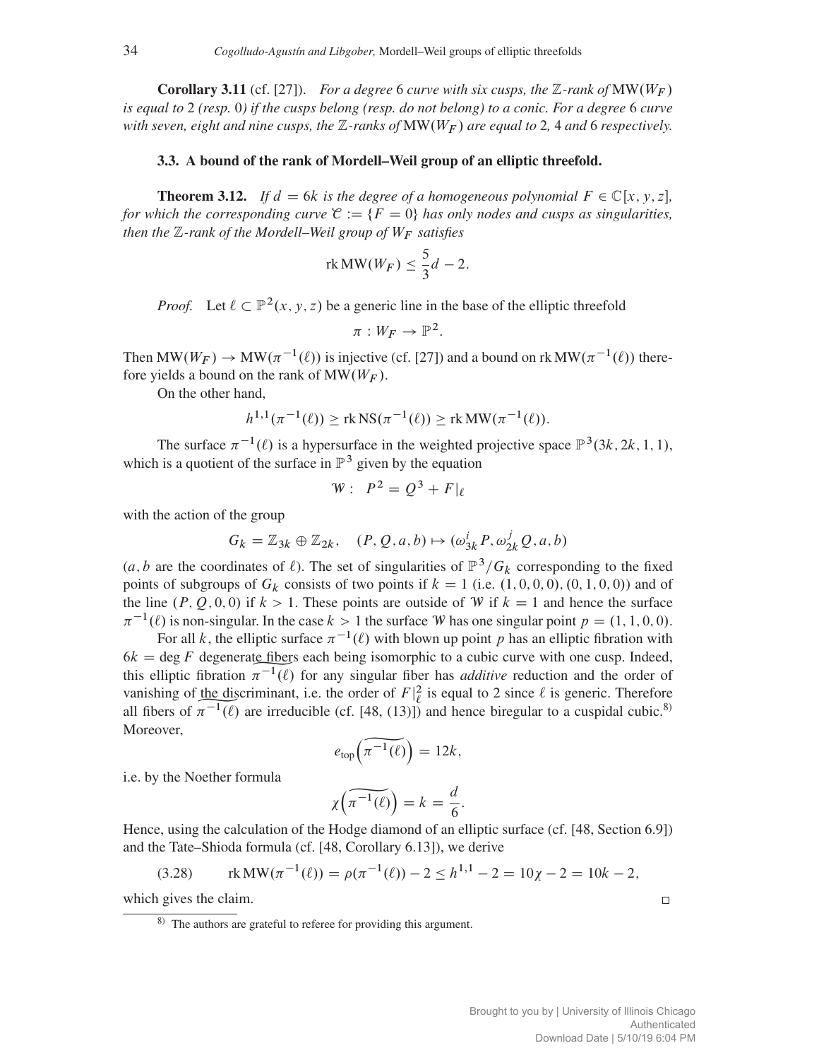**Corollary 3.11** (cf. [27]). *For a degree 6 curve with six cusps, the $\mathbb{Z}$-rank of $\mathrm{MW}(W_F)$ is equal to 2 (resp. 0) if the cusps belong (resp. do not belong) to a conic. For a degree 6 curve with seven, eight and nine cusps, the $\mathbb{Z}$-ranks of $\mathrm{MW}(W_F)$ are equal to 2, 4 and 6 respectively.*

### 3.3. A bound of the rank of Mordell–Weil group of an elliptic threefold.

**Theorem 3.12.** *If $d = 6k$ is the degree of a homogeneous polynomial $F \in \mathbb{C}[x, y, z]$, for which the corresponding curve $\mathcal{C} := \{F = 0\}$ has only nodes and cusps as singularities, then the $\mathbb{Z}$-rank of the Mordell–Weil group of $W_F$ satisfies*

$$\operatorname{rk} \mathrm{MW}(W_F) \leq \frac{5}{3}d - 2.$$

*Proof.* Let $\ell \subset \mathbb{P}^2(x, y, z)$ be a generic line in the base of the elliptic threefold

$$\pi : W_F \to \mathbb{P}^2.$$

Then $\mathrm{MW}(W_F) \to \mathrm{MW}(\pi^{-1}(\ell))$ is injective (cf. [27]) and a bound on $\operatorname{rk} \mathrm{MW}(\pi^{-1}(\ell))$ therefore yields a bound on the rank of $\mathrm{MW}(W_F)$.

On the other hand,

$$h^{1,1}(\pi^{-1}(\ell)) \geq \operatorname{rk} \mathrm{NS}(\pi^{-1}(\ell)) \geq \operatorname{rk} \mathrm{MW}(\pi^{-1}(\ell)).$$

The surface $\pi^{-1}(\ell)$ is a hypersurface in the weighted projective space $\mathbb{P}^3(3k, 2k, 1, 1)$, which is a quotient of the surface in $\mathbb{P}^3$ given by the equation

$$\mathcal{W} : \ P^2 = Q^3 + F|_\ell$$

with the action of the group

$$G_k = \mathbb{Z}_{3k} \oplus \mathbb{Z}_{2k}, \quad (P, Q, a, b) \mapsto (\omega_{3k}^i P, \omega_{2k}^j Q, a, b)$$

($a, b$ are the coordinates of $\ell$). The set of singularities of $\mathbb{P}^3/G_k$ corresponding to the fixed points of subgroups of $G_k$ consists of two points if $k = 1$ (i.e. $(1, 0, 0, 0), (0, 1, 0, 0)$) and of the line $(P, Q, 0, 0)$ if $k > 1$. These points are outside of $\mathcal{W}$ if $k = 1$ and hence the surface $\pi^{-1}(\ell)$ is non-singular. In the case $k > 1$ the surface $\mathcal{W}$ has one singular point $p = (1, 1, 0, 0)$.

For all $k$, the elliptic surface $\pi^{-1}(\ell)$ with blown up point $p$ has an elliptic fibration with $6k = \deg F$ degenerate fibers each being isomorphic to a cubic curve with one cusp. Indeed, this elliptic fibration $\widetilde{\pi^{-1}(\ell)}$ for any singular fiber has *additive* reduction and the order of vanishing of the discriminant, i.e. the order of $F|_\ell^2$ is equal to 2 since $\ell$ is generic. Therefore all fibers of $\widetilde{\pi^{-1}(\ell)}$ are irreducible (cf. [48, (13)]) and hence biregular to a cuspidal cubic.[8] Moreover,

$$e_{\text{top}}\left(\widetilde{\pi^{-1}(\ell)}\right) = 12k,$$

i.e. by the Noether formula

$$\chi\left(\widetilde{\pi^{-1}(\ell)}\right) = k = \frac{d}{6}.$$

Hence, using the calculation of the Hodge diamond of an elliptic surface (cf. [48, Section 6.9]) and the Tate–Shioda formula (cf. [48, Corollary 6.13]), we derive

$$\operatorname{rk} \mathrm{MW}(\pi^{-1}(\ell)) = \rho(\pi^{-1}(\ell)) - 2 \leq h^{1,1} - 2 = 10\chi - 2 = 10k - 2, \tag{3.28}$$

which gives the claim. □

[8] The authors are grateful to referee for providing this argument.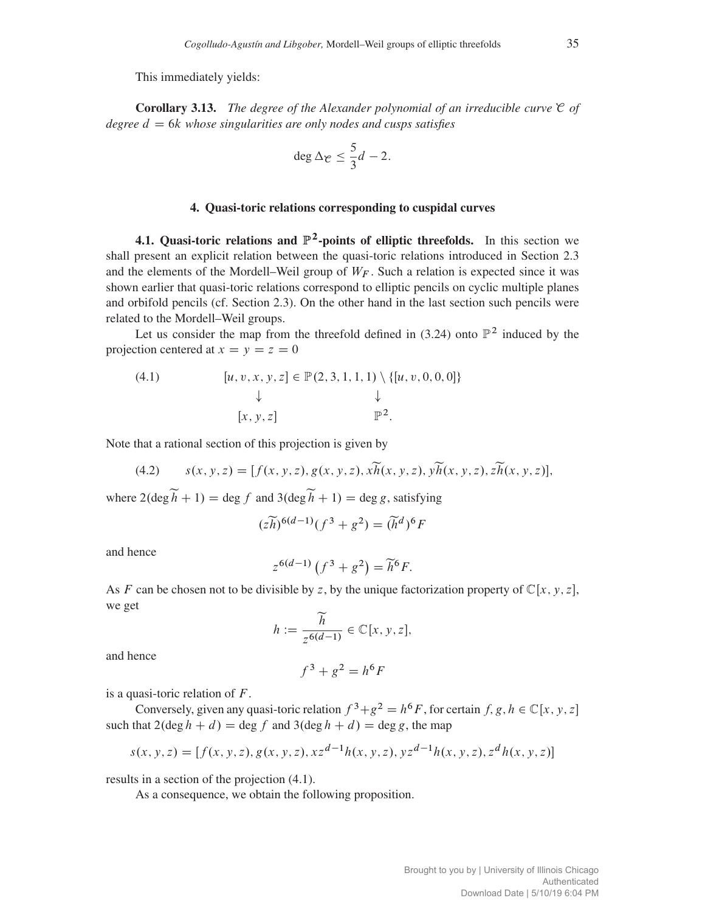This immediately yields:

**Corollary 3.13.** *The degree of the Alexander polynomial of an irreducible curve $\mathcal{C}$ of degree $d = 6k$ whose singularities are only nodes and cusps satisfies*

$$\deg \Delta_{\mathcal{C}} \leq \frac{5}{3}d - 2.$$

## 4. Quasi-toric relations corresponding to cuspidal curves

**4.1. Quasi-toric relations and $\mathbb{P}^2$-points of elliptic threefolds.** In this section we shall present an explicit relation between the quasi-toric relations introduced in Section 2.3 and the elements of the Mordell–Weil group of $W_F$. Such a relation is expected since it was shown earlier that quasi-toric relations correspond to elliptic pencils on cyclic multiple planes and orbifold pencils (cf. Section 2.3). On the other hand in the last section such pencils were related to the Mordell–Weil groups.

Let us consider the map from the threefold defined in (3.24) onto $\mathbb{P}^2$ induced by the projection centered at $x = y = z = 0$

$$\begin{array}{ccc} [u, v, x, y, z] & \in \mathbb{P}(2, 3, 1, 1, 1) \setminus \{[u, v, 0, 0, 0]\} \\ \downarrow & \downarrow \\ [x, y, z] & \mathbb{P}^2. \end{array} \tag{4.1}$$

Note that a rational section of this projection is given by

$$s(x, y, z) = [f(x, y, z), g(x, y, z), x\widetilde{h}(x, y, z), y\widetilde{h}(x, y, z), z\widetilde{h}(x, y, z)], \tag{4.2}$$

where $2(\deg \widetilde{h} + 1) = \deg f$ and $3(\deg \widetilde{h} + 1) = \deg g$, satisfying

$$(z\widetilde{h})^{6(d-1)}(f^3 + g^2) = (\widetilde{h}^d)^6 F$$

and hence

$$z^{6(d-1)}\left(f^3 + g^2\right) = \widetilde{h}^6 F.$$

As $F$ can be chosen not to be divisible by $z$, by the unique factorization property of $\mathbb{C}[x, y, z]$, we get

$$h := \frac{\widetilde{h}}{z^{6(d-1)}} \in \mathbb{C}[x, y, z],$$

and hence

$$f^3 + g^2 = h^6 F$$

is a quasi-toric relation of $F$.

Conversely, given any quasi-toric relation $f^3 + g^2 = h^6 F$, for certain $f, g, h \in \mathbb{C}[x, y, z]$ such that $2(\deg h + d) = \deg f$ and $3(\deg h + d) = \deg g$, the map

$$s(x, y, z) = [f(x, y, z), g(x, y, z), xz^{d-1}h(x, y, z), yz^{d-1}h(x, y, z), z^d h(x, y, z)]$$

results in a section of the projection (4.1).

As a consequence, we obtain the following proposition.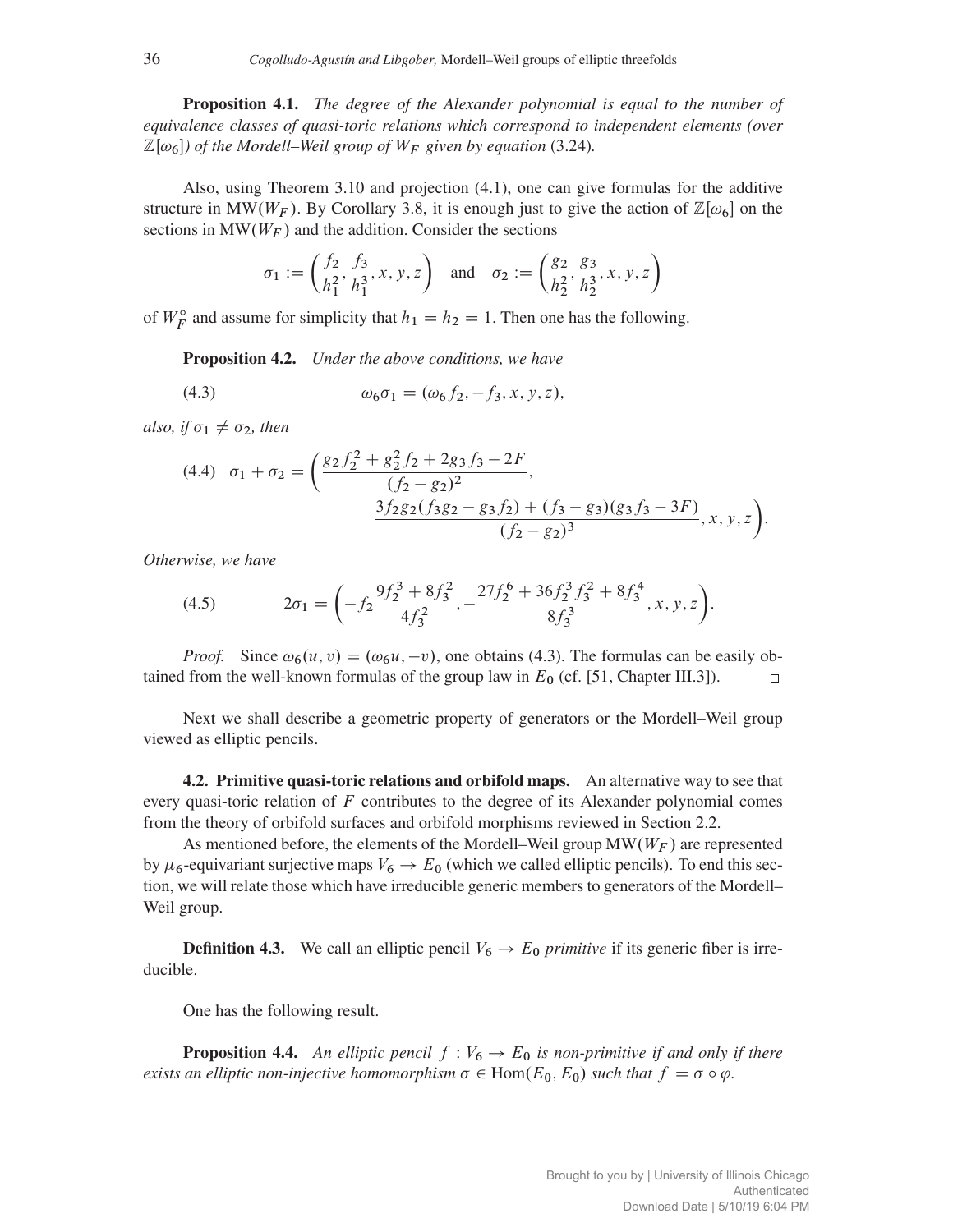**Proposition 4.1.** *The degree of the Alexander polynomial is equal to the number of equivalence classes of quasi-toric relations which correspond to independent elements (over $\mathbb{Z}[\omega_6]$) of the Mordell–Weil group of $W_F$ given by equation* (3.24)*.*

Also, using Theorem 3.10 and projection (4.1), one can give formulas for the additive structure in $\mathrm{MW}(W_F)$. By Corollary 3.8, it is enough just to give the action of $\mathbb{Z}[\omega_6]$ on the sections in $\mathrm{MW}(W_F)$ and the addition. Consider the sections

$$\sigma_1 := \left(\frac{f_2}{h_1^2}, \frac{f_3}{h_1^3}, x, y, z\right) \quad \text{and} \quad \sigma_2 := \left(\frac{g_2}{h_2^2}, \frac{g_3}{h_2^3}, x, y, z\right)$$

of $W_F^\circ$ and assume for simplicity that $h_1 = h_2 = 1$. Then one has the following.

**Proposition 4.2.** *Under the above conditions, we have*

$$\omega_6 \sigma_1 = (\omega_6 f_2, -f_3, x, y, z), \tag{4.3}$$

*also, if $\sigma_1 \neq \sigma_2$, then*

$$\sigma_1 + \sigma_2 = \left(\frac{g_2 f_2^2 + g_2^2 f_2 + 2g_3 f_3 - 2F}{(f_2 - g_2)^2}, \frac{3f_2 g_2(f_3 g_2 - g_3 f_2) + (f_3 - g_3)(g_3 f_3 - 3F)}{(f_2 - g_2)^3}, x, y, z\right). \tag{4.4}$$

*Otherwise, we have*

$$2\sigma_1 = \left(-f_2 \frac{9f_2^3 + 8f_3^2}{4f_3^2}, -\frac{27f_2^6 + 36f_2^3 f_3^2 + 8f_3^4}{8f_3^3}, x, y, z\right). \tag{4.5}$$

*Proof.* Since $\omega_6(u, v) = (\omega_6 u, -v)$, one obtains (4.3). The formulas can be easily obtained from the well-known formulas of the group law in $E_0$ (cf. [51, Chapter III.3]). $\square$

Next we shall describe a geometric property of generators or the Mordell–Weil group viewed as elliptic pencils.

**4.2. Primitive quasi-toric relations and orbifold maps.** An alternative way to see that every quasi-toric relation of $F$ contributes to the degree of its Alexander polynomial comes from the theory of orbifold surfaces and orbifold morphisms reviewed in Section 2.2.

As mentioned before, the elements of the Mordell–Weil group $\mathrm{MW}(W_F)$ are represented by $\mu_6$-equivariant surjective maps $V_6 \to E_0$ (which we called elliptic pencils). To end this section, we will relate those which have irreducible generic members to generators of the Mordell–Weil group.

**Definition 4.3.** We call an elliptic pencil $V_6 \to E_0$ *primitive* if its generic fiber is irreducible.

One has the following result.

**Proposition 4.4.** *An elliptic pencil $f : V_6 \to E_0$ is non-primitive if and only if there exists an elliptic non-injective homomorphism $\sigma \in \mathrm{Hom}(E_0, E_0)$ such that $f = \sigma \circ \varphi$.*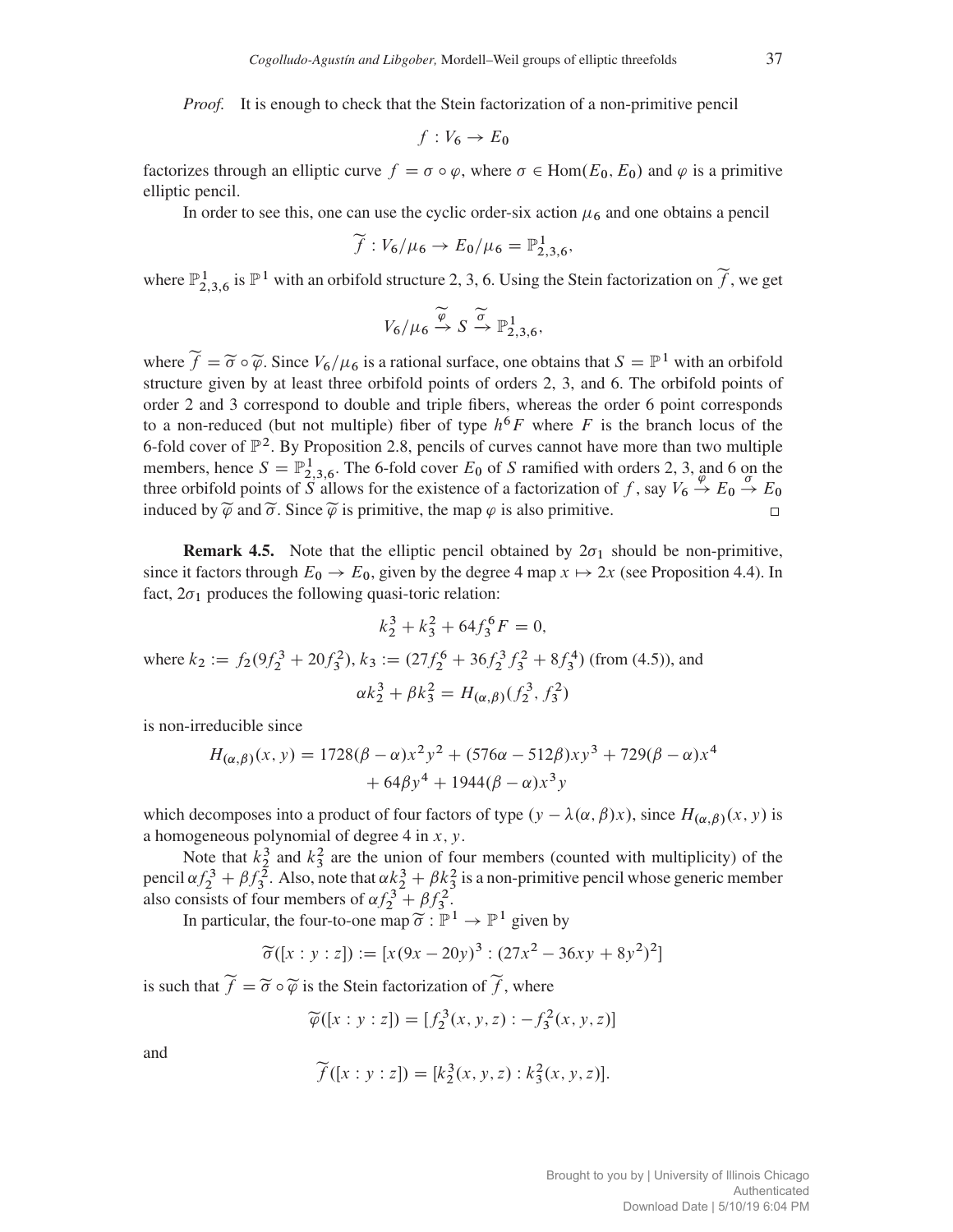*Proof.* It is enough to check that the Stein factorization of a non-primitive pencil

$$f : V_6 \to E_0$$

factorizes through an elliptic curve $f = \sigma \circ \varphi$, where $\sigma \in \mathrm{Hom}(E_0, E_0)$ and $\varphi$ is a primitive elliptic pencil.

In order to see this, one can use the cyclic order-six action $\mu_6$ and one obtains a pencil

$$\widetilde{f} : V_6/\mu_6 \to E_0/\mu_6 = \mathbb{P}^1_{2,3,6},$$

where $\mathbb{P}^1_{2,3,6}$ is $\mathbb{P}^1$ with an orbifold structure 2, 3, 6. Using the Stein factorization on $\widetilde{f}$, we get

$$V_6/\mu_6 \xrightarrow{\widetilde{\varphi}} S \xrightarrow{\widetilde{\sigma}} \mathbb{P}^1_{2,3,6},$$

where $\widetilde{f} = \widetilde{\sigma} \circ \widetilde{\varphi}$. Since $V_6/\mu_6$ is a rational surface, one obtains that $S = \mathbb{P}^1$ with an orbifold structure given by at least three orbifold points of orders 2, 3, and 6. The orbifold points of order 2 and 3 correspond to double and triple fibers, whereas the order 6 point corresponds to a non-reduced (but not multiple) fiber of type $h^6 F$ where $F$ is the branch locus of the 6-fold cover of $\mathbb{P}^2$. By Proposition 2.8, pencils of curves cannot have more than two multiple members, hence $S = \mathbb{P}^1_{2,3,6}$. The 6-fold cover $E_0$ of $S$ ramified with orders 2, 3, and 6 on the three orbifold points of $S$ allows for the existence of a factorization of $f$, say $V_6 \xrightarrow{\varphi} E_0 \xrightarrow{\sigma} E_0$ induced by $\widetilde{\varphi}$ and $\widetilde{\sigma}$. Since $\widetilde{\varphi}$ is primitive, the map $\varphi$ is also primitive. $\square$

**Remark 4.5.** Note that the elliptic pencil obtained by $2\sigma_1$ should be non-primitive, since it factors through $E_0 \to E_0$, given by the degree 4 map $x \mapsto 2x$ (see Proposition 4.4). In fact, $2\sigma_1$ produces the following quasi-toric relation:

$$k_2^3 + k_3^2 + 64 f_3^6 F = 0,$$

where $k_2 := f_2(9f_2^3 + 20f_3^2)$, $k_3 := (27f_2^6 + 36f_2^3 f_3^2 + 8f_3^4)$ (from (4.5)), and

$$\alpha k_2^3 + \beta k_3^2 = H_{(\alpha,\beta)}(f_2^3, f_3^2)$$

is non-irreducible since

$$\begin{aligned} H_{(\alpha,\beta)}(x, y) = 1728(\beta - \alpha)x^2 y^2 + (576\alpha - 512\beta)xy^3 + 729(\beta - \alpha)x^4 \\ + 64\beta y^4 + 1944(\beta - \alpha)x^3 y \end{aligned}$$

which decomposes into a product of four factors of type $(y - \lambda(\alpha, \beta)x)$, since $H_{(\alpha,\beta)}(x, y)$ is a homogeneous polynomial of degree 4 in $x, y$.

Note that $k_2^3$ and $k_3^2$ are the union of four members (counted with multiplicity) of the pencil $\alpha f_2^3 + \beta f_3^2$. Also, note that $\alpha k_2^3 + \beta k_3^2$ is a non-primitive pencil whose generic member also consists of four members of $\alpha f_2^3 + \beta f_3^2$.

In particular, the four-to-one map $\widetilde{\sigma} : \mathbb{P}^1 \to \mathbb{P}^1$ given by

$$\widetilde{\sigma}([x : y : z]) := [x(9x - 20y)^3 : (27x^2 - 36xy + 8y^2)^2]$$

is such that $\widetilde{f} = \widetilde{\sigma} \circ \widetilde{\varphi}$ is the Stein factorization of $\widetilde{f}$, where

$$\widetilde{\varphi}([x : y : z]) = [f_2^3(x, y, z) : -f_3^2(x, y, z)]$$

and

$$\widetilde{f}([x : y : z]) = [k_2^3(x, y, z) : k_3^2(x, y, z)].$$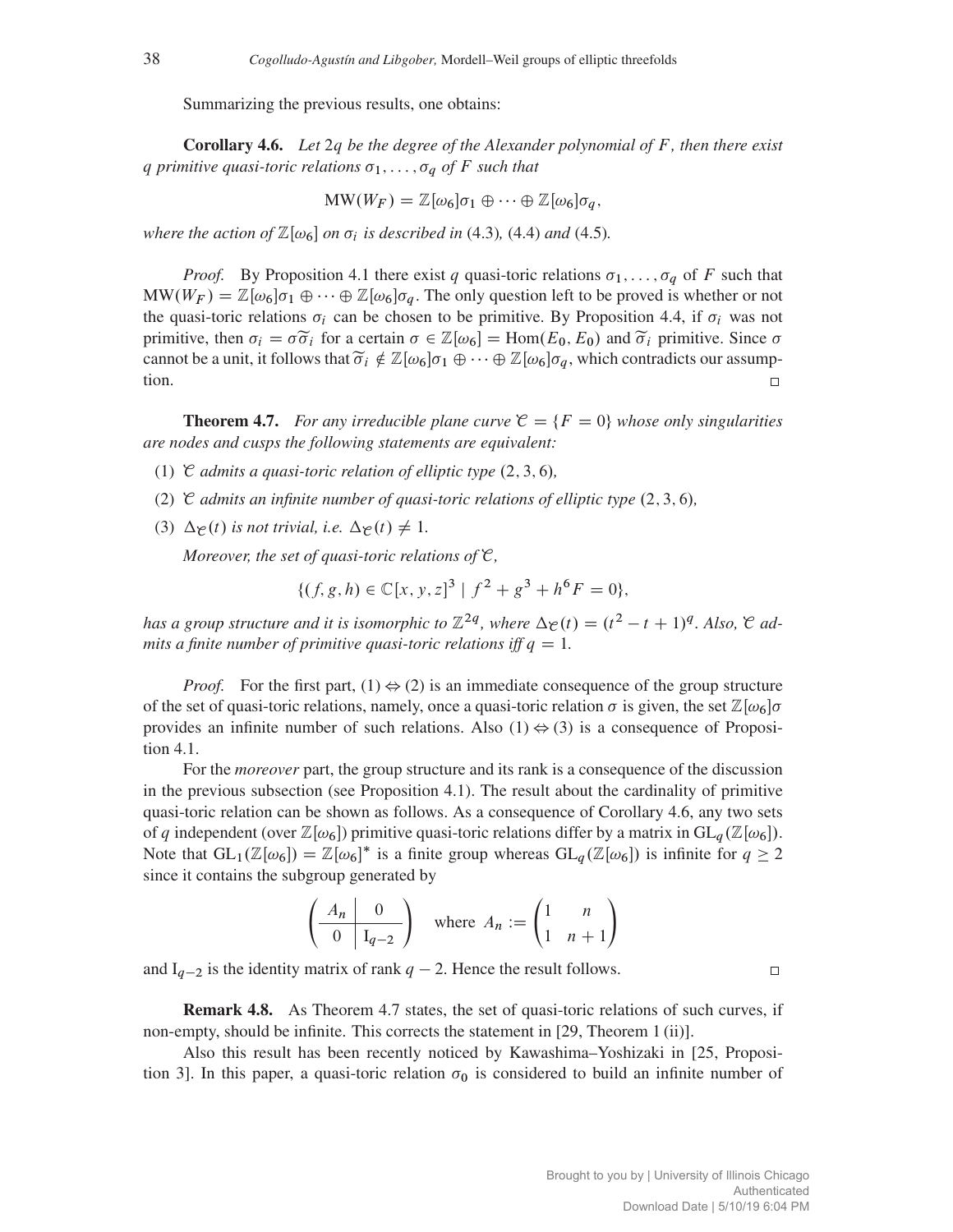Summarizing the previous results, one obtains:

**Corollary 4.6.** *Let $2q$ be the degree of the Alexander polynomial of $F$, then there exist $q$ primitive quasi-toric relations $\sigma_1, \dots, \sigma_q$ of $F$ such that*

$$\mathrm{MW}(W_F) = \mathbb{Z}[\omega_6]\sigma_1 \oplus \cdots \oplus \mathbb{Z}[\omega_6]\sigma_q,$$

*where the action of $\mathbb{Z}[\omega_6]$ on $\sigma_i$ is described in* (4.3), (4.4) *and* (4.5).

*Proof.* By Proposition 4.1 there exist $q$ quasi-toric relations $\sigma_1, \dots, \sigma_q$ of $F$ such that $\mathrm{MW}(W_F) = \mathbb{Z}[\omega_6]\sigma_1 \oplus \cdots \oplus \mathbb{Z}[\omega_6]\sigma_q$. The only question left to be proved is whether or not the quasi-toric relations $\sigma_i$ can be chosen to be primitive. By Proposition 4.4, if $\sigma_i$ was not primitive, then $\sigma_i = \sigma\widetilde{\sigma}_i$ for a certain $\sigma \in \mathbb{Z}[\omega_6] = \mathrm{Hom}(E_0, E_0)$ and $\widetilde{\sigma}_i$ primitive. Since $\sigma$ cannot be a unit, it follows that $\widetilde{\sigma}_i \notin \mathbb{Z}[\omega_6]\sigma_1 \oplus \cdots \oplus \mathbb{Z}[\omega_6]\sigma_q$, which contradicts our assumption. □

**Theorem 4.7.** *For any irreducible plane curve $\mathcal{C} = \{F = 0\}$ whose only singularities are nodes and cusps the following statements are equivalent:*

(1) *$\mathcal{C}$ admits a quasi-toric relation of elliptic type $(2, 3, 6)$,*

(2) *$\mathcal{C}$ admits an infinite number of quasi-toric relations of elliptic type $(2, 3, 6)$,*

(3) *$\Delta_{\mathcal{C}}(t)$ is not trivial, i.e. $\Delta_{\mathcal{C}}(t) \neq 1$.*

*Moreover, the set of quasi-toric relations of $\mathcal{C}$,*

$$\{(f, g, h) \in \mathbb{C}[x, y, z]^3 \mid f^2 + g^3 + h^6 F = 0\},$$

*has a group structure and it is isomorphic to $\mathbb{Z}^{2q}$, where $\Delta_{\mathcal{C}}(t) = (t^2 - t + 1)^q$. Also, $\mathcal{C}$ admits a finite number of primitive quasi-toric relations iff $q = 1$.*

*Proof.* For the first part, $(1) \Leftrightarrow (2)$ is an immediate consequence of the group structure of the set of quasi-toric relations, namely, once a quasi-toric relation $\sigma$ is given, the set $\mathbb{Z}[\omega_6]\sigma$ provides an infinite number of such relations. Also $(1) \Leftrightarrow (3)$ is a consequence of Proposition 4.1.

For the *moreover* part, the group structure and its rank is a consequence of the discussion in the previous subsection (see Proposition 4.1). The result about the cardinality of primitive quasi-toric relation can be shown as follows. As a consequence of Corollary 4.6, any two sets of $q$ independent (over $\mathbb{Z}[\omega_6]$) primitive quasi-toric relations differ by a matrix in $\mathrm{GL}_q(\mathbb{Z}[\omega_6])$. Note that $\mathrm{GL}_1(\mathbb{Z}[\omega_6]) = \mathbb{Z}[\omega_6]^*$ is a finite group whereas $\mathrm{GL}_q(\mathbb{Z}[\omega_6])$ is infinite for $q \geq 2$ since it contains the subgroup generated by

$$\left(\begin{array}{c|c} A_n & 0 \\ \hline 0 & \mathrm{I}_{q-2} \end{array}\right) \quad \text{where } A_n := \begin{pmatrix} 1 & n \\ 1 & n+1 \end{pmatrix}$$

and $\mathrm{I}_{q-2}$ is the identity matrix of rank $q - 2$. Hence the result follows. □

**Remark 4.8.** As Theorem 4.7 states, the set of quasi-toric relations of such curves, if non-empty, should be infinite. This corrects the statement in [29, Theorem 1 (ii)].

Also this result has been recently noticed by Kawashima–Yoshizaki in [25, Proposition 3]. In this paper, a quasi-toric relation $\sigma_0$ is considered to build an infinite number of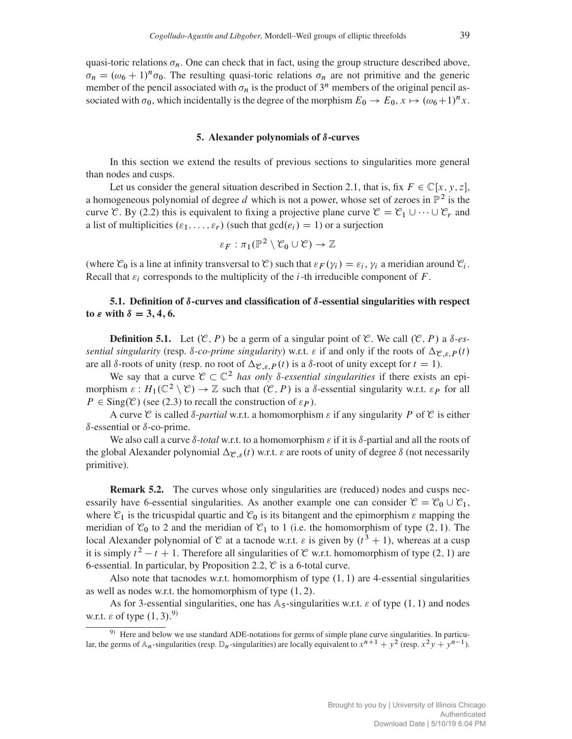quasi-toric relations $\sigma_n$. One can check that in fact, using the group structure described above, $\sigma_n = (\omega_6 + 1)^n \sigma_0$. The resulting quasi-toric relations $\sigma_n$ are not primitive and the generic member of the pencil associated with $\sigma_n$ is the product of $3^n$ members of the original pencil associated with $\sigma_0$, which incidentally is the degree of the morphism $E_0 \to E_0, x \mapsto (\omega_6+1)^n x$.

## 5. Alexander polynomials of $\delta$-curves

In this section we extend the results of previous sections to singularities more general than nodes and cusps.

Let us consider the general situation described in Section 2.1, that is, fix $F \in \mathbb{C}[x, y, z]$, a homogeneous polynomial of degree $d$ which is not a power, whose set of zeroes in $\mathbb{P}^2$ is the curve $\mathcal{C}$. By (2.2) this is equivalent to fixing a projective plane curve $\mathcal{C} = \mathcal{C}_1 \cup \cdots \cup \mathcal{C}_r$ and a list of multiplicities $(\varepsilon_1, \ldots, \varepsilon_r)$ (such that $\gcd(e_i) = 1$) or a surjection

$$\varepsilon_F : \pi_1(\mathbb{P}^2 \setminus \mathcal{C}_0 \cup \mathcal{C}) \to \mathbb{Z}$$

(where $\mathcal{C}_0$ is a line at infinity transversal to $\mathcal{C}$) such that $\varepsilon_F(\gamma_i) = \varepsilon_i$, $\gamma_i$ a meridian around $\mathcal{C}_i$. Recall that $\varepsilon_i$ corresponds to the multiplicity of the $i$-th irreducible component of $F$.

### 5.1. Definition of $\delta$-curves and classification of $\delta$-essential singularities with respect to $\varepsilon$ with $\delta = 3, 4, 6$.

**Definition 5.1.** Let $(\mathcal{C}, P)$ be a germ of a singular point of $\mathcal{C}$. We call $(\mathcal{C}, P)$ a *$\delta$-essential singularity* (resp. *$\delta$-co-prime singularity*) w.r.t. $\varepsilon$ if and only if the roots of $\Delta_{\mathcal{C},\varepsilon,P}(t)$ are all $\delta$-roots of unity (resp. no root of $\Delta_{\mathcal{C},\varepsilon,P}(t)$ is a $\delta$-root of unity except for $t = 1$).

We say that a curve $\mathcal{C} \subset \mathbb{C}^2$ *has only $\delta$-essential singularities* if there exists an epimorphism $\varepsilon : H_1(\mathbb{C}^2 \setminus \mathcal{C}) \to \mathbb{Z}$ such that $(\mathcal{C}, P)$ is a $\delta$-essential singularity w.r.t. $\varepsilon_P$ for all $P \in \mathrm{Sing}(\mathcal{C})$ (see (2.3) to recall the construction of $\varepsilon_P$).

A curve $\mathcal{C}$ is called *$\delta$-partial* w.r.t. a homomorphism $\varepsilon$ if any singularity $P$ of $\mathcal{C}$ is either $\delta$-essential or $\delta$-co-prime.

We also call a curve *$\delta$-total* w.r.t. to a homomorphism $\varepsilon$ if it is $\delta$-partial and all the roots of the global Alexander polynomial $\Delta_{\mathcal{C},\varepsilon}(t)$ w.r.t. $\varepsilon$ are roots of unity of degree $\delta$ (not necessarily primitive).

**Remark 5.2.** The curves whose only singularities are (reduced) nodes and cusps necessarily have 6-essential singularities. As another example one can consider $\mathcal{C} = \mathcal{C}_0 \cup \mathcal{C}_1$, where $\mathcal{C}_1$ is the tricuspidal quartic and $\mathcal{C}_0$ is its bitangent and the epimorphism $\varepsilon$ mapping the meridian of $\mathcal{C}_0$ to 2 and the meridian of $\mathcal{C}_1$ to 1 (i.e. the homomorphism of type $(2, 1)$. The local Alexander polynomial of $\mathcal{C}$ at a tacnode w.r.t. $\varepsilon$ is given by $(t^3 + 1)$, whereas at a cusp it is simply $t^2 - t + 1$. Therefore all singularities of $\mathcal{C}$ w.r.t. homomorphism of type $(2, 1)$ are 6-essential. In particular, by Proposition 2.2, $\mathcal{C}$ is a 6-total curve.

Also note that tacnodes w.r.t. homomorphism of type $(1, 1)$ are 4-essential singularities as well as nodes w.r.t. the homomorphism of type $(1, 2)$.

As for 3-essential singularities, one has $\mathbb{A}_5$-singularities w.r.t. $\varepsilon$ of type $(1, 1)$ and nodes w.r.t. $\varepsilon$ of type $(1, 3)$.[9]

---

[9] Here and below we use standard ADE-notations for germs of simple plane curve singularities. In particular, the germs of $\mathbb{A}_n$-singularities (resp. $\mathbb{D}_n$-singularities) are locally equivalent to $x^{n+1} + y^2$ (resp. $x^2 y + y^{n-1}$).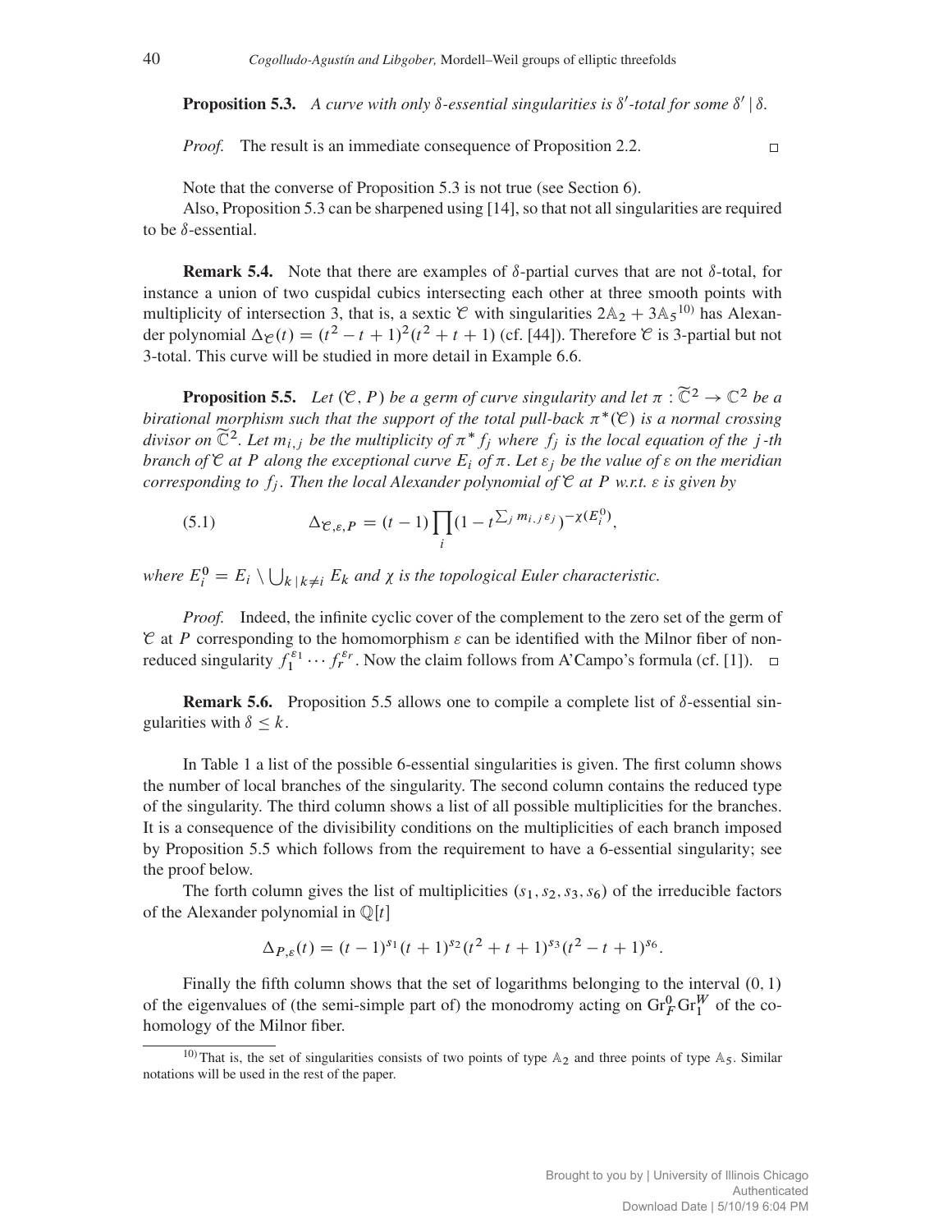**Proposition 5.3.** *A curve with only $\delta$-essential singularities is $\delta'$-total for some $\delta' \mid \delta$.*

*Proof.* The result is an immediate consequence of Proposition 2.2. $\square$

Note that the converse of Proposition 5.3 is not true (see Section 6).

Also, Proposition 5.3 can be sharpened using [14], so that not all singularities are required to be $\delta$-essential.

**Remark 5.4.** Note that there are examples of $\delta$-partial curves that are not $\delta$-total, for instance a union of two cuspidal cubics intersecting each other at three smooth points with multiplicity of intersection 3, that is, a sextic $\mathcal{C}$ with singularities $2\mathbb{A}_2 + 3\mathbb{A}_5$[10] has Alexander polynomial $\Delta_{\mathcal{C}}(t) = (t^2 - t + 1)^2(t^2 + t + 1)$ (cf. [44]). Therefore $\mathcal{C}$ is 3-partial but not 3-total. This curve will be studied in more detail in Example 6.6.

**Proposition 5.5.** *Let $(\mathcal{C}, P)$ be a germ of curve singularity and let $\pi : \widetilde{\mathbb{C}}^2 \to \mathbb{C}^2$ be a birational morphism such that the support of the total pull-back $\pi^*(\mathcal{C})$ is a normal crossing divisor on $\widetilde{\mathbb{C}}^2$. Let $m_{i,j}$ be the multiplicity of $\pi^* f_j$ where $f_j$ is the local equation of the $j$-th branch of $\mathcal{C}$ at $P$ along the exceptional curve $E_i$ of $\pi$. Let $\varepsilon_j$ be the value of $\varepsilon$ on the meridian corresponding to $f_j$. Then the local Alexander polynomial of $\mathcal{C}$ at $P$ w.r.t. $\varepsilon$ is given by*

$$\Delta_{\mathcal{C},\varepsilon,P} = (t-1)\prod_i (1 - t^{\sum_j m_{i,j}\varepsilon_j})^{-\chi(E_i^0)}, \tag{5.1}$$

*where $E_i^0 = E_i \setminus \bigcup_{k \mid k \neq i} E_k$ and $\chi$ is the topological Euler characteristic.*

*Proof.* Indeed, the infinite cyclic cover of the complement to the zero set of the germ of $\mathcal{C}$ at $P$ corresponding to the homomorphism $\varepsilon$ can be identified with the Milnor fiber of non-reduced singularity $f_1^{\varepsilon_1} \cdots f_r^{\varepsilon_r}$. Now the claim follows from A'Campo's formula (cf. [1]). $\square$

**Remark 5.6.** Proposition 5.5 allows one to compile a complete list of $\delta$-essential singularities with $\delta \leq k$.

In Table 1 a list of the possible 6-essential singularities is given. The first column shows the number of local branches of the singularity. The second column contains the reduced type of the singularity. The third column shows a list of all possible multiplicities for the branches. It is a consequence of the divisibility conditions on the multiplicities of each branch imposed by Proposition 5.5 which follows from the requirement to have a 6-essential singularity; see the proof below.

The forth column gives the list of multiplicities $(s_1, s_2, s_3, s_6)$ of the irreducible factors of the Alexander polynomial in $\mathbb{Q}[t]$

$$\Delta_{P,\varepsilon}(t) = (t-1)^{s_1}(t+1)^{s_2}(t^2+t+1)^{s_3}(t^2-t+1)^{s_6}.$$

Finally the fifth column shows that the set of logarithms belonging to the interval $(0, 1)$ of the eigenvalues of (the semi-simple part of) the monodromy acting on $\mathrm{Gr}_F^0 \mathrm{Gr}_1^W$ of the cohomology of the Milnor fiber.

[10] That is, the set of singularities consists of two points of type $\mathbb{A}_2$ and three points of type $\mathbb{A}_5$. Similar notations will be used in the rest of the paper.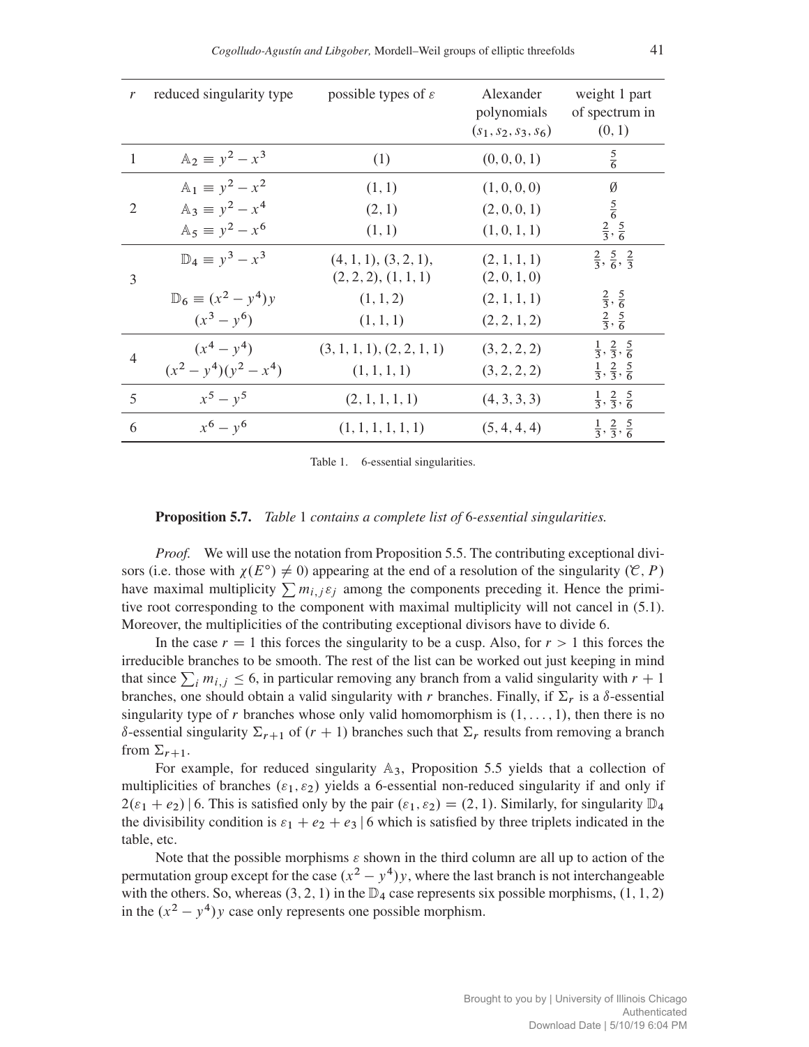| $r$ | reduced singularity type | possible types of $\varepsilon$ | Alexander polynomials $(s_1, s_2, s_3, s_6)$ | weight 1 part of spectrum in $(0, 1)$ |
|---|---|---|---|---|
| 1 | $\mathbb{A}_2 \equiv y^2 - x^3$ | $(1)$ | $(0, 0, 0, 1)$ | $\frac{5}{6}$ |
| 2 | $\mathbb{A}_1 \equiv y^2 - x^2$ | $(1, 1)$ | $(1, 0, 0, 0)$ | $\emptyset$ |
| | $\mathbb{A}_3 \equiv y^2 - x^4$ | $(2, 1)$ | $(2, 0, 0, 1)$ | $\frac{5}{6}$ |
| | $\mathbb{A}_5 \equiv y^2 - x^6$ | $(1, 1)$ | $(1, 0, 1, 1)$ | $\frac{2}{3}, \frac{5}{6}$ |
| 3 | $\mathbb{D}_4 \equiv y^3 - x^3$ | $(4, 1, 1), (3, 2, 1),$ $(2, 2, 2), (1, 1, 1)$ | $(2, 1, 1, 1)$ $(2, 0, 1, 0)$ | $\frac{2}{3}, \frac{5}{6}, \frac{2}{3}$ |
| | $\mathbb{D}_6 \equiv (x^2 - y^4)y$ | $(1, 1, 2)$ | $(2, 1, 1, 1)$ | $\frac{2}{3}, \frac{5}{6}$ |
| | $(x^3 - y^6)$ | $(1, 1, 1)$ | $(2, 2, 1, 2)$ | $\frac{2}{3}, \frac{5}{6}$ |
| 4 | $(x^4 - y^4)$ | $(3, 1, 1, 1), (2, 2, 1, 1)$ | $(3, 2, 2, 2)$ | $\frac{1}{3}, \frac{2}{3}, \frac{5}{6}$ |
| | $(x^2 - y^4)(y^2 - x^4)$ | $(1, 1, 1, 1)$ | $(3, 2, 2, 2)$ | $\frac{1}{3}, \frac{2}{3}, \frac{5}{6}$ |
| 5 | $x^5 - y^5$ | $(2, 1, 1, 1, 1)$ | $(4, 3, 3, 3)$ | $\frac{1}{3}, \frac{2}{3}, \frac{5}{6}$ |
| 6 | $x^6 - y^6$ | $(1, 1, 1, 1, 1, 1)$ | $(5, 4, 4, 4)$ | $\frac{1}{3}, \frac{2}{3}, \frac{5}{6}$ |

Table 1. 6-essential singularities.

**Proposition 5.7.** *Table* 1 *contains a complete list of* 6*-essential singularities.*

*Proof.* We will use the notation from Proposition 5.5. The contributing exceptional divisors (i.e. those with $\chi(E^\circ) \neq 0$) appearing at the end of a resolution of the singularity $(\mathcal{C}, P)$ have maximal multiplicity $\sum m_{i,j}\varepsilon_j$ among the components preceding it. Hence the primitive root corresponding to the component with maximal multiplicity will not cancel in (5.1). Moreover, the multiplicities of the contributing exceptional divisors have to divide 6.

In the case $r = 1$ this forces the singularity to be a cusp. Also, for $r > 1$ this forces the irreducible branches to be smooth. The rest of the list can be worked out just keeping in mind that since $\sum_i m_{i,j} \leq 6$, in particular removing any branch from a valid singularity with $r + 1$ branches, one should obtain a valid singularity with $r$ branches. Finally, if $\Sigma_r$ is a $\delta$-essential singularity type of $r$ branches whose only valid homomorphism is $(1, \dots, 1)$, then there is no $\delta$-essential singularity $\Sigma_{r+1}$ of $(r + 1)$ branches such that $\Sigma_r$ results from removing a branch from $\Sigma_{r+1}$.

For example, for reduced singularity $\mathbb{A}_3$, Proposition 5.5 yields that a collection of multiplicities of branches $(\varepsilon_1, \varepsilon_2)$ yields a 6-essential non-reduced singularity if and only if $2(\varepsilon_1 + e_2) \mid 6$. This is satisfied only by the pair $(\varepsilon_1, \varepsilon_2) = (2, 1)$. Similarly, for singularity $\mathbb{D}_4$ the divisibility condition is $\varepsilon_1 + e_2 + e_3 \mid 6$ which is satisfied by three triplets indicated in the table, etc.

Note that the possible morphisms $\varepsilon$ shown in the third column are all up to action of the permutation group except for the case $(x^2 - y^4)y$, where the last branch is not interchangeable with the others. So, whereas $(3, 2, 1)$ in the $\mathbb{D}_4$ case represents six possible morphisms, $(1, 1, 2)$ in the $(x^2 - y^4)y$ case only represents one possible morphism.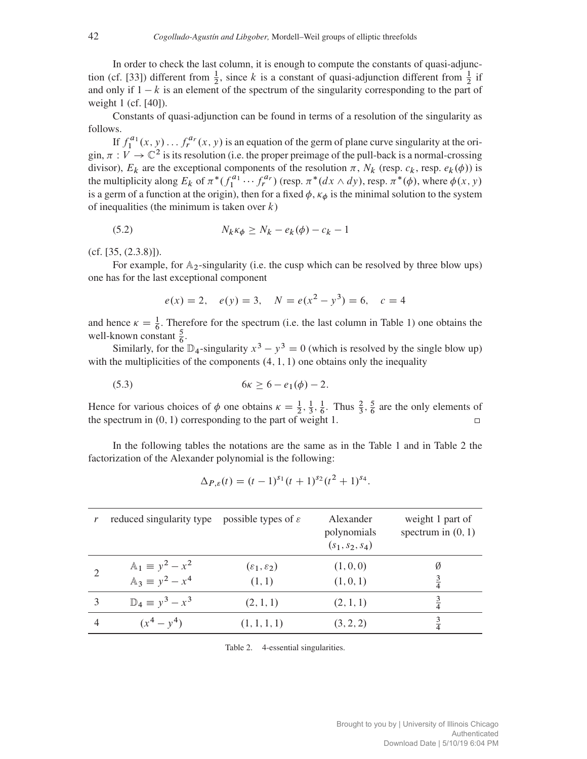In order to check the last column, it is enough to compute the constants of quasi-adjunction (cf. [33]) different from $\frac{1}{2}$, since $k$ is a constant of quasi-adjunction different from $\frac{1}{2}$ if and only if $1-k$ is an element of the spectrum of the singularity corresponding to the part of weight 1 (cf. [40]).

Constants of quasi-adjunction can be found in terms of a resolution of the singularity as follows.

If $f_1^{a_1}(x,y)\dots f_r^{a_r}(x,y)$ is an equation of the germ of plane curve singularity at the origin, $\pi : V \to \mathbb{C}^2$ is its resolution (i.e. the proper preimage of the pull-back is a normal-crossing divisor), $E_k$ are the exceptional components of the resolution $\pi$, $N_k$ (resp. $c_k$, resp. $e_k(\phi)$) is the multiplicity along $E_k$ of $\pi^*(f_1^{a_1}\cdots f_r^{a_r})$ (resp. $\pi^*(dx\wedge dy)$, resp. $\pi^*(\phi)$, where $\phi(x,y)$ is a germ of a function at the origin), then for a fixed $\phi$, $\kappa_\phi$ is the minimal solution to the system of inequalities (the minimum is taken over $k$)

$$N_k\kappa_\phi \geq N_k - e_k(\phi) - c_k - 1 \tag{5.2}$$

(cf. [35, (2.3.8)]).

For example, for $\mathbb{A}_2$-singularity (i.e. the cusp which can be resolved by three blow ups) one has for the last exceptional component

$$e(x)=2, \quad e(y)=3, \quad N=e(x^2-y^3)=6, \quad c=4$$

and hence $\kappa = \frac{1}{6}$. Therefore for the spectrum (i.e. the last column in Table 1) one obtains the well-known constant $\frac{5}{6}$.

Similarly, for the $\mathbb{D}_4$-singularity $x^3-y^3=0$ (which is resolved by the single blow up) with the multiplicities of the components $(4,1,1)$ one obtains only the inequality

$$6\kappa \geq 6 - e_1(\phi) - 2. \tag{5.3}$$

Hence for various choices of $\phi$ one obtains $\kappa = \frac{1}{2}, \frac{1}{3}, \frac{1}{6}$. Thus $\frac{2}{3}, \frac{5}{6}$ are the only elements of the spectrum in $(0,1)$ corresponding to the part of weight 1. □

In the following tables the notations are the same as in the Table 1 and in Table 2 the factorization of the Alexander polynomial is the following:

$$\Delta_{P,\varepsilon}(t) = (t-1)^{s_1}(t+1)^{s_2}(t^2+1)^{s_4}.$$

| $r$ | reduced singularity type | possible types of $\varepsilon$ | Alexander polynomials $(s_1,s_2,s_4)$ | weight 1 part of spectrum in $(0,1)$ |
|---|---|---|---|---|
| 2 | $\mathbb{A}_1 \equiv y^2-x^2$ | $(\varepsilon_1,\varepsilon_2)$ | $(1,0,0)$ | $\emptyset$ |
| | $\mathbb{A}_3 \equiv y^2-x^4$ | $(1,1)$ | $(1,0,1)$ | $\frac{3}{4}$ |
| 3 | $\mathbb{D}_4 \equiv y^3-x^3$ | $(2,1,1)$ | $(2,1,1)$ | $\frac{3}{4}$ |
| 4 | $(x^4-y^4)$ | $(1,1,1,1)$ | $(3,2,2)$ | $\frac{3}{4}$ |

Table 2. 4-essential singularities.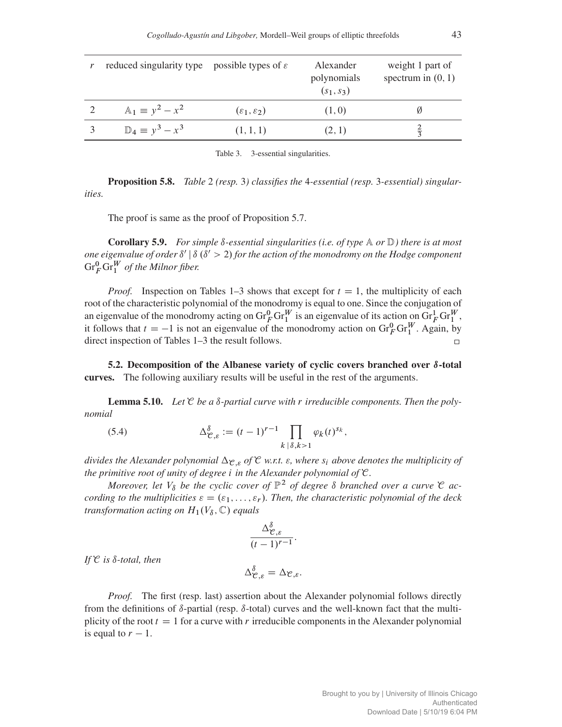| $r$ | reduced singularity type | possible types of $\varepsilon$ | Alexander polynomials $(s_1, s_3)$ | weight 1 part of spectrum in $(0, 1)$ |
|---|---|---|---|---|
| 2 | $\mathbb{A}_1 \equiv y^2 - x^2$ | $(\varepsilon_1, \varepsilon_2)$ | $(1, 0)$ | $\emptyset$ |
| 3 | $\mathbb{D}_4 \equiv y^3 - x^3$ | $(1, 1, 1)$ | $(2, 1)$ | $\frac{2}{3}$ |

Table 3. 3-essential singularities.

**Proposition 5.8.** *Table* 2 *(resp.* 3*) classifies the* 4*-essential (resp.* 3*-essential) singularities.*

The proof is same as the proof of Proposition 5.7.

**Corollary 5.9.** *For simple $\delta$-essential singularities (i.e. of type $\mathbb{A}$ or $\mathbb{D}$) there is at most one eigenvalue of order $\delta' \mid \delta$ ($\delta' > 2$) for the action of the monodromy on the Hodge component $\mathrm{Gr}_F^0 \mathrm{Gr}_1^W$ of the Milnor fiber.*

*Proof.* Inspection on Tables 1–3 shows that except for $t = 1$, the multiplicity of each root of the characteristic polynomial of the monodromy is equal to one. Since the conjugation of an eigenvalue of the monodromy acting on $\mathrm{Gr}_F^0 \mathrm{Gr}_1^W$ is an eigenvalue of its action on $\mathrm{Gr}_F^1 \mathrm{Gr}_1^W$, it follows that $t = -1$ is not an eigenvalue of the monodromy action on $\mathrm{Gr}_F^0 \mathrm{Gr}_1^W$. Again, by direct inspection of Tables 1–3 the result follows. □

**5.2. Decomposition of the Albanese variety of cyclic covers branched over $\delta$-total curves.** The following auxiliary results will be useful in the rest of the arguments.

**Lemma 5.10.** *Let $\mathcal{C}$ be a $\delta$-partial curve with $r$ irreducible components. Then the polynomial*

$$\Delta^{\delta}_{\mathcal{C},\varepsilon} := (t-1)^{r-1} \prod_{k \mid \delta, k > 1} \varphi_k(t)^{s_k}, \tag{5.4}$$

*divides the Alexander polynomial $\Delta_{\mathcal{C},\varepsilon}$ of $\mathcal{C}$ w.r.t. $\varepsilon$, where $s_i$ above denotes the multiplicity of the primitive root of unity of degree $i$ in the Alexander polynomial of $\mathcal{C}$.*

*Moreover, let $V_\delta$ be the cyclic cover of $\mathbb{P}^2$ of degree $\delta$ branched over a curve $\mathcal{C}$ according to the multiplicities $\varepsilon = (\varepsilon_1, \dots, \varepsilon_r)$. Then, the characteristic polynomial of the deck transformation acting on $H_1(V_\delta, \mathbb{C})$ equals*

$$\frac{\Delta^{\delta}_{\mathcal{C},\varepsilon}}{(t-1)^{r-1}}.$$

*If $\mathcal{C}$ is $\delta$-total, then*

$$\Delta^{\delta}_{\mathcal{C},\varepsilon} = \Delta_{\mathcal{C},\varepsilon}.$$

*Proof.* The first (resp. last) assertion about the Alexander polynomial follows directly from the definitions of $\delta$-partial (resp. $\delta$-total) curves and the well-known fact that the multiplicity of the root $t = 1$ for a curve with $r$ irreducible components in the Alexander polynomial is equal to $r - 1$.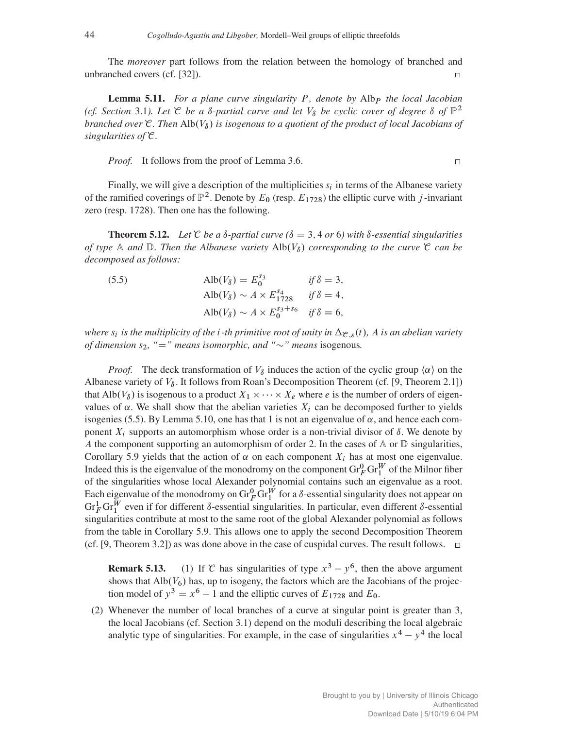The *moreover* part follows from the relation between the homology of branched and unbranched covers (cf. [32]). □

**Lemma 5.11.** *For a plane curve singularity $P$, denote by $\mathrm{Alb}_P$ the local Jacobian (cf. Section 3.1). Let $\mathcal{C}$ be a $\delta$-partial curve and let $V_\delta$ be cyclic cover of degree $\delta$ of $\mathbb{P}^2$ branched over $\mathcal{C}$. Then $\mathrm{Alb}(V_\delta)$ is isogenous to a quotient of the product of local Jacobians of singularities of $\mathcal{C}$.*

*Proof.* It follows from the proof of Lemma 3.6. □

Finally, we will give a description of the multiplicities $s_i$ in terms of the Albanese variety of the ramified coverings of $\mathbb{P}^2$. Denote by $E_0$ (resp. $E_{1728}$) the elliptic curve with $j$-invariant zero (resp. 1728). Then one has the following.

**Theorem 5.12.** *Let $\mathcal{C}$ be a $\delta$-partial curve ($\delta = 3, 4$ or $6$) with $\delta$-essential singularities of type $\mathbb{A}$ and $\mathbb{D}$. Then the Albanese variety $\mathrm{Alb}(V_\delta)$ corresponding to the curve $\mathcal{C}$ can be decomposed as follows:*

$$
\begin{aligned}
\mathrm{Alb}(V_\delta) &= E_0^{s_3} && \text{if } \delta = 3,\\
\mathrm{Alb}(V_\delta) &\sim A \times E_{1728}^{s_4} && \text{if } \delta = 4,\\
\mathrm{Alb}(V_\delta) &\sim A \times E_0^{s_3+s_6} && \text{if } \delta = 6,
\end{aligned}
\tag{5.5}
$$

*where $s_i$ is the multiplicity of the $i$-th primitive root of unity in $\Delta_{\mathcal{C},\varepsilon}(t)$, $A$ is an abelian variety of dimension $s_2$, "$=$" means isomorphic, and "$\sim$" means* isogenous.

*Proof.* The deck transformation of $V_\delta$ induces the action of the cyclic group $\langle\alpha\rangle$ on the Albanese variety of $V_\delta$. It follows from Roan's Decomposition Theorem (cf. [9, Theorem 2.1]) that $\mathrm{Alb}(V_\delta)$ is isogenous to a product $X_1 \times \cdots \times X_e$ where $e$ is the number of orders of eigenvalues of $\alpha$. We shall show that the abelian varieties $X_i$ can be decomposed further to yields isogenies (5.5). By Lemma 5.10, one has that 1 is not an eigenvalue of $\alpha$, and hence each component $X_i$ supports an automorphism whose order is a non-trivial divisor of $\delta$. We denote by $A$ the component supporting an automorphism of order 2. In the cases of $\mathbb{A}$ or $\mathbb{D}$ singularities, Corollary 5.9 yields that the action of $\alpha$ on each component $X_i$ has at most one eigenvalue. Indeed this is the eigenvalue of the monodromy on the component $\mathrm{Gr}_F^0 \mathrm{Gr}_1^W$ of the Milnor fiber of the singularities whose local Alexander polynomial contains such an eigenvalue as a root. Each eigenvalue of the monodromy on $\mathrm{Gr}_F^0 \mathrm{Gr}_1^W$ for a $\delta$-essential singularity does not appear on $\mathrm{Gr}_F^1 \mathrm{Gr}_1^W$ even if for different $\delta$-essential singularities. In particular, even different $\delta$-essential singularities contribute at most to the same root of the global Alexander polynomial as follows from the table in Corollary 5.9. This allows one to apply the second Decomposition Theorem (cf. [9, Theorem 3.2]) as was done above in the case of cuspidal curves. The result follows. □

**Remark 5.13.** (1) If $\mathcal{C}$ has singularities of type $x^3 - y^6$, then the above argument shows that $\mathrm{Alb}(V_6)$ has, up to isogeny, the factors which are the Jacobians of the projection model of $y^3 = x^6 - 1$ and the elliptic curves of $E_{1728}$ and $E_0$.

(2) Whenever the number of local branches of a curve at singular point is greater than 3, the local Jacobians (cf. Section 3.1) depend on the moduli describing the local algebraic analytic type of singularities. For example, in the case of singularities $x^4 - y^4$ the local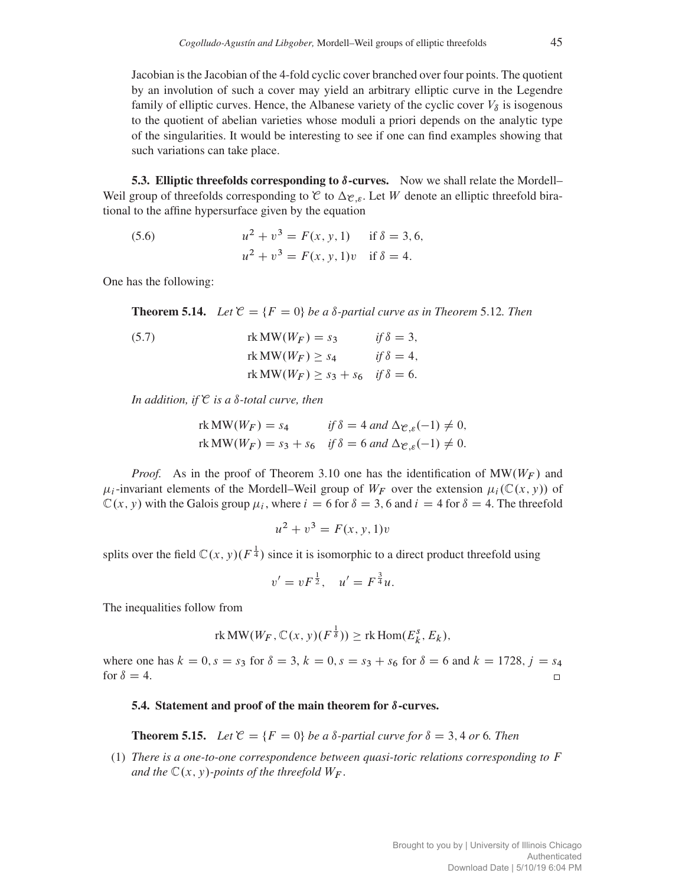Jacobian is the Jacobian of the 4-fold cyclic cover branched over four points. The quotient by an involution of such a cover may yield an arbitrary elliptic curve in the Legendre family of elliptic curves. Hence, the Albanese variety of the cyclic cover $V_\delta$ is isogenous to the quotient of abelian varieties whose moduli a priori depends on the analytic type of the singularities. It would be interesting to see if one can find examples showing that such variations can take place.

**5.3. Elliptic threefolds corresponding to $\delta$-curves.** Now we shall relate the Mordell–Weil group of threefolds corresponding to $\mathcal{C}$ to $\Delta_{\mathcal{C},\varepsilon}$. Let $W$ denote an elliptic threefold birational to the affine hypersurface given by the equation

$$
\begin{aligned}
(5.6) \qquad u^2 + v^3 &= F(x, y, 1) \quad \text{if } \delta = 3, 6, \\
u^2 + v^3 &= F(x, y, 1)v \quad \text{if } \delta = 4.
\end{aligned}
$$

One has the following:

**Theorem 5.14.** *Let $\mathcal{C} = \{F = 0\}$ be a $\delta$-partial curve as in Theorem 5.12. Then*

$$
\begin{aligned}
(5.7) \qquad \operatorname{rk} \mathrm{MW}(W_F) &= s_3 \qquad \text{if } \delta = 3, \\
\operatorname{rk} \mathrm{MW}(W_F) &\geq s_4 \qquad \text{if } \delta = 4, \\
\operatorname{rk} \mathrm{MW}(W_F) &\geq s_3 + s_6 \quad \text{if } \delta = 6.
\end{aligned}
$$

*In addition, if $\mathcal{C}$ is a $\delta$-total curve, then*

$$
\begin{aligned}
\operatorname{rk} \mathrm{MW}(W_F) &= s_4 \qquad \text{if } \delta = 4 \text{ and } \Delta_{\mathcal{C},\varepsilon}(-1) \neq 0, \\
\operatorname{rk} \mathrm{MW}(W_F) &= s_3 + s_6 \quad \text{if } \delta = 6 \text{ and } \Delta_{\mathcal{C},\varepsilon}(-1) \neq 0.
\end{aligned}
$$

*Proof.* As in the proof of Theorem 3.10 one has the identification of $\mathrm{MW}(W_F)$ and $\mu_i$-invariant elements of the Mordell–Weil group of $W_F$ over the extension $\mu_i(\mathbb{C}(x, y))$ of $\mathbb{C}(x, y)$ with the Galois group $\mu_i$, where $i = 6$ for $\delta = 3, 6$ and $i = 4$ for $\delta = 4$. The threefold

$$u^2 + v^3 = F(x, y, 1)v$$

splits over the field $\mathbb{C}(x, y)(F^{\frac{1}{4}})$ since it is isomorphic to a direct product threefold using

$$v' = vF^{\frac{1}{2}}, \quad u' = F^{\frac{3}{4}}u.$$

The inequalities follow from

$$\operatorname{rk} \mathrm{MW}(W_F, \mathbb{C}(x, y)(F^{\frac{1}{\delta}})) \geq \operatorname{rk} \operatorname{Hom}(E_k^s, E_k),$$

where one has $k = 0, s = s_3$ for $\delta = 3$, $k = 0, s = s_3 + s_6$ for $\delta = 6$ and $k = 1728$, $j = s_4$ for $\delta = 4$. $\square$

**5.4. Statement and proof of the main theorem for $\delta$-curves.**

**Theorem 5.15.** *Let $\mathcal{C} = \{F = 0\}$ be a $\delta$-partial curve for $\delta = 3, 4$ or $6$. Then*

(1) *There is a one-to-one correspondence between quasi-toric relations corresponding to $F$ and the $\mathbb{C}(x, y)$-points of the threefold $W_F$.*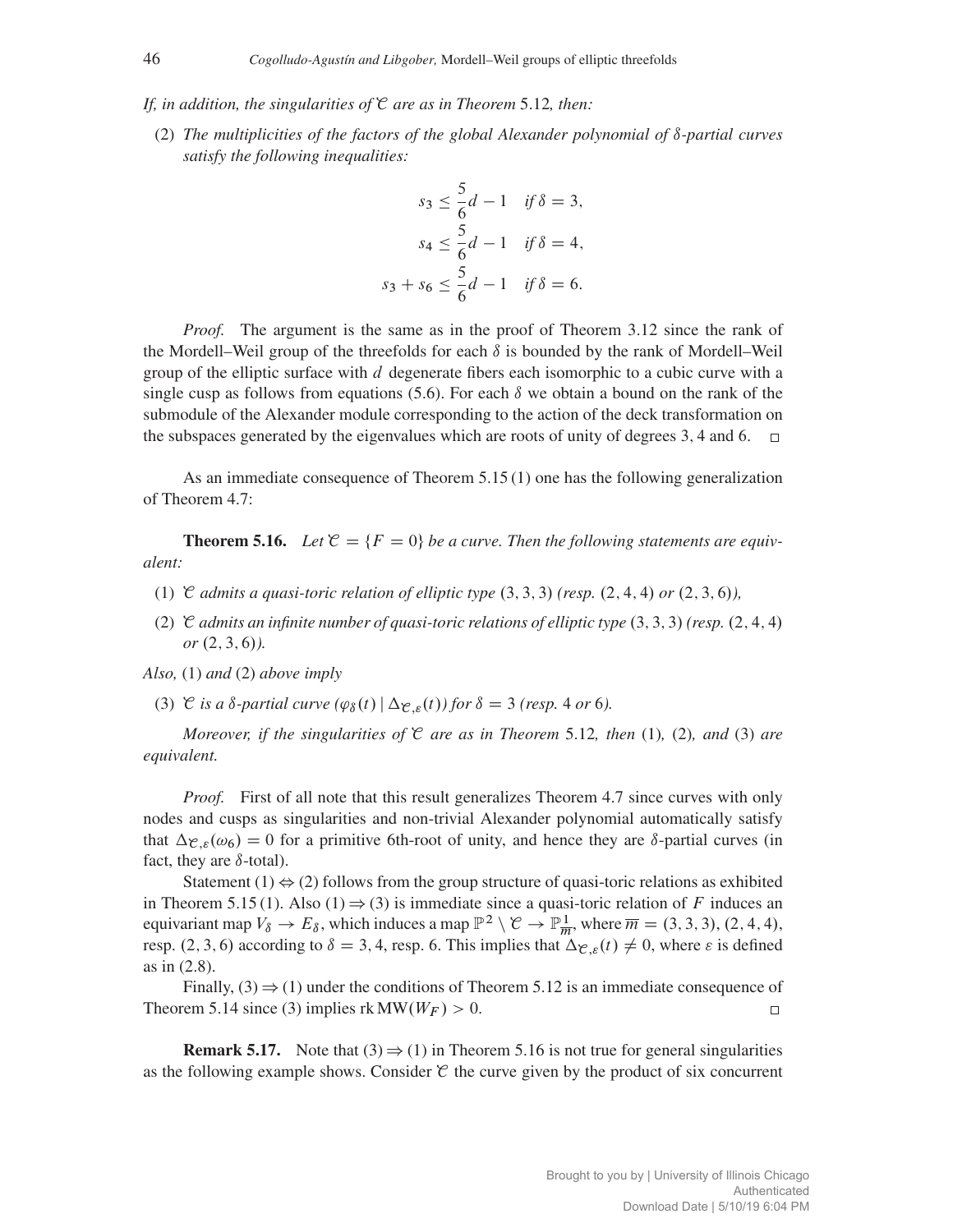*If, in addition, the singularities of $\mathcal{C}$ are as in Theorem* 5.12*, then:*

(2) *The multiplicities of the factors of the global Alexander polynomial of $\delta$-partial curves satisfy the following inequalities:*

$$
\begin{aligned}
s_3 &\leq \frac{5}{6}d - 1 \quad \text{if } \delta = 3,\\
s_4 &\leq \frac{5}{6}d - 1 \quad \text{if } \delta = 4,\\
s_3 + s_6 &\leq \frac{5}{6}d - 1 \quad \text{if } \delta = 6.
\end{aligned}
$$

*Proof.* The argument is the same as in the proof of Theorem 3.12 since the rank of the Mordell–Weil group of the threefolds for each $\delta$ is bounded by the rank of Mordell–Weil group of the elliptic surface with $d$ degenerate fibers each isomorphic to a cubic curve with a single cusp as follows from equations (5.6). For each $\delta$ we obtain a bound on the rank of the submodule of the Alexander module corresponding to the action of the deck transformation on the subspaces generated by the eigenvalues which are roots of unity of degrees 3, 4 and 6. □

As an immediate consequence of Theorem 5.15 (1) one has the following generalization of Theorem 4.7:

**Theorem 5.16.** *Let $\mathcal{C} = \{F = 0\}$ be a curve. Then the following statements are equivalent:*

(1) *$\mathcal{C}$ admits a quasi-toric relation of elliptic type* $(3, 3, 3)$ *(resp.* $(2, 4, 4)$ *or* $(2, 3, 6)$*),*

(2) *$\mathcal{C}$ admits an infinite number of quasi-toric relations of elliptic type* $(3, 3, 3)$ *(resp.* $(2, 4, 4)$ *or* $(2, 3, 6)$*).*

*Also,* (1) *and* (2) *above imply*

(3) *$\mathcal{C}$ is a $\delta$-partial curve ($\varphi_\delta(t) \mid \Delta_{\mathcal{C},\varepsilon}(t)$) for $\delta = 3$ (resp.* 4 *or* 6*).*

*Moreover, if the singularities of $\mathcal{C}$ are as in Theorem* 5.12*, then* (1)*,* (2)*, and* (3) *are equivalent.*

*Proof.* First of all note that this result generalizes Theorem 4.7 since curves with only nodes and cusps as singularities and non-trivial Alexander polynomial automatically satisfy that $\Delta_{\mathcal{C},\varepsilon}(\omega_6) = 0$ for a primitive 6th-root of unity, and hence they are $\delta$-partial curves (in fact, they are $\delta$-total).

Statement (1) $\Leftrightarrow$ (2) follows from the group structure of quasi-toric relations as exhibited in Theorem 5.15 (1). Also (1) $\Rightarrow$ (3) is immediate since a quasi-toric relation of $F$ induces an equivariant map $V_\delta \to E_\delta$, which induces a map $\mathbb{P}^2 \setminus \mathcal{C} \to \mathbb{P}^1_{\overline{m}}$, where $\overline{m} = (3, 3, 3)$, $(2, 4, 4)$, resp. $(2, 3, 6)$ according to $\delta = 3, 4$, resp. 6. This implies that $\Delta_{\mathcal{C},\varepsilon}(t) \neq 0$, where $\varepsilon$ is defined as in (2.8).

Finally, (3) $\Rightarrow$ (1) under the conditions of Theorem 5.12 is an immediate consequence of Theorem 5.14 since (3) implies $\operatorname{rk} \operatorname{MW}(W_F) > 0$. □

**Remark 5.17.** Note that (3) $\Rightarrow$ (1) in Theorem 5.16 is not true for general singularities as the following example shows. Consider $\mathcal{C}$ the curve given by the product of six concurrent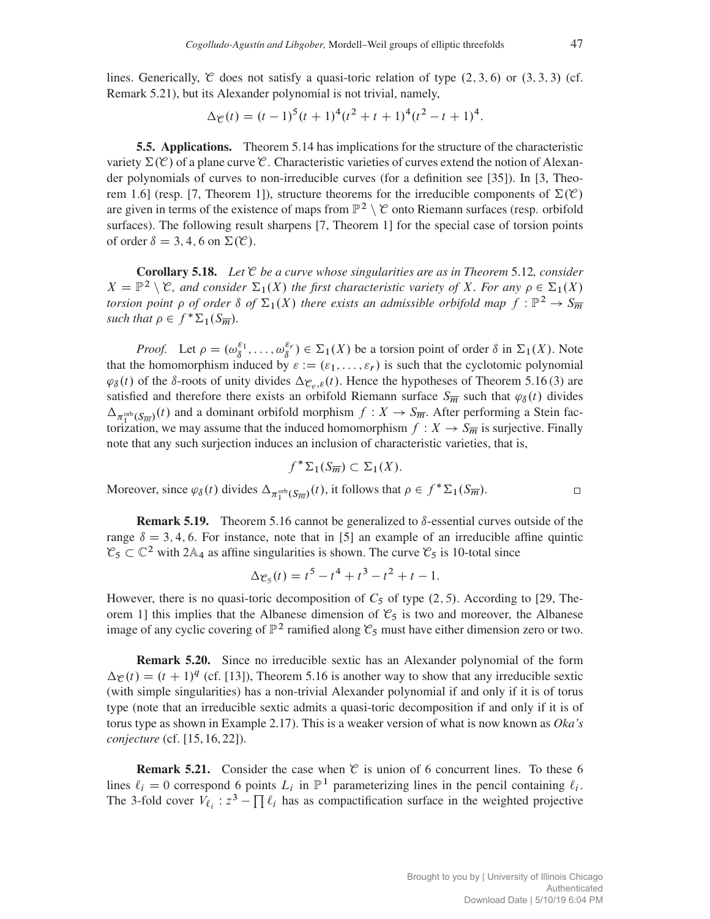lines. Generically, $\mathcal{C}$ does not satisfy a quasi-toric relation of type $(2,3,6)$ or $(3,3,3)$ (cf. Remark 5.21), but its Alexander polynomial is not trivial, namely,

$$\Delta_{\mathcal{C}}(t) = (t-1)^5(t+1)^4(t^2+t+1)^4(t^2-t+1)^4.$$

**5.5. Applications.** Theorem 5.14 has implications for the structure of the characteristic variety $\Sigma(\mathcal{C})$ of a plane curve $\mathcal{C}$. Characteristic varieties of curves extend the notion of Alexander polynomials of curves to non-irreducible curves (for a definition see [35]). In [3, Theorem 1.6] (resp. [7, Theorem 1]), structure theorems for the irreducible components of $\Sigma(\mathcal{C})$ are given in terms of the existence of maps from $\mathbb{P}^2 \setminus \mathcal{C}$ onto Riemann surfaces (resp. orbifold surfaces). The following result sharpens [7, Theorem 1] for the special case of torsion points of order $\delta = 3, 4, 6$ on $\Sigma(\mathcal{C})$.

**Corollary 5.18.** *Let $\mathcal{C}$ be a curve whose singularities are as in Theorem 5.12, consider $X = \mathbb{P}^2 \setminus \mathcal{C}$, and consider $\Sigma_1(X)$ the first characteristic variety of $X$. For any $\rho \in \Sigma_1(X)$ torsion point $\rho$ of order $\delta$ of $\Sigma_1(X)$ there exists an admissible orbifold map $f : \mathbb{P}^2 \to S_{\overline{m}}$ such that $\rho \in f^*\Sigma_1(S_{\overline{m}})$.*

*Proof.* Let $\rho = (\omega_\delta^{\varepsilon_1}, \dots, \omega_\delta^{\varepsilon_r}) \in \Sigma_1(X)$ be a torsion point of order $\delta$ in $\Sigma_1(X)$. Note that the homomorphism induced by $\varepsilon := (\varepsilon_1, \dots, \varepsilon_r)$ is such that the cyclotomic polynomial $\varphi_\delta(t)$ of the $\delta$-roots of unity divides $\Delta_{\mathcal{C}_e,\varepsilon}(t)$. Hence the hypotheses of Theorem 5.16 (3) are satisfied and therefore there exists an orbifold Riemann surface $S_{\overline{m}}$ such that $\varphi_\delta(t)$ divides $\Delta_{\pi_1^{\mathrm{orb}}(S_{\overline{m}})}(t)$ and a dominant orbifold morphism $f : X \to S_{\overline{m}}$. After performing a Stein factorization, we may assume that the induced homomorphism $f : X \to S_{\overline{m}}$ is surjective. Finally note that any such surjection induces an inclusion of characteristic varieties, that is,

$$f^*\Sigma_1(S_{\overline{m}}) \subset \Sigma_1(X).$$

Moreover, since $\varphi_\delta(t)$ divides $\Delta_{\pi_1^{\mathrm{orb}}(S_{\overline{m}})}(t)$, it follows that $\rho \in f^*\Sigma_1(S_{\overline{m}})$. $\square$

**Remark 5.19.** Theorem 5.16 cannot be generalized to $\delta$-essential curves outside of the range $\delta = 3, 4, 6$. For instance, note that in [5] an example of an irreducible affine quintic $\mathcal{C}_5 \subset \mathbb{C}^2$ with $2\mathbb{A}_4$ as affine singularities is shown. The curve $\mathcal{C}_5$ is 10-total since

$$\Delta_{\mathcal{C}_5}(t) = t^5 - t^4 + t^3 - t^2 + t - 1.$$

However, there is no quasi-toric decomposition of $C_5$ of type $(2,5)$. According to [29, Theorem 1] this implies that the Albanese dimension of $\mathcal{C}_5$ is two and moreover, the Albanese image of any cyclic covering of $\mathbb{P}^2$ ramified along $\mathcal{C}_5$ must have either dimension zero or two.

**Remark 5.20.** Since no irreducible sextic has an Alexander polynomial of the form $\Delta_{\mathcal{C}}(t) = (t+1)^q$ (cf. [13]), Theorem 5.16 is another way to show that any irreducible sextic (with simple singularities) has a non-trivial Alexander polynomial if and only if it is of torus type (note that an irreducible sextic admits a quasi-toric decomposition if and only if it is of torus type as shown in Example 2.17). This is a weaker version of what is now known as *Oka's conjecture* (cf. [15, 16, 22]).

**Remark 5.21.** Consider the case when $\mathcal{C}$ is union of 6 concurrent lines. To these 6 lines $\ell_i = 0$ correspond 6 points $L_i$ in $\mathbb{P}^1$ parameterizing lines in the pencil containing $\ell_i$. The 3-fold cover $V_{\ell_i} : z^3 - \prod \ell_i$ has as compactification surface in the weighted projective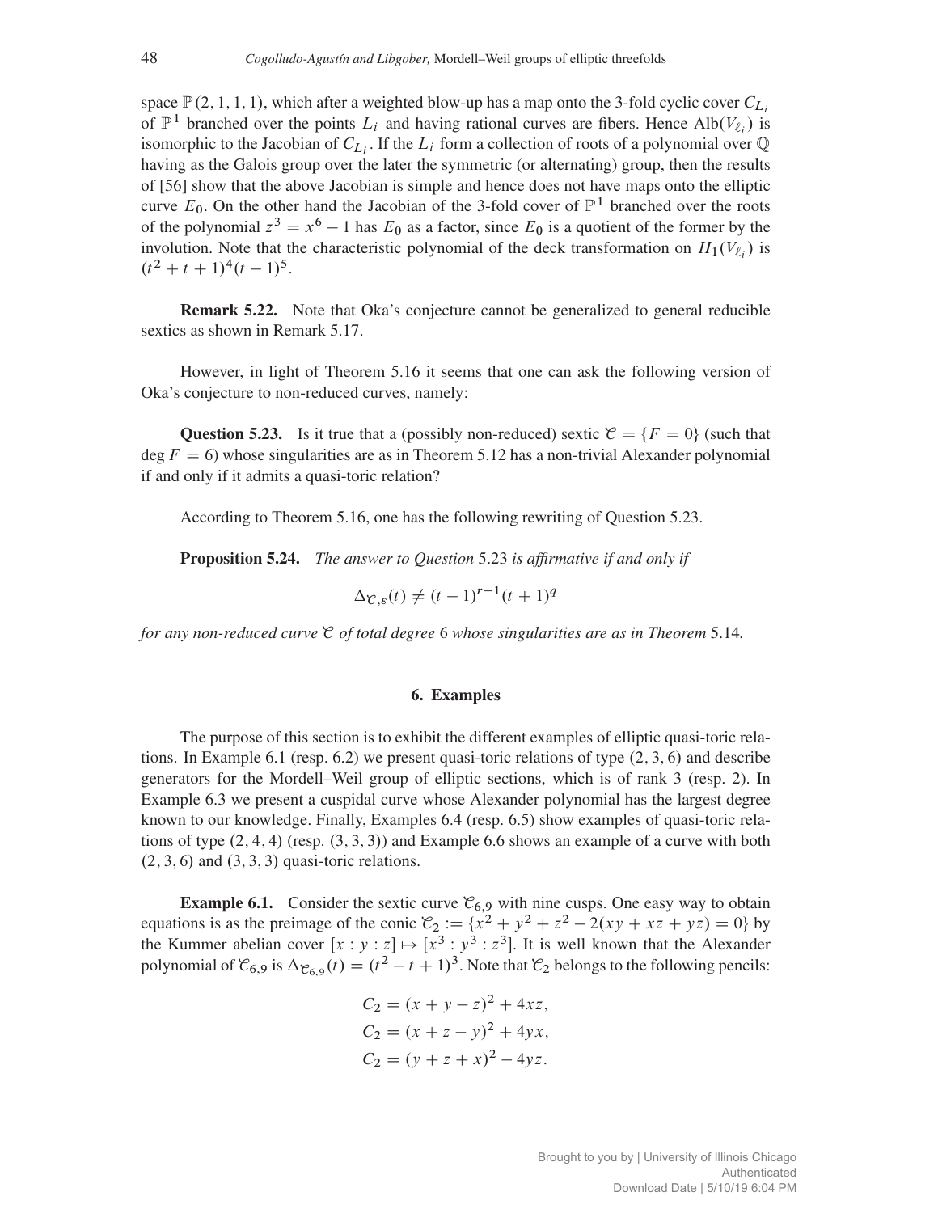space $\mathbb{P}(2,1,1,1)$, which after a weighted blow-up has a map onto the 3-fold cyclic cover $C_{L_i}$ of $\mathbb{P}^1$ branched over the points $L_i$ and having rational curves are fibers. Hence $\mathrm{Alb}(V_{\ell_i})$ is isomorphic to the Jacobian of $C_{L_i}$. If the $L_i$ form a collection of roots of a polynomial over $\mathbb{Q}$ having as the Galois group over the later the symmetric (or alternating) group, then the results of [56] show that the above Jacobian is simple and hence does not have maps onto the elliptic curve $E_0$. On the other hand the Jacobian of the 3-fold cover of $\mathbb{P}^1$ branched over the roots of the polynomial $z^3 = x^6 - 1$ has $E_0$ as a factor, since $E_0$ is a quotient of the former by the involution. Note that the characteristic polynomial of the deck transformation on $H_1(V_{\ell_i})$ is $(t^2+t+1)^4(t-1)^5$.

**Remark 5.22.** Note that Oka's conjecture cannot be generalized to general reducible sextics as shown in Remark 5.17.

However, in light of Theorem 5.16 it seems that one can ask the following version of Oka's conjecture to non-reduced curves, namely:

**Question 5.23.** Is it true that a (possibly non-reduced) sextic $\mathcal{C} = \{F = 0\}$ (such that $\deg F = 6$) whose singularities are as in Theorem 5.12 has a non-trivial Alexander polynomial if and only if it admits a quasi-toric relation?

According to Theorem 5.16, one has the following rewriting of Question 5.23.

**Proposition 5.24.** *The answer to Question* 5.23 *is affirmative if and only if*

$$\Delta_{\mathcal{C},\varepsilon}(t) \neq (t-1)^{r-1}(t+1)^q$$

*for any non-reduced curve $\mathcal{C}$ of total degree* 6 *whose singularities are as in Theorem* 5.14*.*

## 6. Examples

The purpose of this section is to exhibit the different examples of elliptic quasi-toric relations. In Example 6.1 (resp. 6.2) we present quasi-toric relations of type $(2,3,6)$ and describe generators for the Mordell–Weil group of elliptic sections, which is of rank 3 (resp. 2). In Example 6.3 we present a cuspidal curve whose Alexander polynomial has the largest degree known to our knowledge. Finally, Examples 6.4 (resp. 6.5) show examples of quasi-toric relations of type $(2,4,4)$ (resp. $(3,3,3)$) and Example 6.6 shows an example of a curve with both $(2,3,6)$ and $(3,3,3)$ quasi-toric relations.

**Example 6.1.** Consider the sextic curve $\mathcal{C}_{6,9}$ with nine cusps. One easy way to obtain equations is as the preimage of the conic $\mathcal{C}_2 := \{x^2 + y^2 + z^2 - 2(xy + xz + yz) = 0\}$ by the Kummer abelian cover $[x : y : z] \mapsto [x^3 : y^3 : z^3]$. It is well known that the Alexander polynomial of $\mathcal{C}_{6,9}$ is $\Delta_{\mathcal{C}_{6,9}}(t) = (t^2 - t + 1)^3$. Note that $\mathcal{C}_2$ belongs to the following pencils:

$$C_2 = (x + y - z)^2 + 4xz,$$
$$C_2 = (x + z - y)^2 + 4yx,$$
$$C_2 = (y + z + x)^2 - 4yz.$$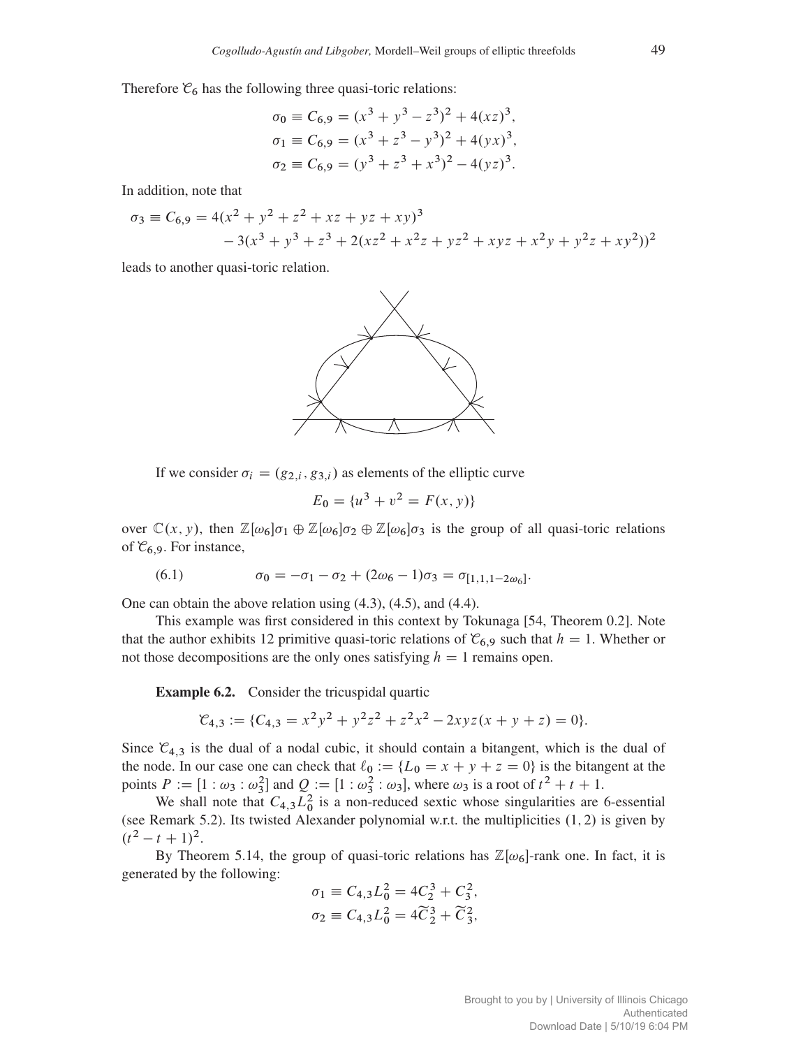Therefore $\mathcal{C}_6$ has the following three quasi-toric relations:

$$\sigma_0 \equiv C_{6,9} = (x^3 + y^3 - z^3)^2 + 4(xz)^3,$$
$$\sigma_1 \equiv C_{6,9} = (x^3 + z^3 - y^3)^2 + 4(yx)^3,$$
$$\sigma_2 \equiv C_{6,9} = (y^3 + z^3 + x^3)^2 - 4(yz)^3.$$

In addition, note that

$$\sigma_3 \equiv C_{6,9} = 4(x^2 + y^2 + z^2 + xz + yz + xy)^3 - 3(x^3 + y^3 + z^3 + 2(xz^2 + x^2z + yz^2 + xyz + x^2y + y^2z + xy^2))^2$$

leads to another quasi-toric relation.

If we consider $\sigma_i = (g_{2,i}, g_{3,i})$ as elements of the elliptic curve

$$E_0 = \{u^3 + v^2 = F(x, y)\}$$

over $\mathbb{C}(x, y)$, then $\mathbb{Z}[\omega_6]\sigma_1 \oplus \mathbb{Z}[\omega_6]\sigma_2 \oplus \mathbb{Z}[\omega_6]\sigma_3$ is the group of all quasi-toric relations of $\mathcal{C}_{6,9}$. For instance,

$$\sigma_0 = -\sigma_1 - \sigma_2 + (2\omega_6 - 1)\sigma_3 = \sigma_{[1,1,1-2\omega_6]}. \tag{6.1}$$

One can obtain the above relation using (4.3), (4.5), and (4.4).

This example was first considered in this context by Tokunaga [54, Theorem 0.2]. Note that the author exhibits 12 primitive quasi-toric relations of $\mathcal{C}_{6,9}$ such that $h = 1$. Whether or not those decompositions are the only ones satisfying $h = 1$ remains open.

**Example 6.2.** Consider the tricuspidal quartic

$$\mathcal{C}_{4,3} := \{C_{4,3} = x^2y^2 + y^2z^2 + z^2x^2 - 2xyz(x + y + z) = 0\}.$$

Since $\mathcal{C}_{4,3}$ is the dual of a nodal cubic, it should contain a bitangent, which is the dual of the node. In our case one can check that $\ell_0 := \{L_0 = x + y + z = 0\}$ is the bitangent at the points $P := [1 : \omega_3 : \omega_3^2]$ and $Q := [1 : \omega_3^2 : \omega_3]$, where $\omega_3$ is a root of $t^2 + t + 1$.

We shall note that $C_{4,3}L_0^2$ is a non-reduced sextic whose singularities are 6-essential (see Remark 5.2). Its twisted Alexander polynomial w.r.t. the multiplicities $(1, 2)$ is given by $(t^2 - t + 1)^2$.

By Theorem 5.14, the group of quasi-toric relations has $\mathbb{Z}[\omega_6]$-rank one. In fact, it is generated by the following:

$$\sigma_1 \equiv C_{4,3}L_0^2 = 4C_2^3 + C_3^2,$$
$$\sigma_2 \equiv C_{4,3}L_0^2 = 4\widetilde{C}_2^3 + \widetilde{C}_3^2,$$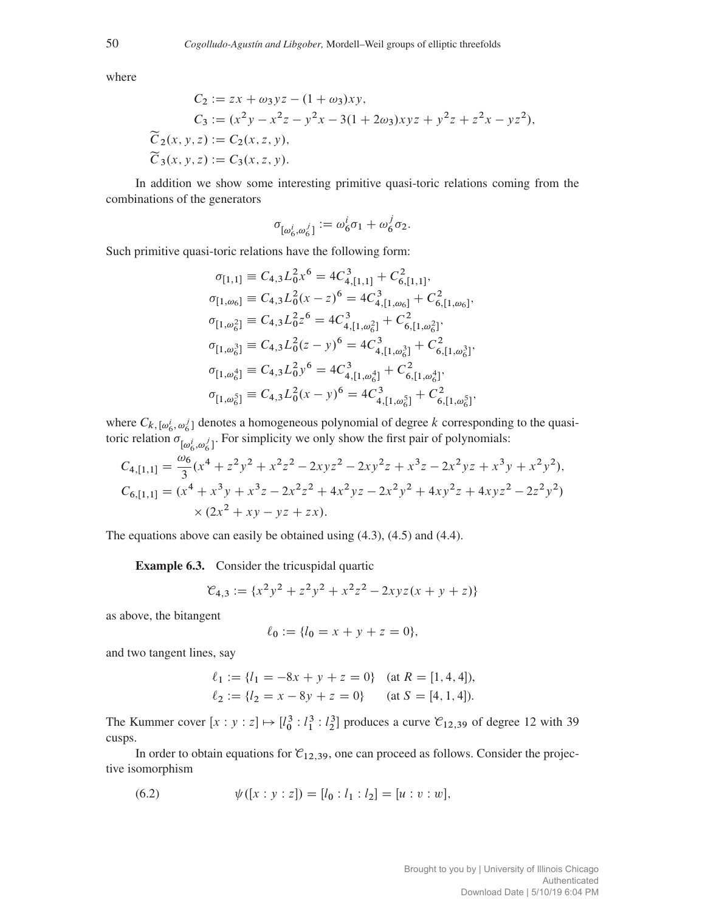where

$$
\begin{aligned}
C_2 &:= zx + \omega_3 yz - (1+\omega_3)xy,\\
C_3 &:= (x^2y - x^2z - y^2x - 3(1+2\omega_3)xyz + y^2z + z^2x - yz^2),\\
\widetilde{C}_2(x,y,z) &:= C_2(x,z,y),\\
\widetilde{C}_3(x,y,z) &:= C_3(x,z,y).
\end{aligned}
$$

In addition we show some interesting primitive quasi-toric relations coming from the combinations of the generators

$$
\sigma_{[\omega_6^i,\omega_6^j]} := \omega_6^i \sigma_1 + \omega_6^j \sigma_2.
$$

Such primitive quasi-toric relations have the following form:

$$
\begin{aligned}
\sigma_{[1,1]} &\equiv C_{4,3}L_0^2 x^6 = 4C_{4,[1,1]}^3 + C_{6,[1,1]}^2,\\
\sigma_{[1,\omega_6]} &\equiv C_{4,3}L_0^2 (x-z)^6 = 4C_{4,[1,\omega_6]}^3 + C_{6,[1,\omega_6]}^2,\\
\sigma_{[1,\omega_6^2]} &\equiv C_{4,3}L_0^2 z^6 = 4C_{4,[1,\omega_6^2]}^3 + C_{6,[1,\omega_6^2]}^2,\\
\sigma_{[1,\omega_6^3]} &\equiv C_{4,3}L_0^2 (z-y)^6 = 4C_{4,[1,\omega_6^3]}^3 + C_{6,[1,\omega_6^3]}^2,\\
\sigma_{[1,\omega_6^4]} &\equiv C_{4,3}L_0^2 y^6 = 4C_{4,[1,\omega_6^4]}^3 + C_{6,[1,\omega_6^4]}^2,\\
\sigma_{[1,\omega_6^5]} &\equiv C_{4,3}L_0^2 (x-y)^6 = 4C_{4,[1,\omega_6^5]}^3 + C_{6,[1,\omega_6^5]}^2,
\end{aligned}
$$

where $C_{k,[\omega_6^i,\omega_6^j]}$ denotes a homogeneous polynomial of degree $k$ corresponding to the quasi-toric relation $\sigma_{[\omega_6^i,\omega_6^j]}$. For simplicity we only show the first pair of polynomials:

$$
\begin{aligned}
C_{4,[1,1]} &= \frac{\omega_6}{3}(x^4 + z^2y^2 + x^2z^2 - 2xyz^2 - 2xy^2z + x^3z - 2x^2yz + x^3y + x^2y^2),\\
C_{6,[1,1]} &= (x^4 + x^3y + x^3z - 2x^2z^2 + 4x^2yz - 2x^2y^2 + 4xy^2z + 4xyz^2 - 2z^2y^2)\\
&\quad \times (2x^2 + xy - yz + zx).
\end{aligned}
$$

The equations above can easily be obtained using (4.3), (4.5) and (4.4).

**Example 6.3.** Consider the tricuspidal quartic

$$
\mathcal{C}_{4,3} := \{x^2y^2 + z^2y^2 + x^2z^2 - 2xyz(x+y+z)\}
$$

as above, the bitangent

$$
\ell_0 := \{l_0 = x + y + z = 0\},
$$

and two tangent lines, say

$$
\begin{aligned}
\ell_1 &:= \{l_1 = -8x + y + z = 0\} \quad (\text{at } R = [1,4,4]),\\
\ell_2 &:= \{l_2 = x - 8y + z = 0\} \qquad (\text{at } S = [4,1,4]).
\end{aligned}
$$

The Kummer cover $[x:y:z] \mapsto [l_0^3 : l_1^3 : l_2^3]$ produces a curve $\mathcal{C}_{12,39}$ of degree 12 with 39 cusps.

In order to obtain equations for $\mathcal{C}_{12,39}$, one can proceed as follows. Consider the projective isomorphism

$$
\psi([x:y:z]) = [l_0 : l_1 : l_2] = [u:v:w], \tag{6.2}
$$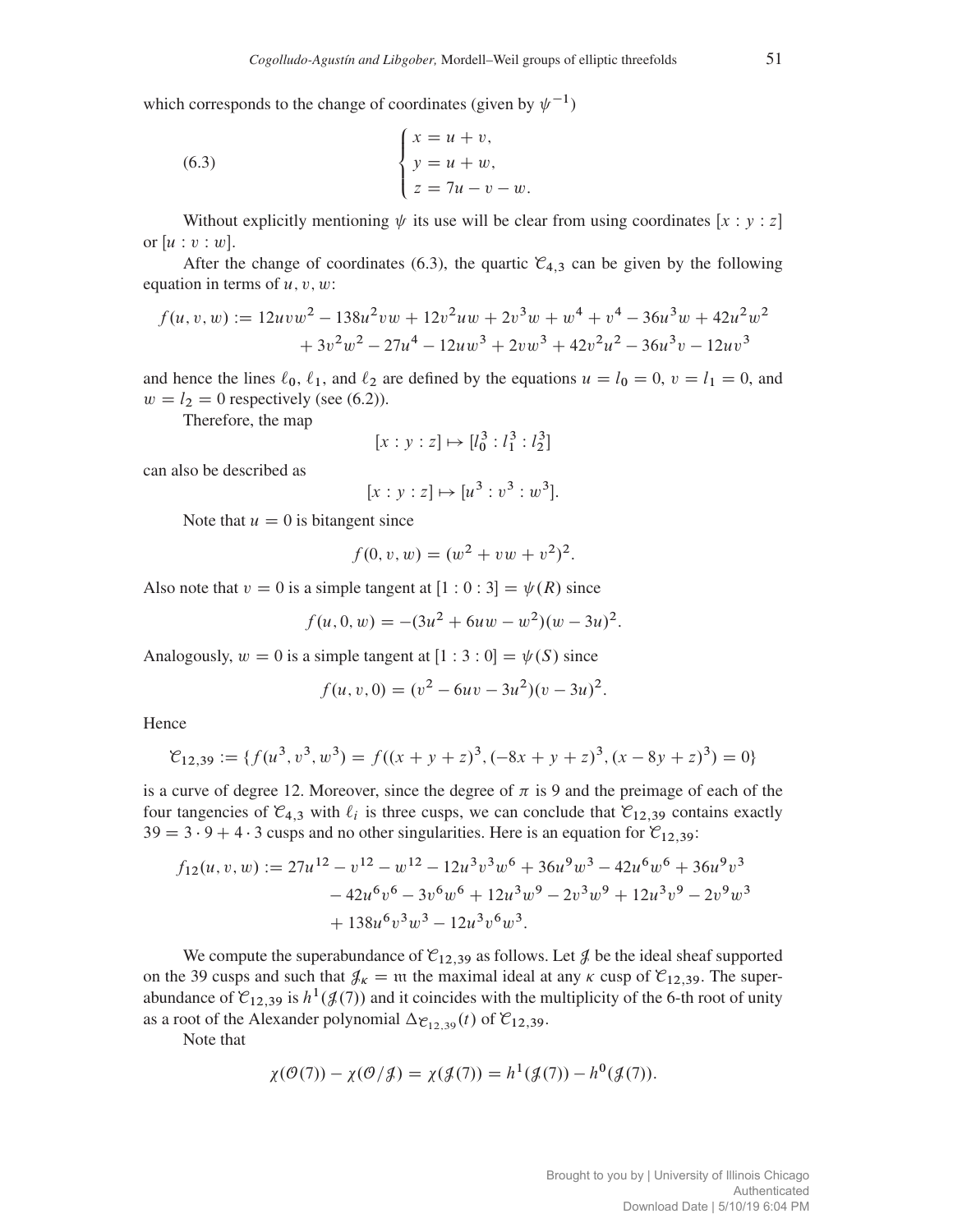which corresponds to the change of coordinates (given by $\psi^{-1}$)

$$
\begin{cases} x = u + v, \\ y = u + w, \\ z = 7u - v - w. \end{cases} \tag{6.3}
$$

Without explicitly mentioning $\psi$ its use will be clear from using coordinates $[x : y : z]$ or $[u : v : w]$.

After the change of coordinates (6.3), the quartic $\mathcal{C}_{4,3}$ can be given by the following equation in terms of $u, v, w$:

$$
\begin{aligned}
f(u,v,w) := {} & 12uvw^2 - 138u^2vw + 12v^2uw + 2v^3w + w^4 + v^4 - 36u^3w + 42u^2w^2 \\
& + 3v^2w^2 - 27u^4 - 12uw^3 + 2vw^3 + 42v^2u^2 - 36u^3v - 12uv^3
\end{aligned}
$$

and hence the lines $\ell_0$, $\ell_1$, and $\ell_2$ are defined by the equations $u = l_0 = 0$, $v = l_1 = 0$, and $w = l_2 = 0$ respectively (see (6.2)).

Therefore, the map

$$
[x : y : z] \mapsto [l_0^3 : l_1^3 : l_2^3]
$$

can also be described as

$$
[x : y : z] \mapsto [u^3 : v^3 : w^3].
$$

Note that $u = 0$ is bitangent since

$$
f(0, v, w) = (w^2 + vw + v^2)^2.
$$

Also note that $v = 0$ is a simple tangent at $[1 : 0 : 3] = \psi(R)$ since

$$
f(u, 0, w) = -(3u^2 + 6uw - w^2)(w - 3u)^2.
$$

Analogously, $w = 0$ is a simple tangent at $[1 : 3 : 0] = \psi(S)$ since

$$
f(u, v, 0) = (v^2 - 6uv - 3u^2)(v - 3u)^2.
$$

Hence

$$
\mathcal{C}_{12,39} := \{f(u^3, v^3, w^3) = f((x + y + z)^3, (-8x + y + z)^3, (x - 8y + z)^3) = 0\}
$$

is a curve of degree 12. Moreover, since the degree of $\pi$ is 9 and the preimage of each of the four tangencies of $\mathcal{C}_{4,3}$ with $\ell_i$ is three cusps, we can conclude that $\mathcal{C}_{12,39}$ contains exactly $39 = 3 \cdot 9 + 4 \cdot 3$ cusps and no other singularities. Here is an equation for $\mathcal{C}_{12,39}$:

$$
\begin{aligned}
f_{12}(u,v,w) := {} & 27u^{12} - v^{12} - w^{12} - 12u^3v^3w^6 + 36u^9w^3 - 42u^6w^6 + 36u^9v^3 \\
& - 42u^6v^6 - 3v^6w^6 + 12u^3w^9 - 2v^3w^9 + 12u^3v^9 - 2v^9w^3 \\
& + 138u^6v^3w^3 - 12u^3v^6w^3.
\end{aligned}
$$

We compute the superabundance of $\mathcal{C}_{12,39}$ as follows. Let $\mathcal{J}$ be the ideal sheaf supported on the 39 cusps and such that $\mathcal{J}_\kappa = \mathfrak{m}$ the maximal ideal at any $\kappa$ cusp of $\mathcal{C}_{12,39}$. The superabundance of $\mathcal{C}_{12,39}$ is $h^1(\mathcal{J}(7))$ and it coincides with the multiplicity of the 6-th root of unity as a root of the Alexander polynomial $\Delta_{\mathcal{C}_{12,39}}(t)$ of $\mathcal{C}_{12,39}$.

Note that

$$
\chi(\mathcal{O}(7)) - \chi(\mathcal{O}/\mathcal{J}) = \chi(\mathcal{J}(7)) = h^1(\mathcal{J}(7)) - h^0(\mathcal{J}(7)).
$$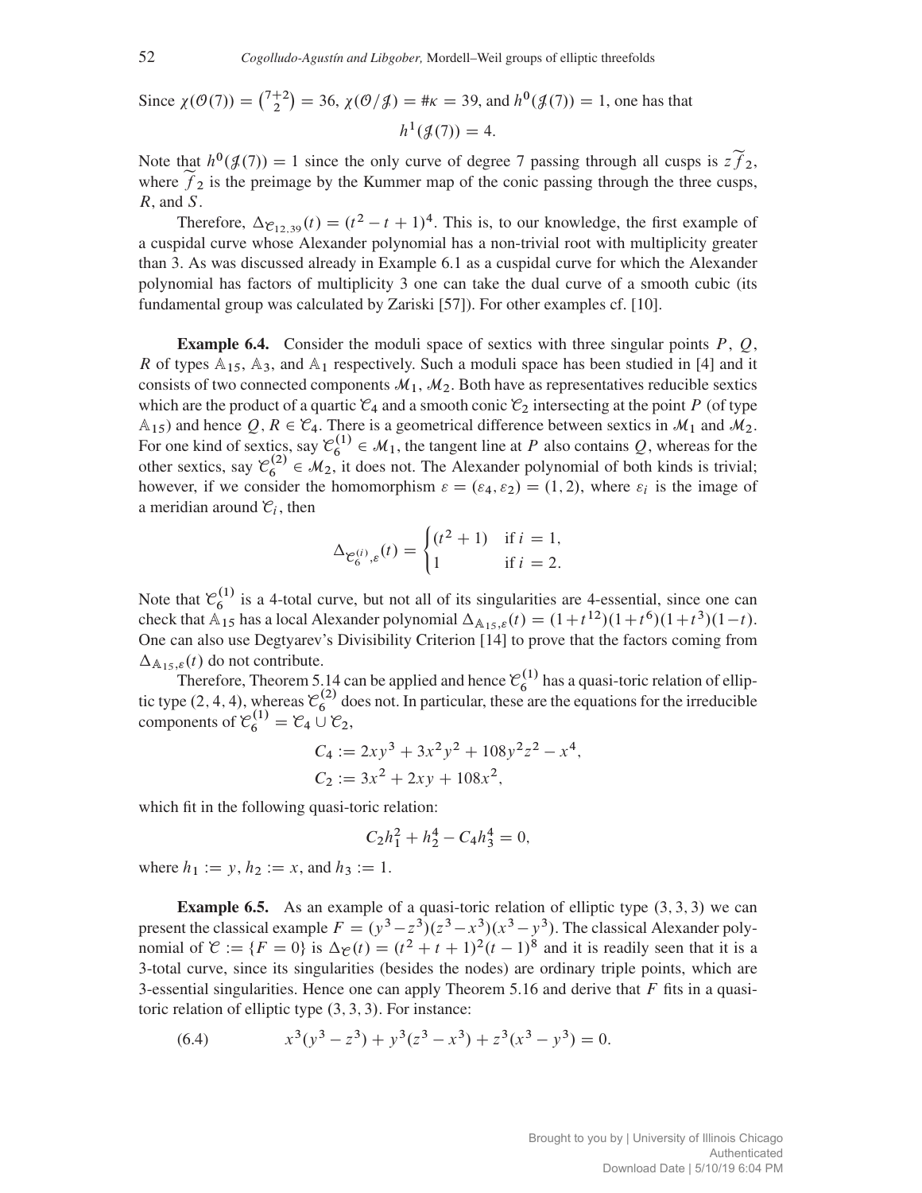Since $\chi(\mathcal{O}(7)) = \binom{7+2}{2} = 36$, $\chi(\mathcal{O}/\mathcal{J}) = \#\kappa = 39$, and $h^0(\mathcal{J}(7)) = 1$, one has that

$$h^1(\mathcal{J}(7)) = 4.$$

Note that $h^0(\mathcal{J}(7)) = 1$ since the only curve of degree 7 passing through all cusps is $z\widetilde{f}_2$, where $\widetilde{f}_2$ is the preimage by the Kummer map of the conic passing through the three cusps, $R$, and $S$.

Therefore, $\Delta_{\mathcal{C}_{12,39}}(t) = (t^2 - t + 1)^4$. This is, to our knowledge, the first example of a cuspidal curve whose Alexander polynomial has a non-trivial root with multiplicity greater than 3. As was discussed already in Example 6.1 as a cuspidal curve for which the Alexander polynomial has factors of multiplicity 3 one can take the dual curve of a smooth cubic (its fundamental group was calculated by Zariski [57]). For other examples cf. [10].

**Example 6.4.** Consider the moduli space of sextics with three singular points $P$, $Q$, $R$ of types $\mathbb{A}_{15}$, $\mathbb{A}_3$, and $\mathbb{A}_1$ respectively. Such a moduli space has been studied in [4] and it consists of two connected components $\mathcal{M}_1$, $\mathcal{M}_2$. Both have as representatives reducible sextics which are the product of a quartic $\mathcal{C}_4$ and a smooth conic $\mathcal{C}_2$ intersecting at the point $P$ (of type $\mathbb{A}_{15}$) and hence $Q, R \in \mathcal{C}_4$. There is a geometrical difference between sextics in $\mathcal{M}_1$ and $\mathcal{M}_2$. For one kind of sextics, say $\mathcal{C}_6^{(1)} \in \mathcal{M}_1$, the tangent line at $P$ also contains $Q$, whereas for the other sextics, say $\mathcal{C}_6^{(2)} \in \mathcal{M}_2$, it does not. The Alexander polynomial of both kinds is trivial; however, if we consider the homomorphism $\varepsilon = (\varepsilon_4, \varepsilon_2) = (1, 2)$, where $\varepsilon_i$ is the image of a meridian around $\mathcal{C}_i$, then

$$\Delta_{\mathcal{C}_6^{(i)},\varepsilon}(t) = \begin{cases} (t^2+1) & \text{if } i = 1, \\ 1 & \text{if } i = 2. \end{cases}$$

Note that $\mathcal{C}_6^{(1)}$ is a 4-total curve, but not all of its singularities are 4-essential, since one can check that $\mathbb{A}_{15}$ has a local Alexander polynomial $\Delta_{\mathbb{A}_{15},\varepsilon}(t) = (1+t^{12})(1+t^6)(1+t^3)(1-t)$. One can also use Degtyarev's Divisibility Criterion [14] to prove that the factors coming from $\Delta_{\mathbb{A}_{15},\varepsilon}(t)$ do not contribute.

Therefore, Theorem 5.14 can be applied and hence $\mathcal{C}_6^{(1)}$ has a quasi-toric relation of elliptic type $(2, 4, 4)$, whereas $\mathcal{C}_6^{(2)}$ does not. In particular, these are the equations for the irreducible components of $\mathcal{C}_6^{(1)} = \mathcal{C}_4 \cup \mathcal{C}_2$,

$$C_4 := 2xy^3 + 3x^2y^2 + 108y^2z^2 - x^4,$$
$$C_2 := 3x^2 + 2xy + 108x^2,$$

which fit in the following quasi-toric relation:

$$C_2h_1^2 + h_2^4 - C_4h_3^4 = 0,$$

where $h_1 := y$, $h_2 := x$, and $h_3 := 1$.

**Example 6.5.** As an example of a quasi-toric relation of elliptic type $(3, 3, 3)$ we can present the classical example $F = (y^3 - z^3)(z^3 - x^3)(x^3 - y^3)$. The classical Alexander polynomial of $\mathcal{C} := \{F = 0\}$ is $\Delta_{\mathcal{C}}(t) = (t^2 + t + 1)^2(t - 1)^8$ and it is readily seen that it is a 3-total curve, since its singularities (besides the nodes) are ordinary triple points, which are 3-essential singularities. Hence one can apply Theorem 5.16 and derive that $F$ fits in a quasi-toric relation of elliptic type $(3, 3, 3)$. For instance:

$$x^3(y^3 - z^3) + y^3(z^3 - x^3) + z^3(x^3 - y^3) = 0. \tag{6.4}$$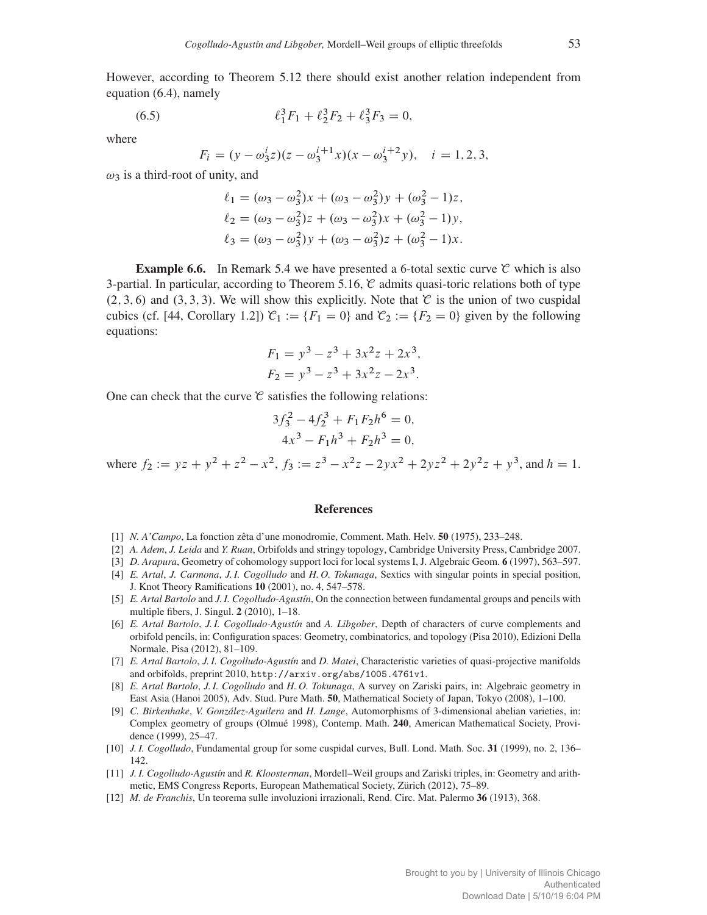However, according to Theorem 5.12 there should exist another relation independent from equation (6.4), namely

$$\ell_1^3 F_1 + \ell_2^3 F_2 + \ell_3^3 F_3 = 0, \tag{6.5}$$

where

$$F_i = (y - \omega_3^i z)(z - \omega_3^{i+1} x)(x - \omega_3^{i+2} y), \quad i = 1, 2, 3,$$

$\omega_3$ is a third-root of unity, and

$$\begin{aligned}
\ell_1 &= (\omega_3 - \omega_3^2)x + (\omega_3 - \omega_3^2)y + (\omega_3^2 - 1)z,\\
\ell_2 &= (\omega_3 - \omega_3^2)z + (\omega_3 - \omega_3^2)x + (\omega_3^2 - 1)y,\\
\ell_3 &= (\omega_3 - \omega_3^2)y + (\omega_3 - \omega_3^2)z + (\omega_3^2 - 1)x.
\end{aligned}$$

**Example 6.6.** In Remark 5.4 we have presented a 6-total sextic curve $\mathcal{C}$ which is also 3-partial. In particular, according to Theorem 5.16, $\mathcal{C}$ admits quasi-toric relations both of type $(2,3,6)$ and $(3,3,3)$. We will show this explicitly. Note that $\mathcal{C}$ is the union of two cuspidal cubics (cf. [44, Corollary 1.2]) $\mathcal{C}_1 := \{F_1 = 0\}$ and $\mathcal{C}_2 := \{F_2 = 0\}$ given by the following equations:

$$\begin{aligned}
F_1 &= y^3 - z^3 + 3x^2 z + 2x^3,\\
F_2 &= y^3 - z^3 + 3x^2 z - 2x^3.
\end{aligned}$$

One can check that the curve $\mathcal{C}$ satisfies the following relations:

$$\begin{aligned}
3f_3^2 - 4f_2^3 + F_1 F_2 h^6 &= 0,\\
4x^3 - F_1 h^3 + F_2 h^3 &= 0,
\end{aligned}$$

where $f_2 := yz + y^2 + z^2 - x^2$, $f_3 := z^3 - x^2 z - 2yx^2 + 2yz^2 + 2y^2 z + y^3$, and $h = 1$.

## References

[1] *N. A'Campo*, La fonction zêta d'une monodromie, Comment. Math. Helv. **50** (1975), 233–248.

[2] *A. Adem*, *J. Leida* and *Y. Ruan*, Orbifolds and stringy topology, Cambridge University Press, Cambridge 2007.

[3] *D. Arapura*, Geometry of cohomology support loci for local systems I, J. Algebraic Geom. **6** (1997), 563–597.

[4] *E. Artal*, *J. Carmona*, *J. I. Cogolludo* and *H. O. Tokunaga*, Sextics with singular points in special position, J. Knot Theory Ramifications **10** (2001), no. 4, 547–578.

[5] *E. Artal Bartolo* and *J. I. Cogolludo-Agustín*, On the connection between fundamental groups and pencils with multiple fibers, J. Singul. **2** (2010), 1–18.

[6] *E. Artal Bartolo*, *J. I. Cogolludo-Agustín* and *A. Libgober*, Depth of characters of curve complements and orbifold pencils, in: Configuration spaces: Geometry, combinatorics, and topology (Pisa 2010), Edizioni Della Normale, Pisa (2012), 81–109.

[7] *E. Artal Bartolo*, *J. I. Cogolludo-Agustín* and *D. Matei*, Characteristic varieties of quasi-projective manifolds and orbifolds, preprint 2010, http://arxiv.org/abs/1005.4761v1.

[8] *E. Artal Bartolo*, *J. I. Cogolludo* and *H. O. Tokunaga*, A survey on Zariski pairs, in: Algebraic geometry in East Asia (Hanoi 2005), Adv. Stud. Pure Math. **50**, Mathematical Society of Japan, Tokyo (2008), 1–100.

[9] *C. Birkenhake*, *V. González-Aguilera* and *H. Lange*, Automorphisms of 3-dimensional abelian varieties, in: Complex geometry of groups (Olmué 1998), Contemp. Math. **240**, American Mathematical Society, Providence (1999), 25–47.

[10] *J. I. Cogolludo*, Fundamental group for some cuspidal curves, Bull. Lond. Math. Soc. **31** (1999), no. 2, 136–142.

[11] *J. I. Cogolludo-Agustín* and *R. Kloosterman*, Mordell–Weil groups and Zariski triples, in: Geometry and arithmetic, EMS Congress Reports, European Mathematical Society, Zürich (2012), 75–89.

[12] *M. de Franchis*, Un teorema sulle involuzioni irrazionali, Rend. Circ. Mat. Palermo **36** (1913), 368.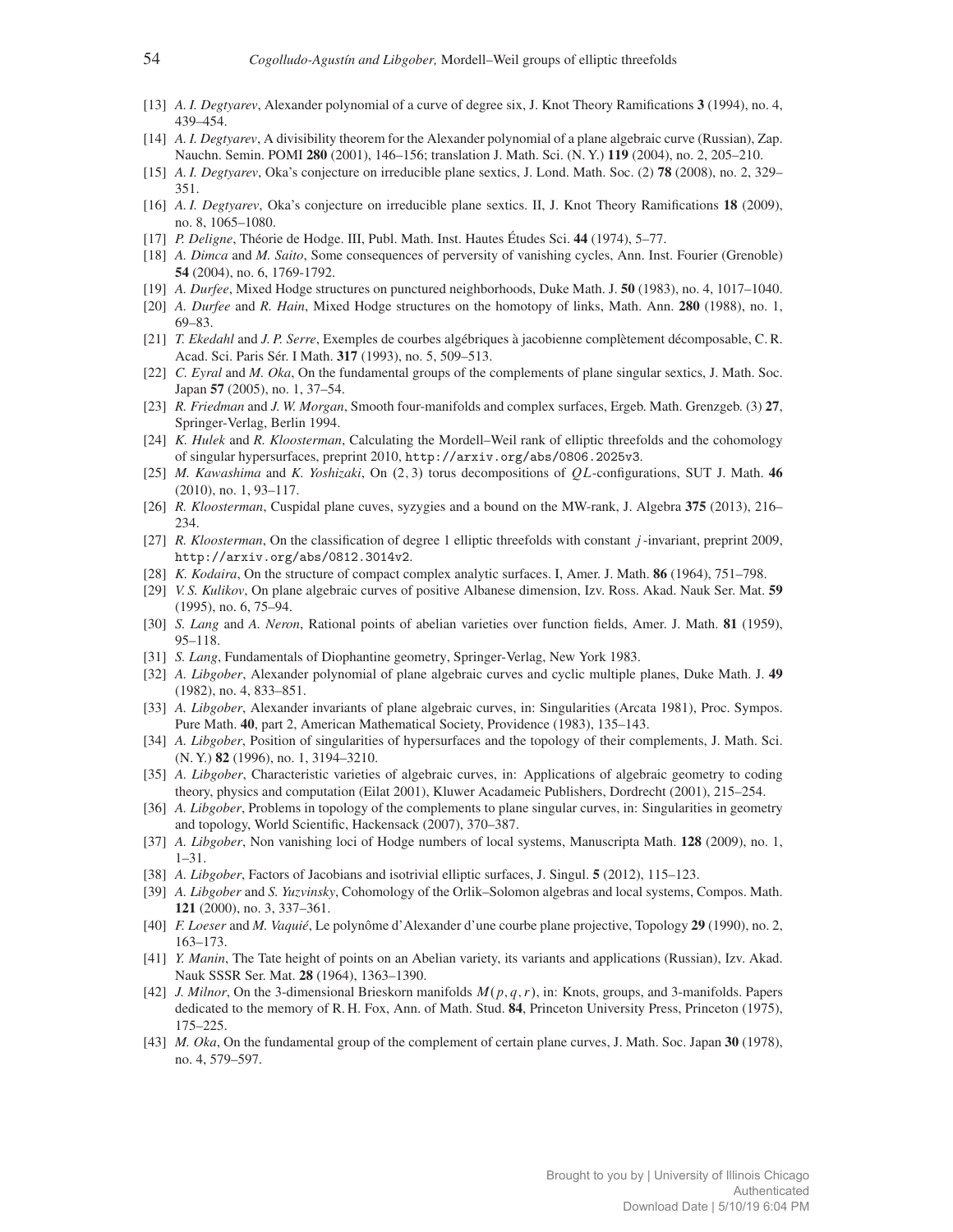[13] *A. I. Degtyarev*, Alexander polynomial of a curve of degree six, J. Knot Theory Ramifications **3** (1994), no. 4, 439–454.

[14] *A. I. Degtyarev*, A divisibility theorem for the Alexander polynomial of a plane algebraic curve (Russian), Zap. Nauchn. Semin. POMI **280** (2001), 146–156; translation J. Math. Sci. (N. Y.) **119** (2004), no. 2, 205–210.

[15] *A. I. Degtyarev*, Oka's conjecture on irreducible plane sextics, J. Lond. Math. Soc. (2) **78** (2008), no. 2, 329–351.

[16] *A. I. Degtyarev*, Oka's conjecture on irreducible plane sextics. II, J. Knot Theory Ramifications **18** (2009), no. 8, 1065–1080.

[17] *P. Deligne*, Théorie de Hodge. III, Publ. Math. Inst. Hautes Études Sci. **44** (1974), 5–77.

[18] *A. Dimca* and *M. Saito*, Some consequences of perversity of vanishing cycles, Ann. Inst. Fourier (Grenoble) **54** (2004), no. 6, 1769-1792.

[19] *A. Durfee*, Mixed Hodge structures on punctured neighborhoods, Duke Math. J. **50** (1983), no. 4, 1017–1040.

[20] *A. Durfee* and *R. Hain*, Mixed Hodge structures on the homotopy of links, Math. Ann. **280** (1988), no. 1, 69–83.

[21] *T. Ekedahl* and *J. P. Serre*, Exemples de courbes algébriques à jacobienne complètement décomposable, C. R. Acad. Sci. Paris Sér. I Math. **317** (1993), no. 5, 509–513.

[22] *C. Eyral* and *M. Oka*, On the fundamental groups of the complements of plane singular sextics, J. Math. Soc. Japan **57** (2005), no. 1, 37–54.

[23] *R. Friedman* and *J. W. Morgan*, Smooth four-manifolds and complex surfaces, Ergeb. Math. Grenzgeb. (3) **27**, Springer-Verlag, Berlin 1994.

[24] *K. Hulek* and *R. Kloosterman*, Calculating the Mordell–Weil rank of elliptic threefolds and the cohomology of singular hypersurfaces, preprint 2010, `http://arxiv.org/abs/0806.2025v3`.

[25] *M. Kawashima* and *K. Yoshizaki*, On $(2,3)$ torus decompositions of $QL$-configurations, SUT J. Math. **46** (2010), no. 1, 93–117.

[26] *R. Kloosterman*, Cuspidal plane cuves, syzygies and a bound on the MW-rank, J. Algebra **375** (2013), 216–234.

[27] *R. Kloosterman*, On the classification of degree 1 elliptic threefolds with constant $j$-invariant, preprint 2009, `http://arxiv.org/abs/0812.3014v2`.

[28] *K. Kodaira*, On the structure of compact complex analytic surfaces. I, Amer. J. Math. **86** (1964), 751–798.

[29] *V. S. Kulikov*, On plane algebraic curves of positive Albanese dimension, Izv. Ross. Akad. Nauk Ser. Mat. **59** (1995), no. 6, 75–94.

[30] *S. Lang* and *A. Neron*, Rational points of abelian varieties over function fields, Amer. J. Math. **81** (1959), 95–118.

[31] *S. Lang*, Fundamentals of Diophantine geometry, Springer-Verlag, New York 1983.

[32] *A. Libgober*, Alexander polynomial of plane algebraic curves and cyclic multiple planes, Duke Math. J. **49** (1982), no. 4, 833–851.

[33] *A. Libgober*, Alexander invariants of plane algebraic curves, in: Singularities (Arcata 1981), Proc. Sympos. Pure Math. **40**, part 2, American Mathematical Society, Providence (1983), 135–143.

[34] *A. Libgober*, Position of singularities of hypersurfaces and the topology of their complements, J. Math. Sci. (N. Y.) **82** (1996), no. 1, 3194–3210.

[35] *A. Libgober*, Characteristic varieties of algebraic curves, in: Applications of algebraic geometry to coding theory, physics and computation (Eilat 2001), Kluwer Acadameic Publishers, Dordrecht (2001), 215–254.

[36] *A. Libgober*, Problems in topology of the complements to plane singular curves, in: Singularities in geometry and topology, World Scientific, Hackensack (2007), 370–387.

[37] *A. Libgober*, Non vanishing loci of Hodge numbers of local systems, Manuscripta Math. **128** (2009), no. 1, 1–31.

[38] *A. Libgober*, Factors of Jacobians and isotrivial elliptic surfaces, J. Singul. **5** (2012), 115–123.

[39] *A. Libgober* and *S. Yuzvinsky*, Cohomology of the Orlik–Solomon algebras and local systems, Compos. Math. **121** (2000), no. 3, 337–361.

[40] *F. Loeser* and *M. Vaquié*, Le polynôme d'Alexander d'une courbe plane projective, Topology **29** (1990), no. 2, 163–173.

[41] *Y. Manin*, The Tate height of points on an Abelian variety, its variants and applications (Russian), Izv. Akad. Nauk SSSR Ser. Mat. **28** (1964), 1363–1390.

[42] *J. Milnor*, On the 3-dimensional Brieskorn manifolds $M(p,q,r)$, in: Knots, groups, and 3-manifolds. Papers dedicated to the memory of R. H. Fox, Ann. of Math. Stud. **84**, Princeton University Press, Princeton (1975), 175–225.

[43] *M. Oka*, On the fundamental group of the complement of certain plane curves, J. Math. Soc. Japan **30** (1978), no. 4, 579–597.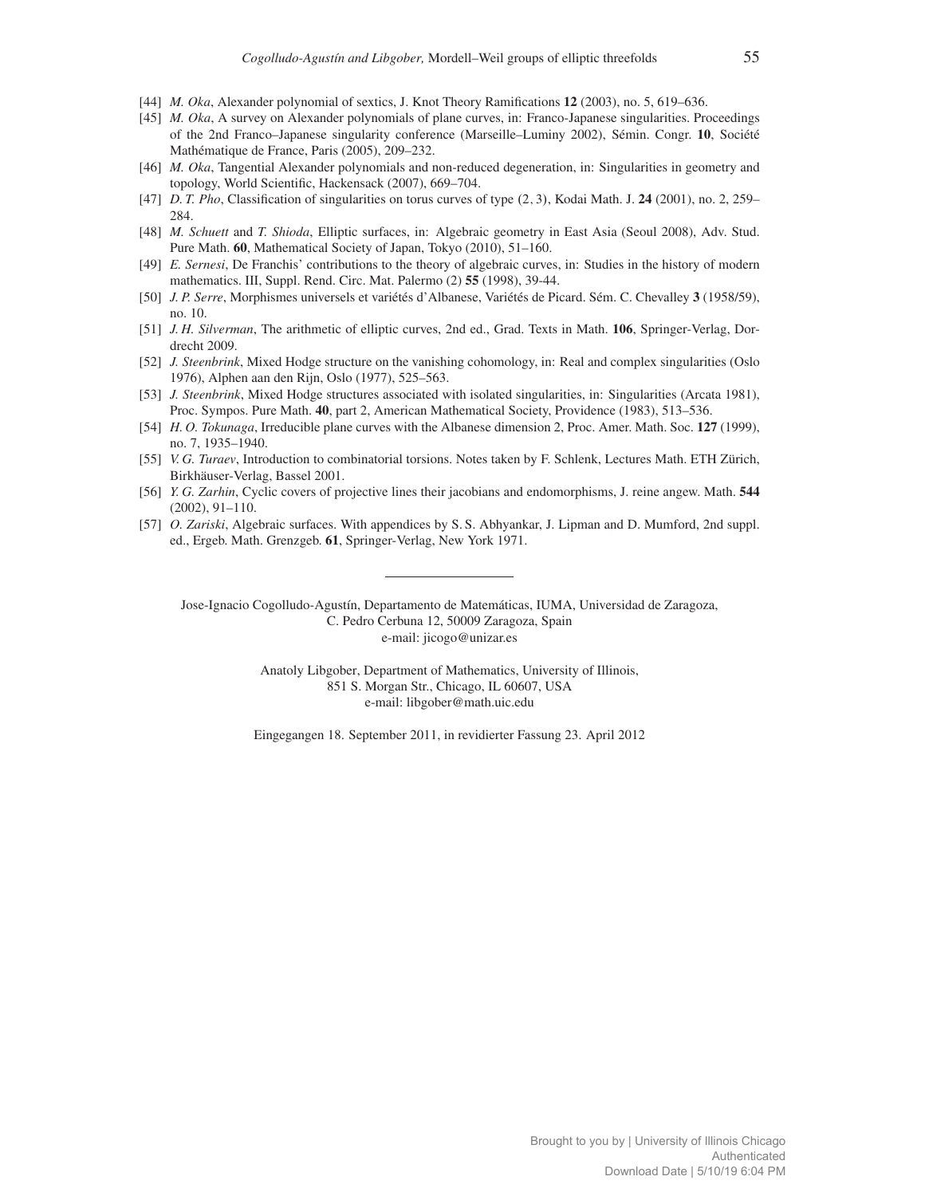[44] *M. Oka*, Alexander polynomial of sextics, J. Knot Theory Ramifications **12** (2003), no. 5, 619–636.

[45] *M. Oka*, A survey on Alexander polynomials of plane curves, in: Franco-Japanese singularities. Proceedings of the 2nd Franco–Japanese singularity conference (Marseille–Luminy 2002), Sémin. Congr. **10**, Société Mathématique de France, Paris (2005), 209–232.

[46] *M. Oka*, Tangential Alexander polynomials and non-reduced degeneration, in: Singularities in geometry and topology, World Scientific, Hackensack (2007), 669–704.

[47] *D. T. Pho*, Classification of singularities on torus curves of type $(2,3)$, Kodai Math. J. **24** (2001), no. 2, 259–284.

[48] *M. Schuett* and *T. Shioda*, Elliptic surfaces, in: Algebraic geometry in East Asia (Seoul 2008), Adv. Stud. Pure Math. **60**, Mathematical Society of Japan, Tokyo (2010), 51–160.

[49] *E. Sernesi*, De Franchis' contributions to the theory of algebraic curves, in: Studies in the history of modern mathematics. III, Suppl. Rend. Circ. Mat. Palermo (2) **55** (1998), 39-44.

[50] *J. P. Serre*, Morphismes universels et variétés d'Albanese, Variétés de Picard. Sém. C. Chevalley **3** (1958/59), no. 10.

[51] *J. H. Silverman*, The arithmetic of elliptic curves, 2nd ed., Grad. Texts in Math. **106**, Springer-Verlag, Dordrecht 2009.

[52] *J. Steenbrink*, Mixed Hodge structure on the vanishing cohomology, in: Real and complex singularities (Oslo 1976), Alphen aan den Rijn, Oslo (1977), 525–563.

[53] *J. Steenbrink*, Mixed Hodge structures associated with isolated singularities, in: Singularities (Arcata 1981), Proc. Sympos. Pure Math. **40**, part 2, American Mathematical Society, Providence (1983), 513–536.

[54] *H. O. Tokunaga*, Irreducible plane curves with the Albanese dimension 2, Proc. Amer. Math. Soc. **127** (1999), no. 7, 1935–1940.

[55] *V. G. Turaev*, Introduction to combinatorial torsions. Notes taken by F. Schlenk, Lectures Math. ETH Zürich, Birkhäuser-Verlag, Bassel 2001.

[56] *Y. G. Zarhin*, Cyclic covers of projective lines their jacobians and endomorphisms, J. reine angew. Math. **544** (2002), 91–110.

[57] *O. Zariski*, Algebraic surfaces. With appendices by S. S. Abhyankar, J. Lipman and D. Mumford, 2nd suppl. ed., Ergeb. Math. Grenzgeb. **61**, Springer-Verlag, New York 1971.

---

Jose-Ignacio Cogolludo-Agustín, Departamento de Matemáticas, IUMA, Universidad de Zaragoza, C. Pedro Cerbuna 12, 50009 Zaragoza, Spain
e-mail: jicogo@unizar.es

Anatoly Libgober, Department of Mathematics, University of Illinois, 851 S. Morgan Str., Chicago, IL 60607, USA
e-mail: libgober@math.uic.edu

Eingegangen 18. September 2011, in revidierter Fassung 23. April 2012